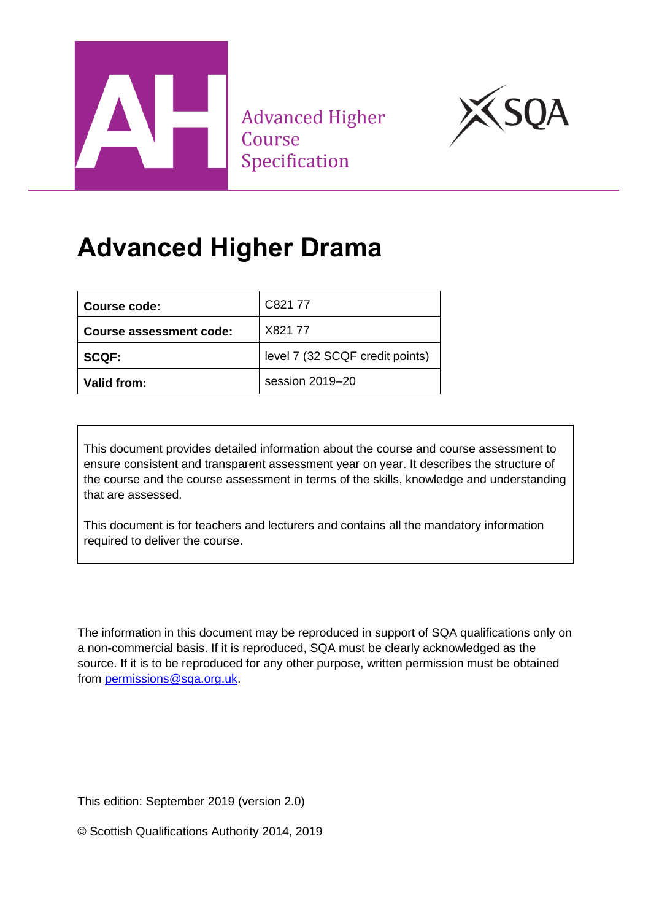Advanced Higher Course Specification

# Advanced Higher Drama

| Course code: | C821 77 |
|---|---|
| Course assessment code: | X821 77 |
| SCQF: | level 7 (32 SCQF credit points) |
| Valid from: | session 2019–20 |

This document provides detailed information about the course and course assessment to ensure consistent and transparent assessment year on year. It describes the structure of the course and the course assessment in terms of the skills, knowledge and understanding that are assessed.

This document is for teachers and lecturers and contains all the mandatory information required to deliver the course.

The information in this document may be reproduced in support of SQA qualifications only on a non-commercial basis. If it is reproduced, SQA must be clearly acknowledged as the source. If it is to be reproduced for any other purpose, written permission must be obtained from permissions@sqa.org.uk.

This edition: September 2019 (version 2.0)

© Scottish Qualifications Authority 2014, 2019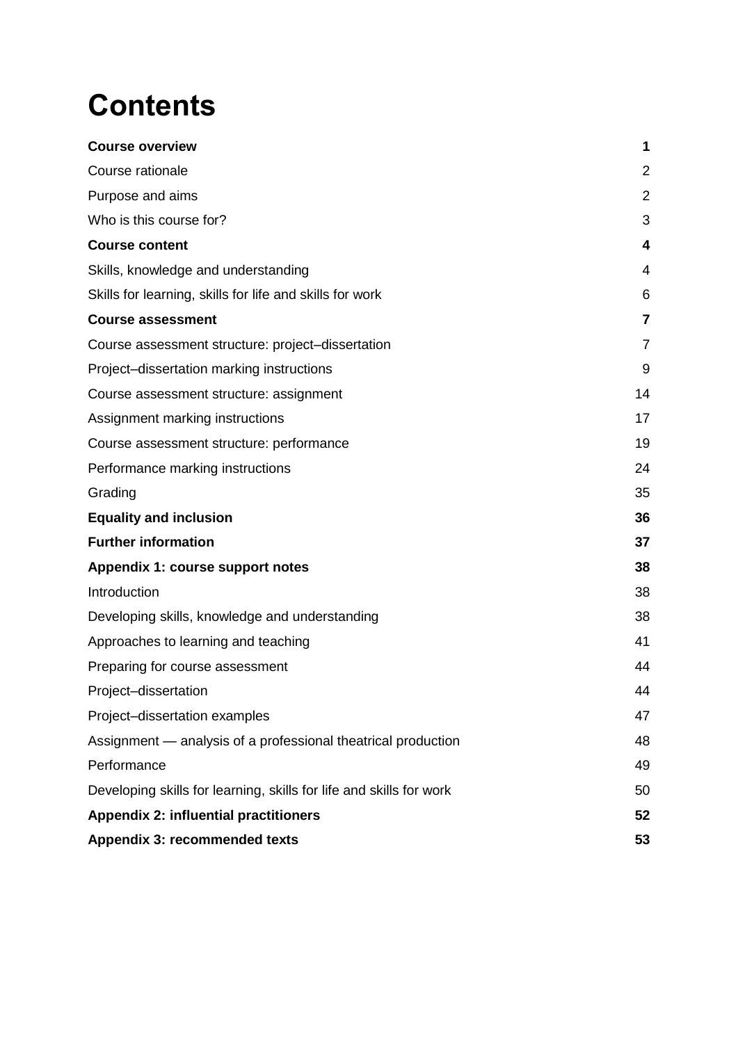# Contents

| | |
|---|---|
| **Course overview** | **1** |
| Course rationale | 2 |
| Purpose and aims | 2 |
| Who is this course for? | 3 |
| **Course content** | **4** |
| Skills, knowledge and understanding | 4 |
| Skills for learning, skills for life and skills for work | 6 |
| **Course assessment** | **7** |
| Course assessment structure: project–dissertation | 7 |
| Project–dissertation marking instructions | 9 |
| Course assessment structure: assignment | 14 |
| Assignment marking instructions | 17 |
| Course assessment structure: performance | 19 |
| Performance marking instructions | 24 |
| Grading | 35 |
| **Equality and inclusion** | **36** |
| **Further information** | **37** |
| **Appendix 1: course support notes** | **38** |
| Introduction | 38 |
| Developing skills, knowledge and understanding | 38 |
| Approaches to learning and teaching | 41 |
| Preparing for course assessment | 44 |
| Project–dissertation | 44 |
| Project–dissertation examples | 47 |
| Assignment — analysis of a professional theatrical production | 48 |
| Performance | 49 |
| Developing skills for learning, skills for life and skills for work | 50 |
| **Appendix 2: influential practitioners** | **52** |
| **Appendix 3: recommended texts** | **53** |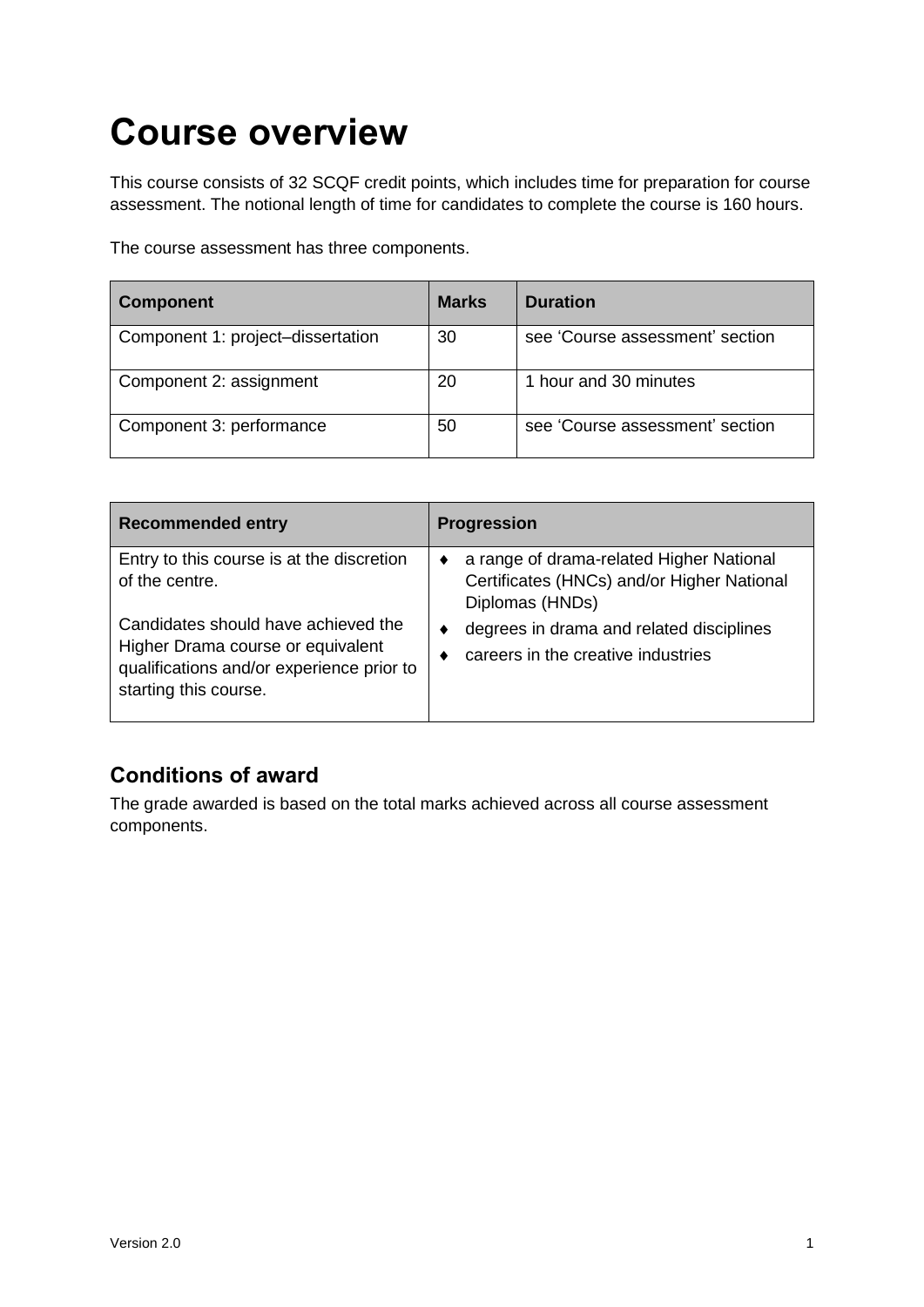# Course overview

This course consists of 32 SCQF credit points, which includes time for preparation for course assessment. The notional length of time for candidates to complete the course is 160 hours.

The course assessment has three components.

| Component | Marks | Duration |
|---|---|---|
| Component 1: project–dissertation | 30 | see 'Course assessment' section |
| Component 2: assignment | 20 | 1 hour and 30 minutes |
| Component 3: performance | 50 | see 'Course assessment' section |

| Recommended entry | Progression |
|---|---|
| Entry to this course is at the discretion of the centre.<br><br>Candidates should have achieved the Higher Drama course or equivalent qualifications and/or experience prior to starting this course. | ♦ a range of drama-related Higher National Certificates (HNCs) and/or Higher National Diplomas (HNDs)<br>♦ degrees in drama and related disciplines<br>♦ careers in the creative industries |

## Conditions of award

The grade awarded is based on the total marks achieved across all course assessment components.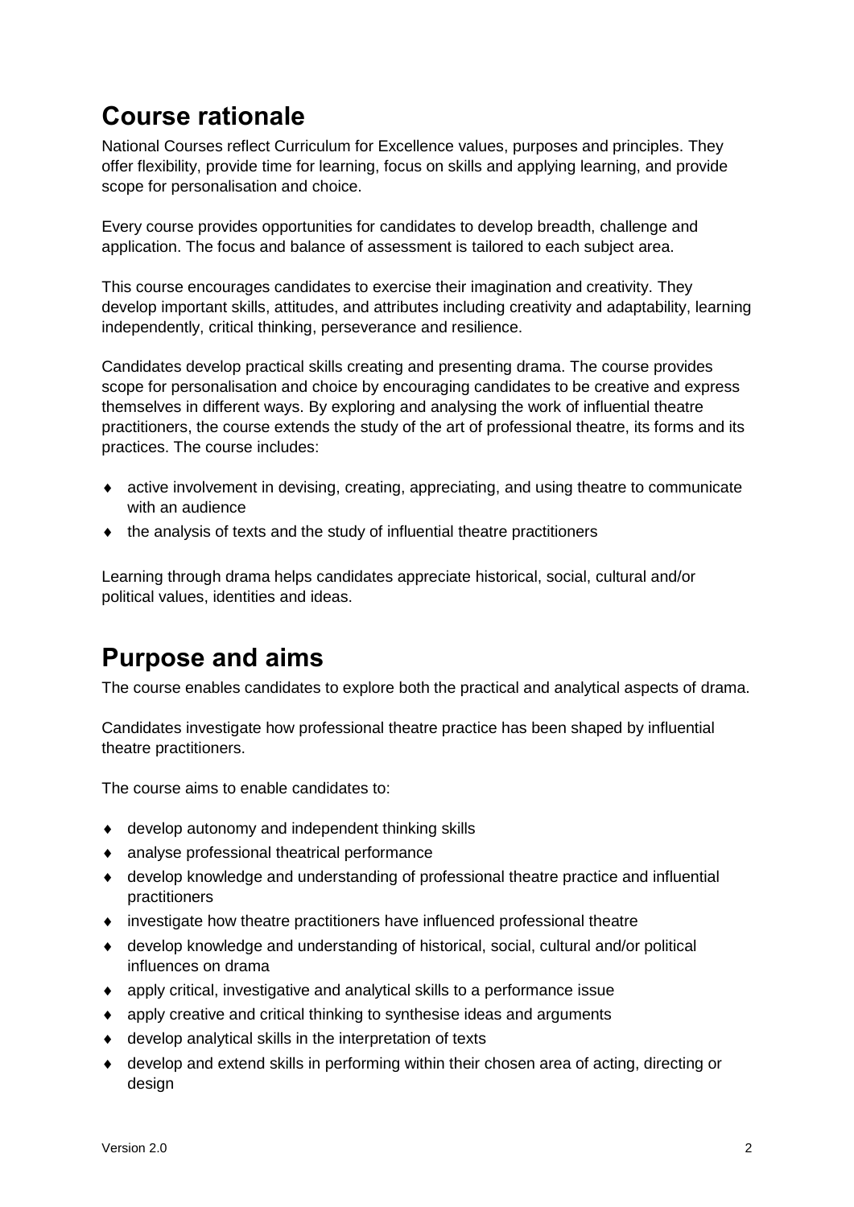## Course rationale

National Courses reflect Curriculum for Excellence values, purposes and principles. They offer flexibility, provide time for learning, focus on skills and applying learning, and provide scope for personalisation and choice.

Every course provides opportunities for candidates to develop breadth, challenge and application. The focus and balance of assessment is tailored to each subject area.

This course encourages candidates to exercise their imagination and creativity. They develop important skills, attitudes, and attributes including creativity and adaptability, learning independently, critical thinking, perseverance and resilience.

Candidates develop practical skills creating and presenting drama. The course provides scope for personalisation and choice by encouraging candidates to be creative and express themselves in different ways. By exploring and analysing the work of influential theatre practitioners, the course extends the study of the art of professional theatre, its forms and its practices. The course includes:

- active involvement in devising, creating, appreciating, and using theatre to communicate with an audience
- the analysis of texts and the study of influential theatre practitioners

Learning through drama helps candidates appreciate historical, social, cultural and/or political values, identities and ideas.

## Purpose and aims

The course enables candidates to explore both the practical and analytical aspects of drama.

Candidates investigate how professional theatre practice has been shaped by influential theatre practitioners.

The course aims to enable candidates to:

- develop autonomy and independent thinking skills
- analyse professional theatrical performance
- develop knowledge and understanding of professional theatre practice and influential practitioners
- investigate how theatre practitioners have influenced professional theatre
- develop knowledge and understanding of historical, social, cultural and/or political influences on drama
- apply critical, investigative and analytical skills to a performance issue
- apply creative and critical thinking to synthesise ideas and arguments
- develop analytical skills in the interpretation of texts
- develop and extend skills in performing within their chosen area of acting, directing or design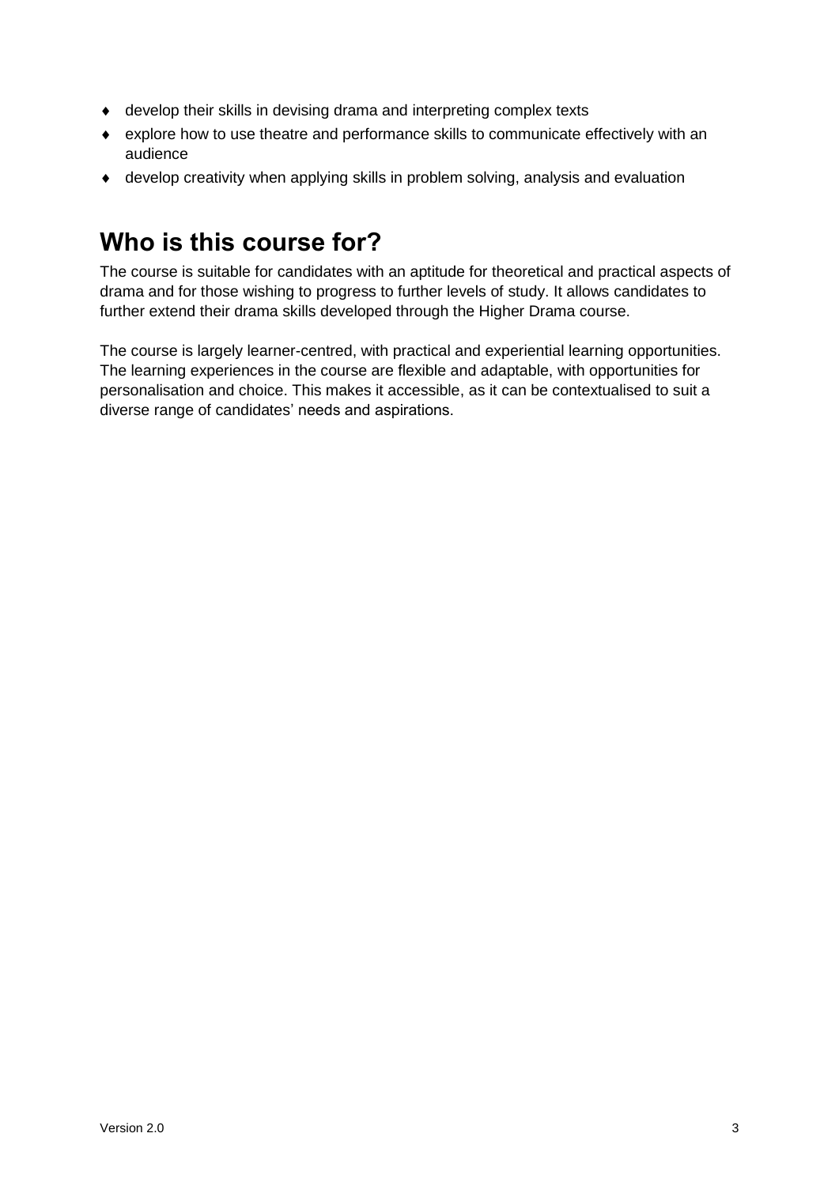- develop their skills in devising drama and interpreting complex texts
- explore how to use theatre and performance skills to communicate effectively with an audience
- develop creativity when applying skills in problem solving, analysis and evaluation

## Who is this course for?

The course is suitable for candidates with an aptitude for theoretical and practical aspects of drama and for those wishing to progress to further levels of study. It allows candidates to further extend their drama skills developed through the Higher Drama course.

The course is largely learner-centred, with practical and experiential learning opportunities. The learning experiences in the course are flexible and adaptable, with opportunities for personalisation and choice. This makes it accessible, as it can be contextualised to suit a diverse range of candidates' needs and aspirations.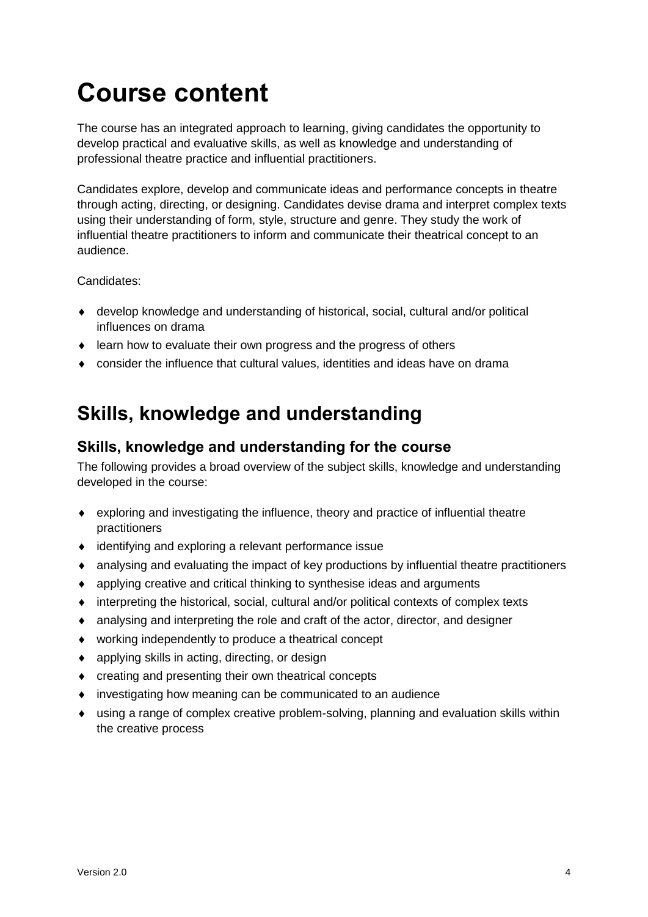# Course content

The course has an integrated approach to learning, giving candidates the opportunity to develop practical and evaluative skills, as well as knowledge and understanding of professional theatre practice and influential practitioners.

Candidates explore, develop and communicate ideas and performance concepts in theatre through acting, directing, or designing. Candidates devise drama and interpret complex texts using their understanding of form, style, structure and genre. They study the work of influential theatre practitioners to inform and communicate their theatrical concept to an audience.

Candidates:

- develop knowledge and understanding of historical, social, cultural and/or political influences on drama
- learn how to evaluate their own progress and the progress of others
- consider the influence that cultural values, identities and ideas have on drama

## Skills, knowledge and understanding

### Skills, knowledge and understanding for the course

The following provides a broad overview of the subject skills, knowledge and understanding developed in the course:

- exploring and investigating the influence, theory and practice of influential theatre practitioners
- identifying and exploring a relevant performance issue
- analysing and evaluating the impact of key productions by influential theatre practitioners
- applying creative and critical thinking to synthesise ideas and arguments
- interpreting the historical, social, cultural and/or political contexts of complex texts
- analysing and interpreting the role and craft of the actor, director, and designer
- working independently to produce a theatrical concept
- applying skills in acting, directing, or design
- creating and presenting their own theatrical concepts
- investigating how meaning can be communicated to an audience
- using a range of complex creative problem-solving, planning and evaluation skills within the creative process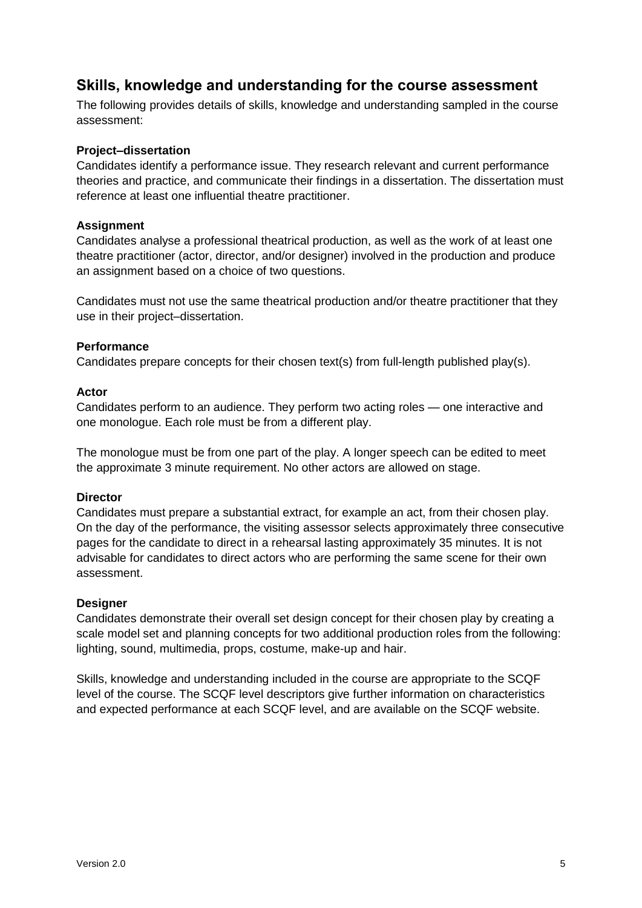## Skills, knowledge and understanding for the course assessment

The following provides details of skills, knowledge and understanding sampled in the course assessment:

**Project–dissertation**

Candidates identify a performance issue. They research relevant and current performance theories and practice, and communicate their findings in a dissertation. The dissertation must reference at least one influential theatre practitioner.

**Assignment**

Candidates analyse a professional theatrical production, as well as the work of at least one theatre practitioner (actor, director, and/or designer) involved in the production and produce an assignment based on a choice of two questions.

Candidates must not use the same theatrical production and/or theatre practitioner that they use in their project–dissertation.

**Performance**

Candidates prepare concepts for their chosen text(s) from full-length published play(s).

**Actor**

Candidates perform to an audience. They perform two acting roles — one interactive and one monologue. Each role must be from a different play.

The monologue must be from one part of the play. A longer speech can be edited to meet the approximate 3 minute requirement. No other actors are allowed on stage.

**Director**

Candidates must prepare a substantial extract, for example an act, from their chosen play. On the day of the performance, the visiting assessor selects approximately three consecutive pages for the candidate to direct in a rehearsal lasting approximately 35 minutes. It is not advisable for candidates to direct actors who are performing the same scene for their own assessment.

**Designer**

Candidates demonstrate their overall set design concept for their chosen play by creating a scale model set and planning concepts for two additional production roles from the following: lighting, sound, multimedia, props, costume, make-up and hair.

Skills, knowledge and understanding included in the course are appropriate to the SCQF level of the course. The SCQF level descriptors give further information on characteristics and expected performance at each SCQF level, and are available on the SCQF website.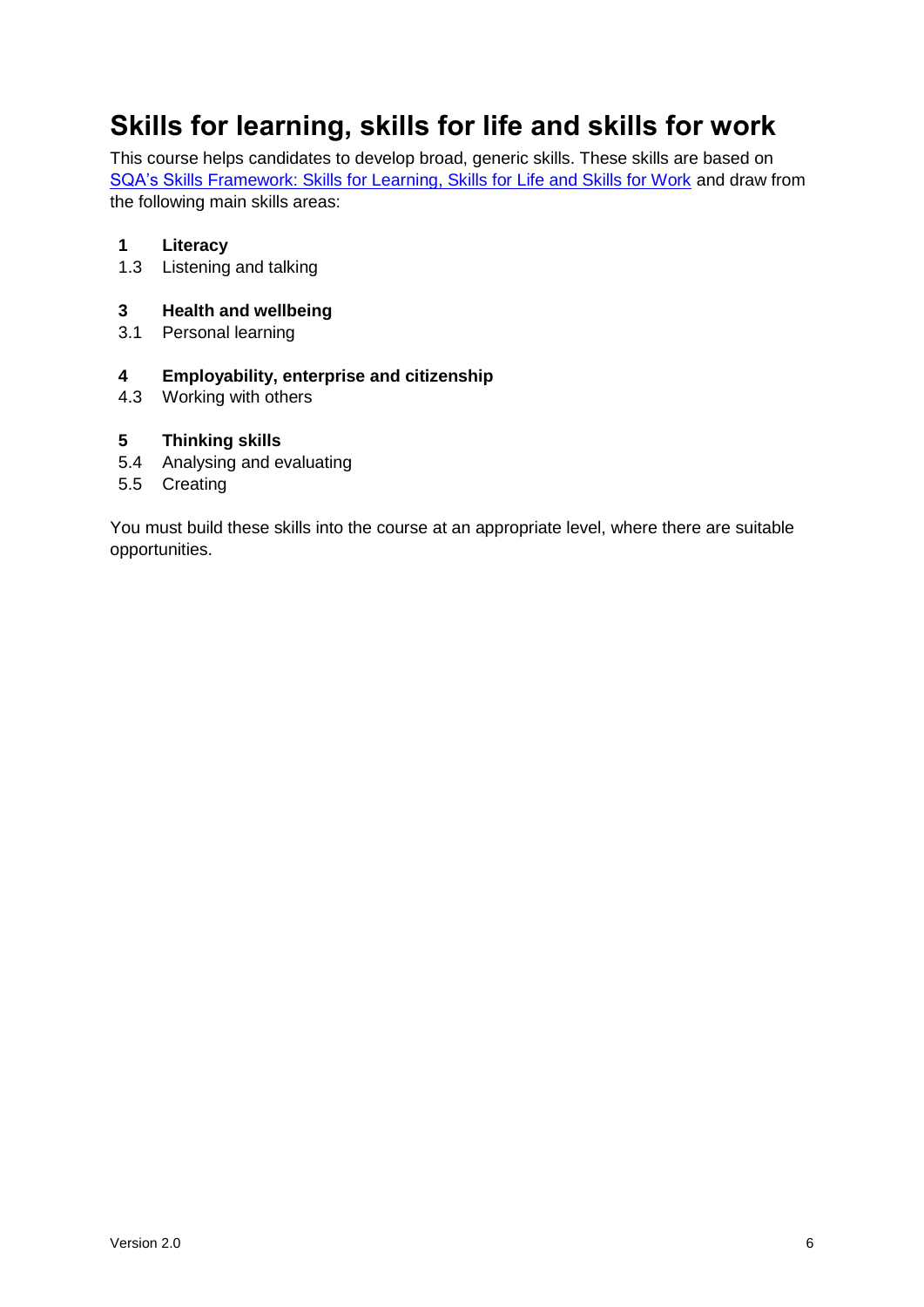## Skills for learning, skills for life and skills for work

This course helps candidates to develop broad, generic skills. These skills are based on SQA's Skills Framework: Skills for Learning, Skills for Life and Skills for Work and draw from the following main skills areas:

**1 Literacy**
1.3 Listening and talking

**3 Health and wellbeing**
3.1 Personal learning

**4 Employability, enterprise and citizenship**
4.3 Working with others

**5 Thinking skills**
5.4 Analysing and evaluating
5.5 Creating

You must build these skills into the course at an appropriate level, where there are suitable opportunities.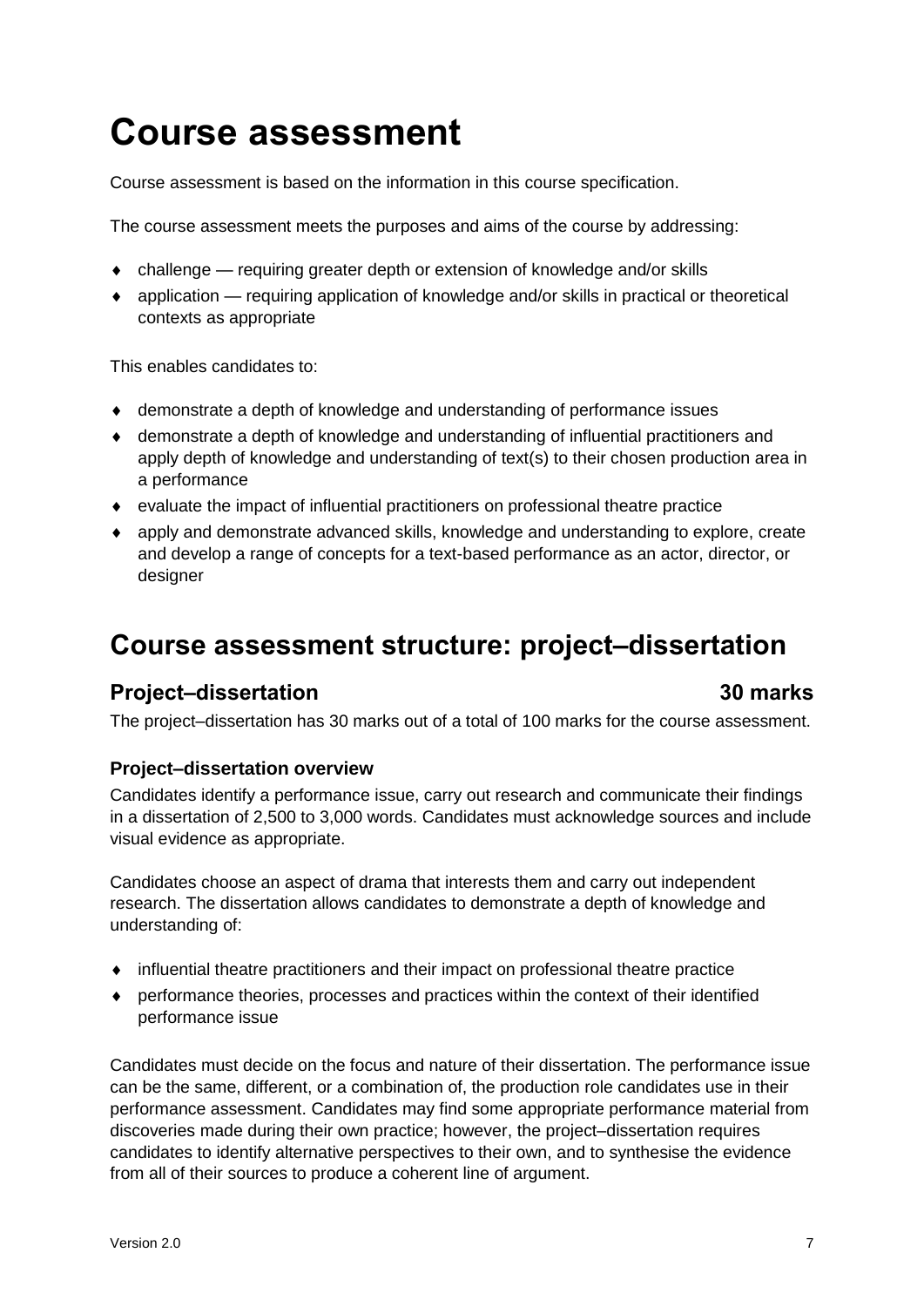# Course assessment

Course assessment is based on the information in this course specification.

The course assessment meets the purposes and aims of the course by addressing:

- challenge — requiring greater depth or extension of knowledge and/or skills
- application — requiring application of knowledge and/or skills in practical or theoretical contexts as appropriate

This enables candidates to:

- demonstrate a depth of knowledge and understanding of performance issues
- demonstrate a depth of knowledge and understanding of influential practitioners and apply depth of knowledge and understanding of text(s) to their chosen production area in a performance
- evaluate the impact of influential practitioners on professional theatre practice
- apply and demonstrate advanced skills, knowledge and understanding to explore, create and develop a range of concepts for a text-based performance as an actor, director, or designer

## Course assessment structure: project–dissertation

### Project–dissertation 30 marks

The project–dissertation has 30 marks out of a total of 100 marks for the course assessment.

#### Project–dissertation overview

Candidates identify a performance issue, carry out research and communicate their findings in a dissertation of 2,500 to 3,000 words. Candidates must acknowledge sources and include visual evidence as appropriate.

Candidates choose an aspect of drama that interests them and carry out independent research. The dissertation allows candidates to demonstrate a depth of knowledge and understanding of:

- influential theatre practitioners and their impact on professional theatre practice
- performance theories, processes and practices within the context of their identified performance issue

Candidates must decide on the focus and nature of their dissertation. The performance issue can be the same, different, or a combination of, the production role candidates use in their performance assessment. Candidates may find some appropriate performance material from discoveries made during their own practice; however, the project–dissertation requires candidates to identify alternative perspectives to their own, and to synthesise the evidence from all of their sources to produce a coherent line of argument.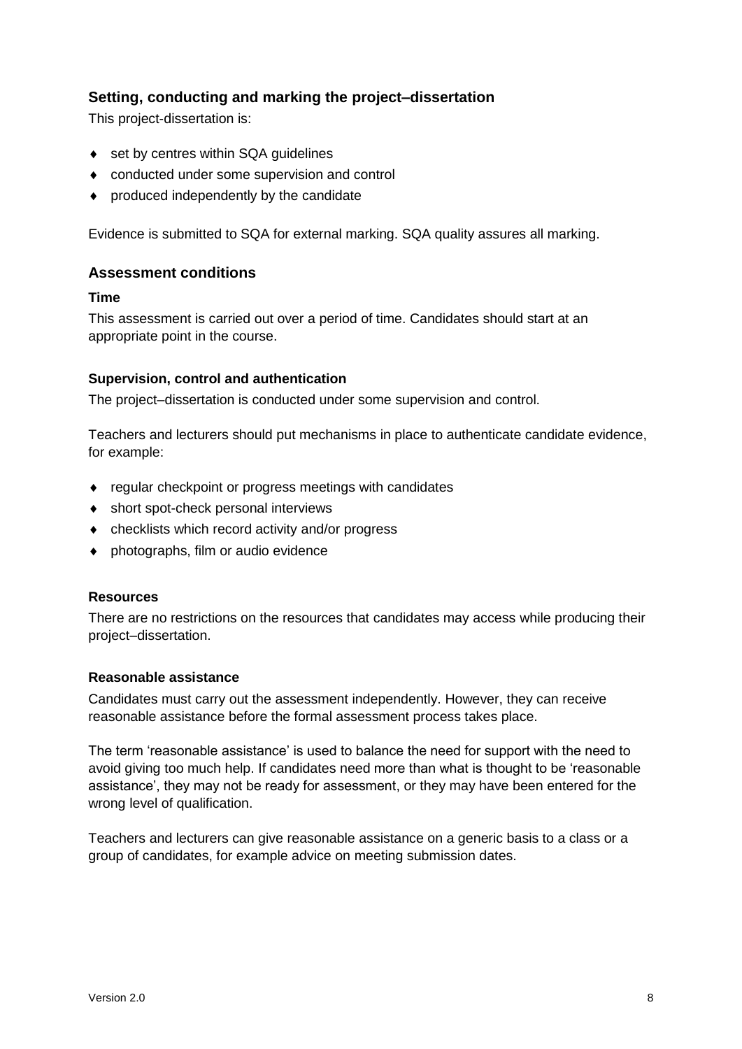## Setting, conducting and marking the project–dissertation

This project-dissertation is:

- set by centres within SQA guidelines
- conducted under some supervision and control
- produced independently by the candidate

Evidence is submitted to SQA for external marking. SQA quality assures all marking.

## Assessment conditions

### Time

This assessment is carried out over a period of time. Candidates should start at an appropriate point in the course.

### Supervision, control and authentication

The project–dissertation is conducted under some supervision and control.

Teachers and lecturers should put mechanisms in place to authenticate candidate evidence, for example:

- regular checkpoint or progress meetings with candidates
- short spot-check personal interviews
- checklists which record activity and/or progress
- photographs, film or audio evidence

### Resources

There are no restrictions on the resources that candidates may access while producing their project–dissertation.

### Reasonable assistance

Candidates must carry out the assessment independently. However, they can receive reasonable assistance before the formal assessment process takes place.

The term 'reasonable assistance' is used to balance the need for support with the need to avoid giving too much help. If candidates need more than what is thought to be 'reasonable assistance', they may not be ready for assessment, or they may have been entered for the wrong level of qualification.

Teachers and lecturers can give reasonable assistance on a generic basis to a class or a group of candidates, for example advice on meeting submission dates.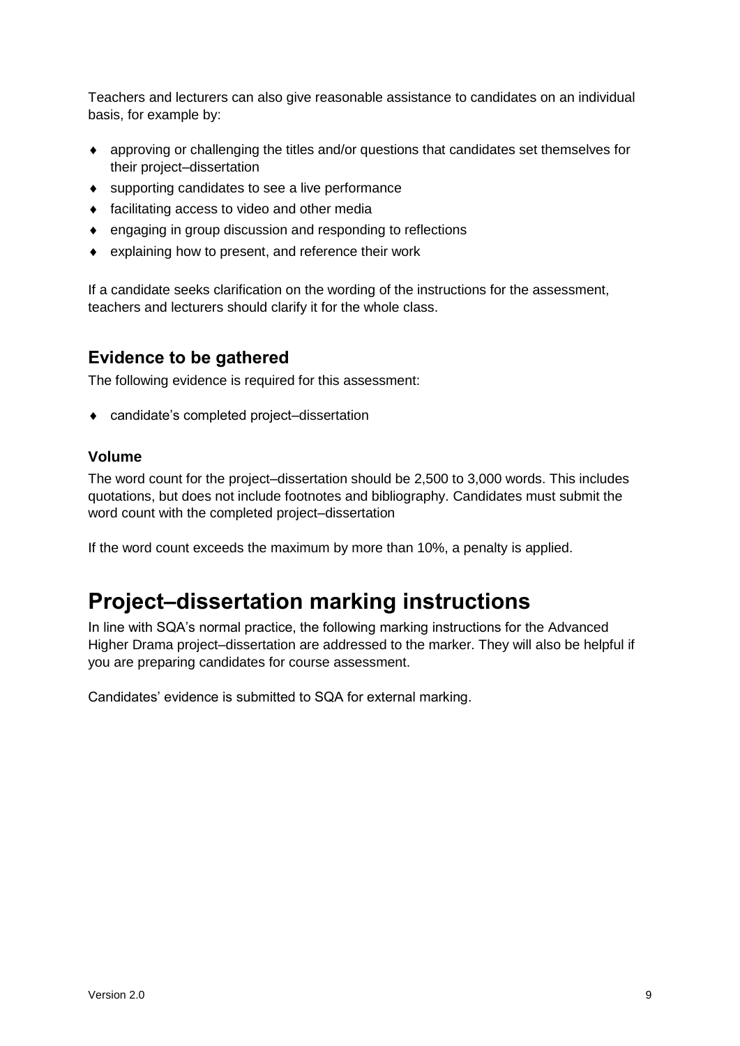Teachers and lecturers can also give reasonable assistance to candidates on an individual basis, for example by:

- approving or challenging the titles and/or questions that candidates set themselves for their project–dissertation
- supporting candidates to see a live performance
- facilitating access to video and other media
- engaging in group discussion and responding to reflections
- explaining how to present, and reference their work

If a candidate seeks clarification on the wording of the instructions for the assessment, teachers and lecturers should clarify it for the whole class.

## Evidence to be gathered

The following evidence is required for this assessment:

- candidate's completed project–dissertation

### Volume

The word count for the project–dissertation should be 2,500 to 3,000 words. This includes quotations, but does not include footnotes and bibliography. Candidates must submit the word count with the completed project–dissertation

If the word count exceeds the maximum by more than 10%, a penalty is applied.

# Project–dissertation marking instructions

In line with SQA's normal practice, the following marking instructions for the Advanced Higher Drama project–dissertation are addressed to the marker. They will also be helpful if you are preparing candidates for course assessment.

Candidates' evidence is submitted to SQA for external marking.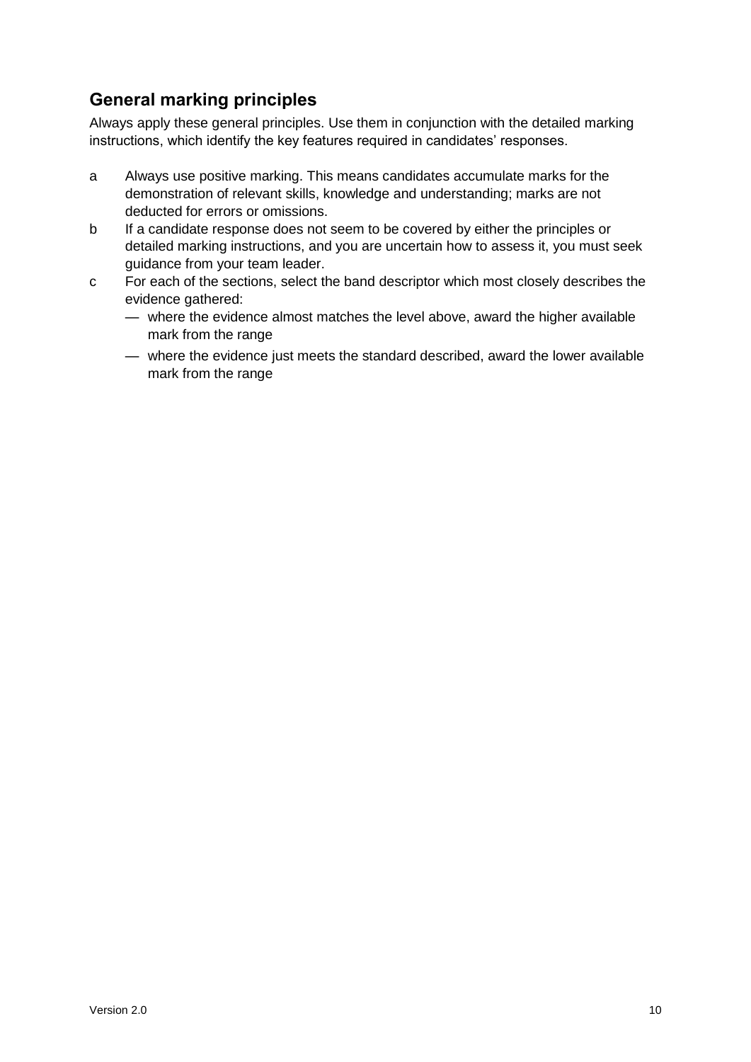## General marking principles

Always apply these general principles. Use them in conjunction with the detailed marking instructions, which identify the key features required in candidates' responses.

a  Always use positive marking. This means candidates accumulate marks for the demonstration of relevant skills, knowledge and understanding; marks are not deducted for errors or omissions.

b  If a candidate response does not seem to be covered by either the principles or detailed marking instructions, and you are uncertain how to assess it, you must seek guidance from your team leader.

c  For each of the sections, select the band descriptor which most closely describes the evidence gathered:
   - where the evidence almost matches the level above, award the higher available mark from the range
   - where the evidence just meets the standard described, award the lower available mark from the range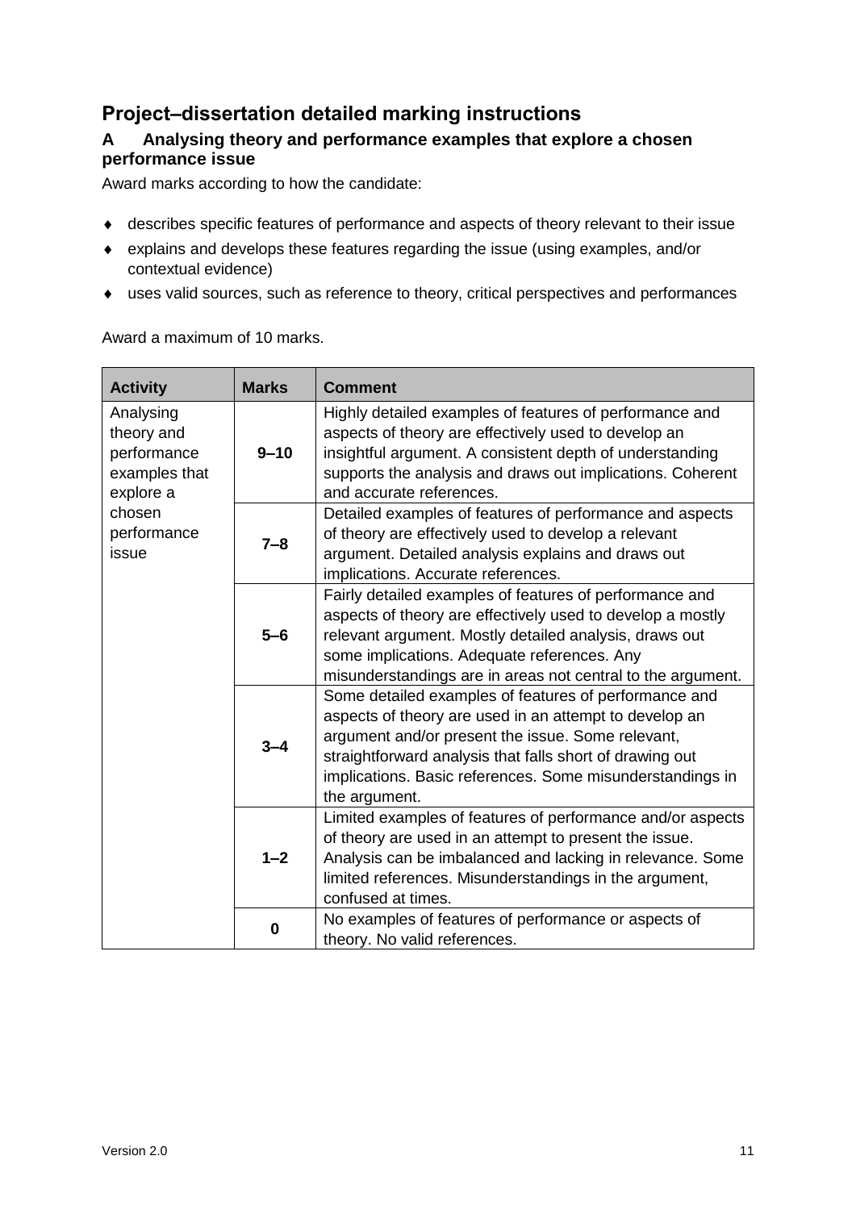## Project–dissertation detailed marking instructions

### A Analysing theory and performance examples that explore a chosen performance issue

Award marks according to how the candidate:

- describes specific features of performance and aspects of theory relevant to their issue
- explains and develops these features regarding the issue (using examples, and/or contextual evidence)
- uses valid sources, such as reference to theory, critical perspectives and performances

Award a maximum of 10 marks.

| Activity | Marks | Comment |
|---|---|---|
| Analysing theory and performance examples that explore a chosen performance issue | **9–10** | Highly detailed examples of features of performance and aspects of theory are effectively used to develop an insightful argument. A consistent depth of understanding supports the analysis and draws out implications. Coherent and accurate references. |
| | **7–8** | Detailed examples of features of performance and aspects of theory are effectively used to develop a relevant argument. Detailed analysis explains and draws out implications. Accurate references. |
| | **5–6** | Fairly detailed examples of features of performance and aspects of theory are effectively used to develop a mostly relevant argument. Mostly detailed analysis, draws out some implications. Adequate references. Any misunderstandings are in areas not central to the argument. |
| | **3–4** | Some detailed examples of features of performance and aspects of theory are used in an attempt to develop an argument and/or present the issue. Some relevant, straightforward analysis that falls short of drawing out implications. Basic references. Some misunderstandings in the argument. |
| | **1–2** | Limited examples of features of performance and/or aspects of theory are used in an attempt to present the issue. Analysis can be imbalanced and lacking in relevance. Some limited references. Misunderstandings in the argument, confused at times. |
| | **0** | No examples of features of performance or aspects of theory. No valid references. |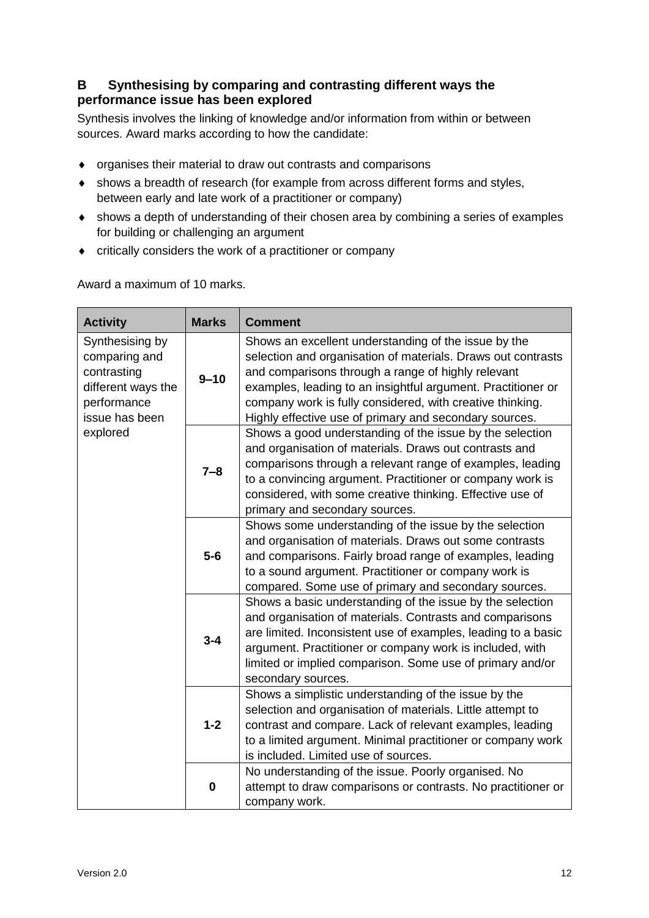### B Synthesising by comparing and contrasting different ways the performance issue has been explored

Synthesis involves the linking of knowledge and/or information from within or between sources. Award marks according to how the candidate:

- organises their material to draw out contrasts and comparisons
- shows a breadth of research (for example from across different forms and styles, between early and late work of a practitioner or company)
- shows a depth of understanding of their chosen area by combining a series of examples for building or challenging an argument
- critically considers the work of a practitioner or company

Award a maximum of 10 marks.

| Activity | Marks | Comment |
|---|---|---|
| Synthesising by comparing and contrasting different ways the performance issue has been explored | 9–10 | Shows an excellent understanding of the issue by the selection and organisation of materials. Draws out contrasts and comparisons through a range of highly relevant examples, leading to an insightful argument. Practitioner or company work is fully considered, with creative thinking. Highly effective use of primary and secondary sources. |
| | 7–8 | Shows a good understanding of the issue by the selection and organisation of materials. Draws out contrasts and comparisons through a relevant range of examples, leading to a convincing argument. Practitioner or company work is considered, with some creative thinking. Effective use of primary and secondary sources. |
| | 5-6 | Shows some understanding of the issue by the selection and organisation of materials. Draws out some contrasts and comparisons. Fairly broad range of examples, leading to a sound argument. Practitioner or company work is compared. Some use of primary and secondary sources. |
| | 3-4 | Shows a basic understanding of the issue by the selection and organisation of materials. Contrasts and comparisons are limited. Inconsistent use of examples, leading to a basic argument. Practitioner or company work is included, with limited or implied comparison. Some use of primary and/or secondary sources. |
| | 1-2 | Shows a simplistic understanding of the issue by the selection and organisation of materials. Little attempt to contrast and compare. Lack of relevant examples, leading to a limited argument. Minimal practitioner or company work is included. Limited use of sources. |
| | 0 | No understanding of the issue. Poorly organised. No attempt to draw comparisons or contrasts. No practitioner or company work. |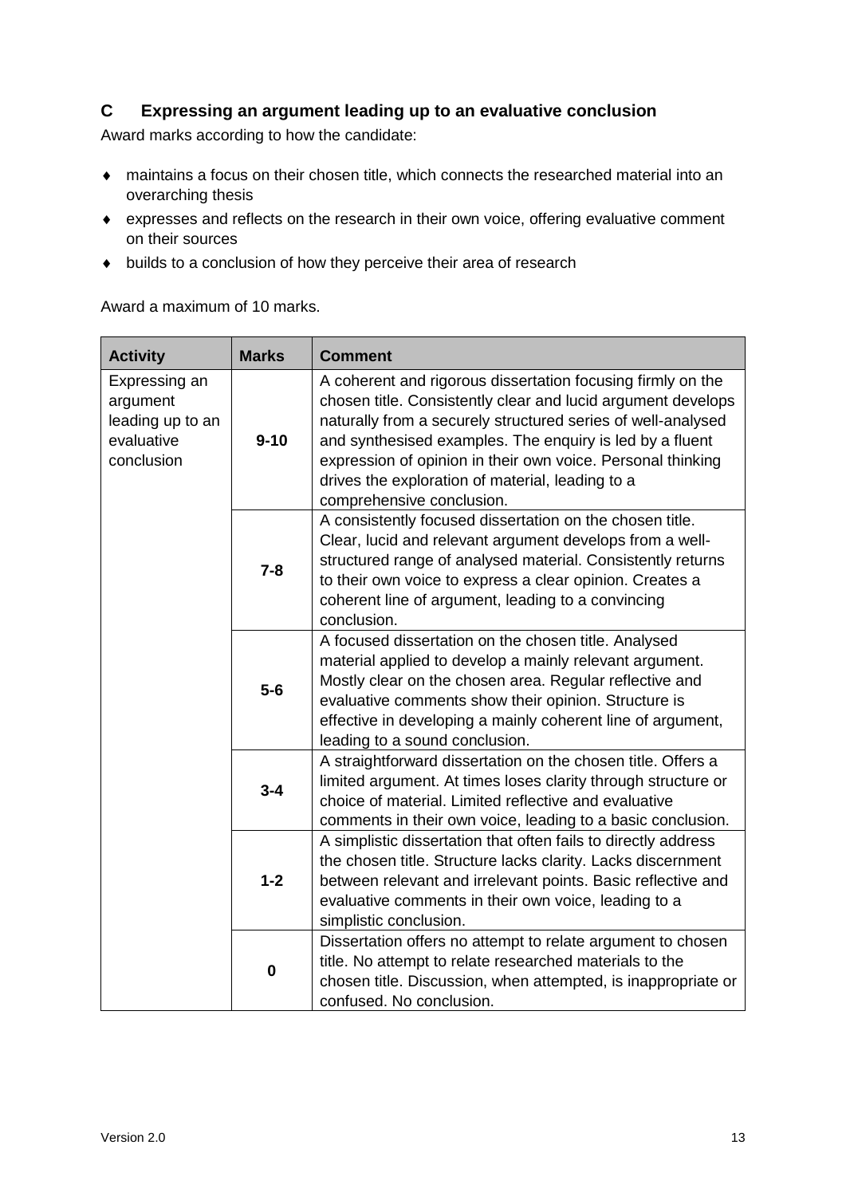## C Expressing an argument leading up to an evaluative conclusion

Award marks according to how the candidate:

- maintains a focus on their chosen title, which connects the researched material into an overarching thesis
- expresses and reflects on the research in their own voice, offering evaluative comment on their sources
- builds to a conclusion of how they perceive their area of research

Award a maximum of 10 marks.

| Activity | Marks | Comment |
|---|---|---|
| Expressing an argument leading up to an evaluative conclusion | **9-10** | A coherent and rigorous dissertation focusing firmly on the chosen title. Consistently clear and lucid argument develops naturally from a securely structured series of well-analysed and synthesised examples. The enquiry is led by a fluent expression of opinion in their own voice. Personal thinking drives the exploration of material, leading to a comprehensive conclusion. |
| | **7-8** | A consistently focused dissertation on the chosen title. Clear, lucid and relevant argument develops from a well-structured range of analysed material. Consistently returns to their own voice to express a clear opinion. Creates a coherent line of argument, leading to a convincing conclusion. |
| | **5-6** | A focused dissertation on the chosen title. Analysed material applied to develop a mainly relevant argument. Mostly clear on the chosen area. Regular reflective and evaluative comments show their opinion. Structure is effective in developing a mainly coherent line of argument, leading to a sound conclusion. |
| | **3-4** | A straightforward dissertation on the chosen title. Offers a limited argument. At times loses clarity through structure or choice of material. Limited reflective and evaluative comments in their own voice, leading to a basic conclusion. |
| | **1-2** | A simplistic dissertation that often fails to directly address the chosen title. Structure lacks clarity. Lacks discernment between relevant and irrelevant points. Basic reflective and evaluative comments in their own voice, leading to a simplistic conclusion. |
| | **0** | Dissertation offers no attempt to relate argument to chosen title. No attempt to relate researched materials to the chosen title. Discussion, when attempted, is inappropriate or confused. No conclusion. |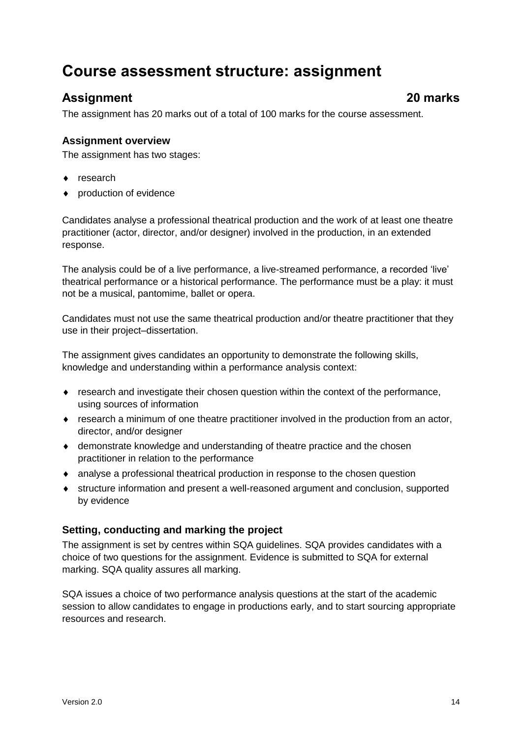# Course assessment structure: assignment

## Assignment 20 marks

The assignment has 20 marks out of a total of 100 marks for the course assessment.

### Assignment overview

The assignment has two stages:

- research
- production of evidence

Candidates analyse a professional theatrical production and the work of at least one theatre practitioner (actor, director, and/or designer) involved in the production, in an extended response.

The analysis could be of a live performance, a live-streamed performance, a recorded 'live' theatrical performance or a historical performance. The performance must be a play: it must not be a musical, pantomime, ballet or opera.

Candidates must not use the same theatrical production and/or theatre practitioner that they use in their project–dissertation.

The assignment gives candidates an opportunity to demonstrate the following skills, knowledge and understanding within a performance analysis context:

- research and investigate their chosen question within the context of the performance, using sources of information
- research a minimum of one theatre practitioner involved in the production from an actor, director, and/or designer
- demonstrate knowledge and understanding of theatre practice and the chosen practitioner in relation to the performance
- analyse a professional theatrical production in response to the chosen question
- structure information and present a well-reasoned argument and conclusion, supported by evidence

### Setting, conducting and marking the project

The assignment is set by centres within SQA guidelines. SQA provides candidates with a choice of two questions for the assignment. Evidence is submitted to SQA for external marking. SQA quality assures all marking.

SQA issues a choice of two performance analysis questions at the start of the academic session to allow candidates to engage in productions early, and to start sourcing appropriate resources and research.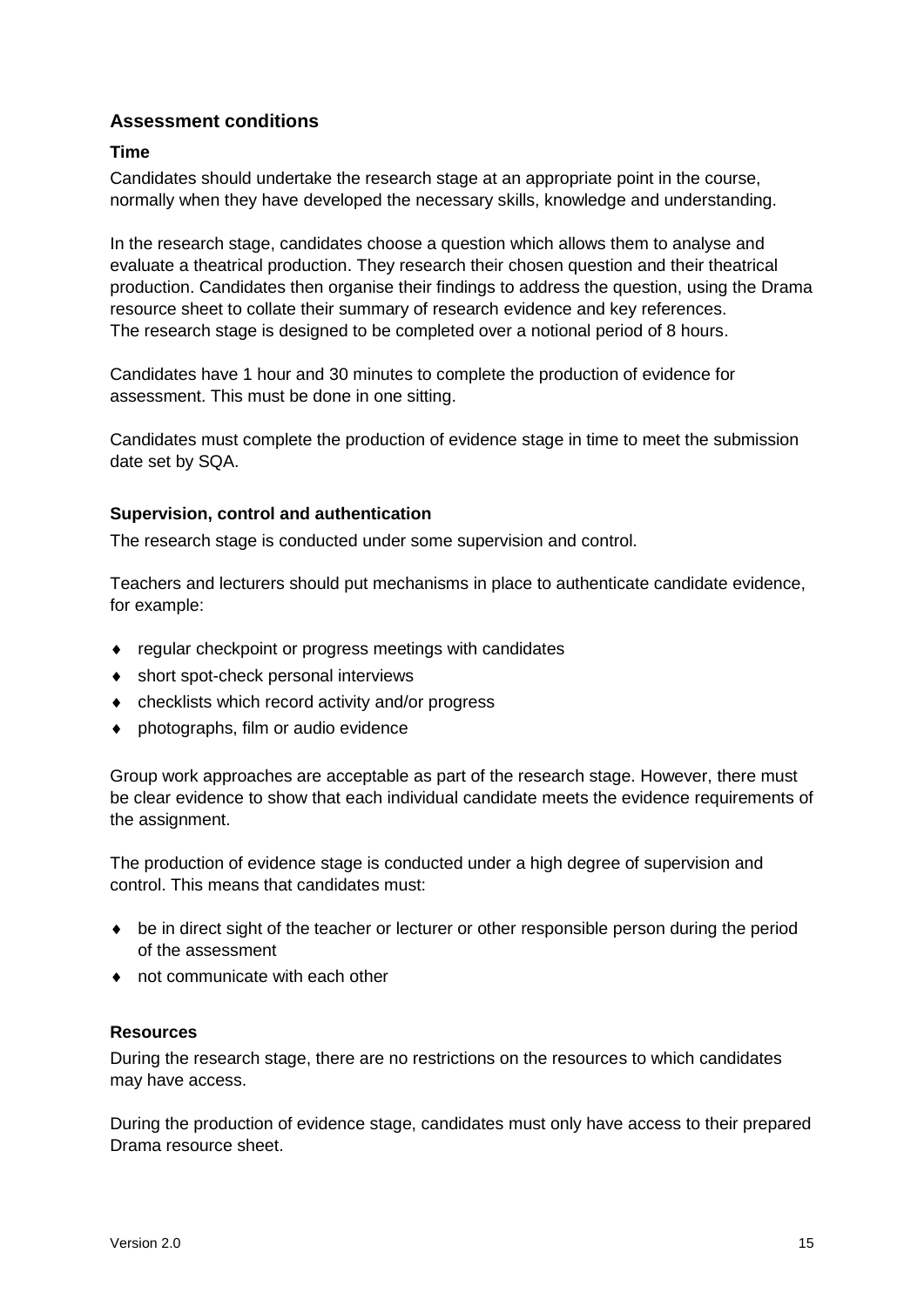## Assessment conditions

### Time

Candidates should undertake the research stage at an appropriate point in the course, normally when they have developed the necessary skills, knowledge and understanding.

In the research stage, candidates choose a question which allows them to analyse and evaluate a theatrical production. They research their chosen question and their theatrical production. Candidates then organise their findings to address the question, using the Drama resource sheet to collate their summary of research evidence and key references. The research stage is designed to be completed over a notional period of 8 hours.

Candidates have 1 hour and 30 minutes to complete the production of evidence for assessment. This must be done in one sitting.

Candidates must complete the production of evidence stage in time to meet the submission date set by SQA.

### Supervision, control and authentication

The research stage is conducted under some supervision and control.

Teachers and lecturers should put mechanisms in place to authenticate candidate evidence, for example:

- regular checkpoint or progress meetings with candidates
- short spot-check personal interviews
- checklists which record activity and/or progress
- photographs, film or audio evidence

Group work approaches are acceptable as part of the research stage. However, there must be clear evidence to show that each individual candidate meets the evidence requirements of the assignment.

The production of evidence stage is conducted under a high degree of supervision and control. This means that candidates must:

- be in direct sight of the teacher or lecturer or other responsible person during the period of the assessment
- not communicate with each other

### Resources

During the research stage, there are no restrictions on the resources to which candidates may have access.

During the production of evidence stage, candidates must only have access to their prepared Drama resource sheet.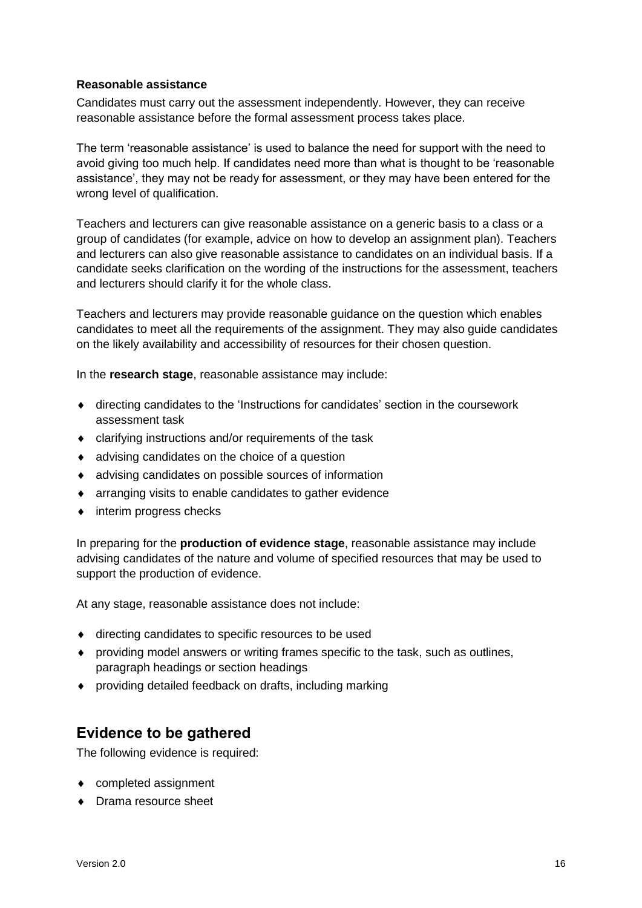### Reasonable assistance

Candidates must carry out the assessment independently. However, they can receive reasonable assistance before the formal assessment process takes place.

The term 'reasonable assistance' is used to balance the need for support with the need to avoid giving too much help. If candidates need more than what is thought to be 'reasonable assistance', they may not be ready for assessment, or they may have been entered for the wrong level of qualification.

Teachers and lecturers can give reasonable assistance on a generic basis to a class or a group of candidates (for example, advice on how to develop an assignment plan). Teachers and lecturers can also give reasonable assistance to candidates on an individual basis. If a candidate seeks clarification on the wording of the instructions for the assessment, teachers and lecturers should clarify it for the whole class.

Teachers and lecturers may provide reasonable guidance on the question which enables candidates to meet all the requirements of the assignment. They may also guide candidates on the likely availability and accessibility of resources for their chosen question.

In the **research stage**, reasonable assistance may include:

- directing candidates to the 'Instructions for candidates' section in the coursework assessment task
- clarifying instructions and/or requirements of the task
- advising candidates on the choice of a question
- advising candidates on possible sources of information
- arranging visits to enable candidates to gather evidence
- interim progress checks

In preparing for the **production of evidence stage**, reasonable assistance may include advising candidates of the nature and volume of specified resources that may be used to support the production of evidence.

At any stage, reasonable assistance does not include:

- directing candidates to specific resources to be used
- providing model answers or writing frames specific to the task, such as outlines, paragraph headings or section headings
- providing detailed feedback on drafts, including marking

## Evidence to be gathered

The following evidence is required:

- completed assignment
- Drama resource sheet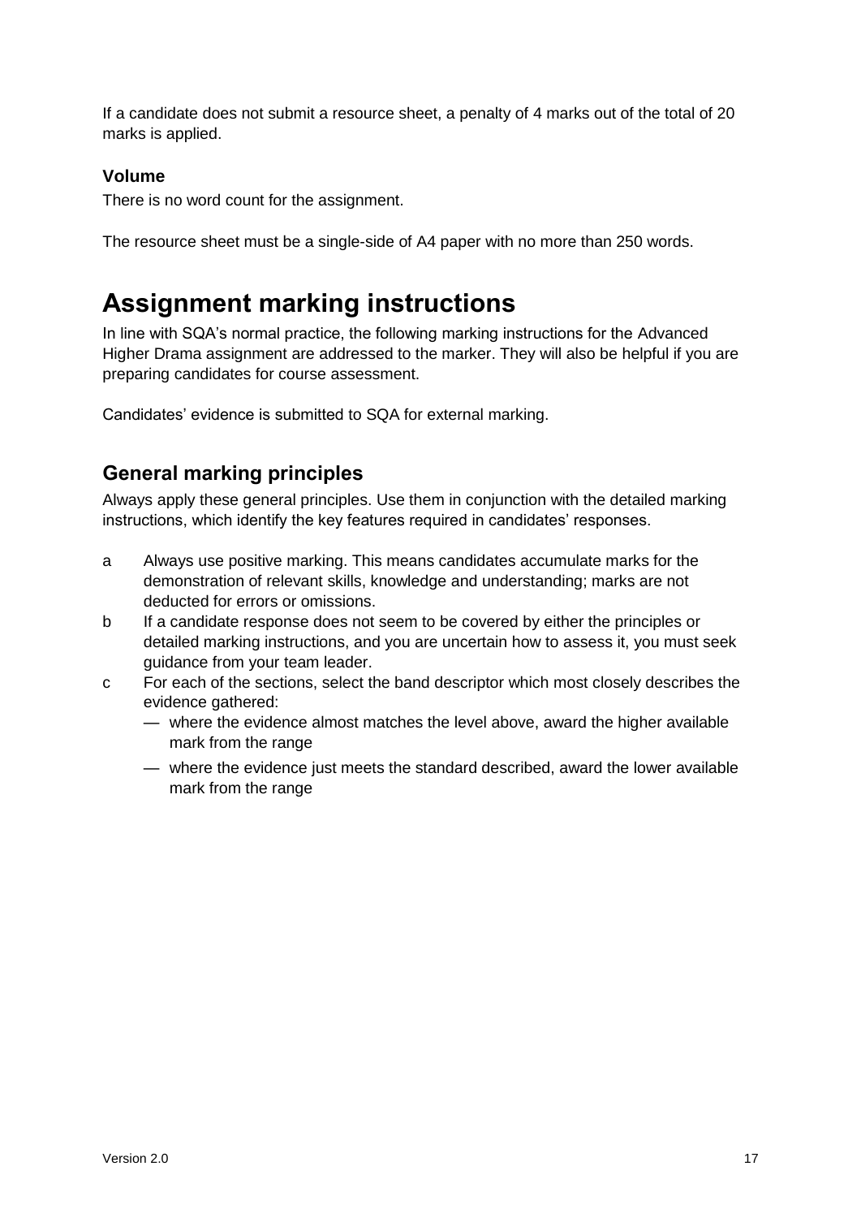If a candidate does not submit a resource sheet, a penalty of 4 marks out of the total of 20 marks is applied.

### Volume

There is no word count for the assignment.

The resource sheet must be a single-side of A4 paper with no more than 250 words.

# Assignment marking instructions

In line with SQA's normal practice, the following marking instructions for the Advanced Higher Drama assignment are addressed to the marker. They will also be helpful if you are preparing candidates for course assessment.

Candidates' evidence is submitted to SQA for external marking.

## General marking principles

Always apply these general principles. Use them in conjunction with the detailed marking instructions, which identify the key features required in candidates' responses.

a. Always use positive marking. This means candidates accumulate marks for the demonstration of relevant skills, knowledge and understanding; marks are not deducted for errors or omissions.
b. If a candidate response does not seem to be covered by either the principles or detailed marking instructions, and you are uncertain how to assess it, you must seek guidance from your team leader.
c. For each of the sections, select the band descriptor which most closely describes the evidence gathered:
   - where the evidence almost matches the level above, award the higher available mark from the range
   - where the evidence just meets the standard described, award the lower available mark from the range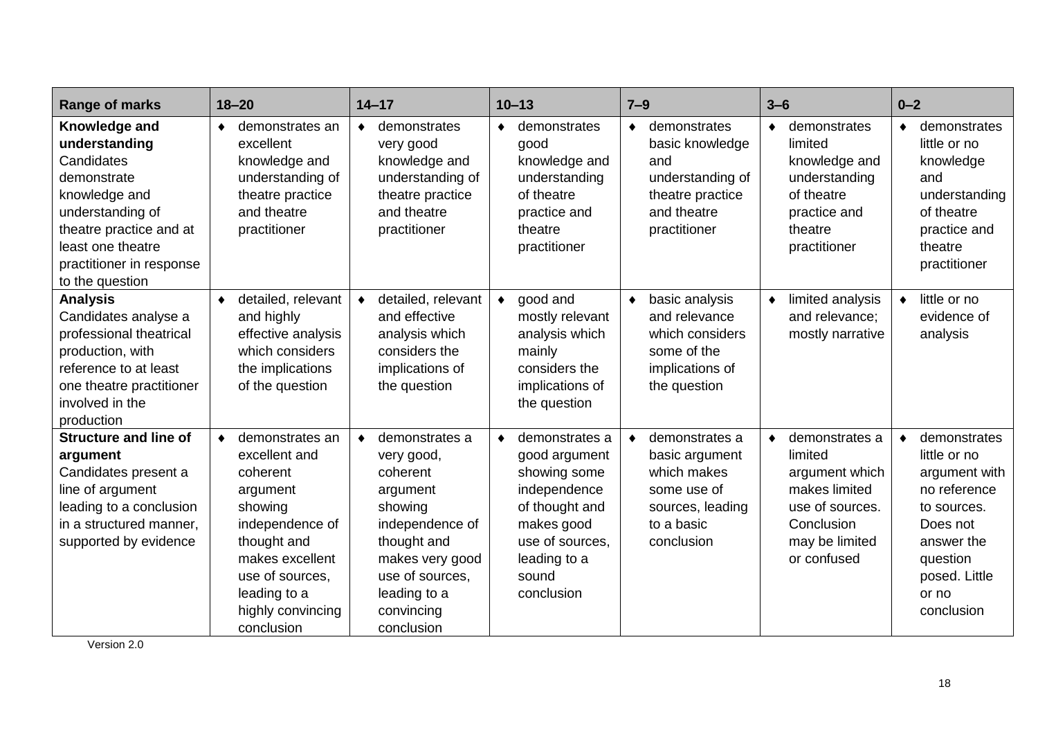| Range of marks | 18–20 | 14–17 | 10–13 | 7–9 | 3–6 | 0–2 |
|---|---|---|---|---|---|---|
| **Knowledge and understanding** Candidates demonstrate knowledge and understanding of theatre practice and at least one theatre practitioner in response to the question | ♦ demonstrates an excellent knowledge and understanding of theatre practice and theatre practitioner | ♦ demonstrates very good knowledge and understanding of theatre practice and theatre practitioner | ♦ demonstrates good knowledge and understanding of theatre practice and theatre practitioner | ♦ demonstrates basic knowledge and understanding of theatre practice and theatre practitioner | ♦ demonstrates limited knowledge and understanding of theatre practice and theatre practitioner | ♦ demonstrates little or no knowledge and understanding of theatre practice and theatre practitioner |
| **Analysis** Candidates analyse a professional theatrical production, with reference to at least one theatre practitioner involved in the production | ♦ detailed, relevant and highly effective analysis which considers the implications of the question | ♦ detailed, relevant and effective analysis which considers the implications of the question | ♦ good and mostly relevant analysis which mainly considers the implications of the question | ♦ basic analysis and relevance which considers some of the implications of the question | ♦ limited analysis and relevance; mostly narrative | ♦ little or no evidence of analysis |
| **Structure and line of argument** Candidates present a line of argument leading to a conclusion in a structured manner, supported by evidence | ♦ demonstrates an excellent and coherent argument showing independence of thought and makes excellent use of sources, leading to a highly convincing conclusion | ♦ demonstrates a very good, coherent argument showing independence of thought and makes very good use of sources, leading to a convincing conclusion | ♦ demonstrates a good argument showing some independence of thought and makes good use of sources, leading to a sound conclusion | ♦ demonstrates a basic argument which makes some use of sources, leading to a basic conclusion | ♦ demonstrates a limited argument which makes limited use of sources. Conclusion may be limited or confused | ♦ demonstrates little or no argument with no reference to sources. Does not answer the question posed. Little or no conclusion |

Version 2.0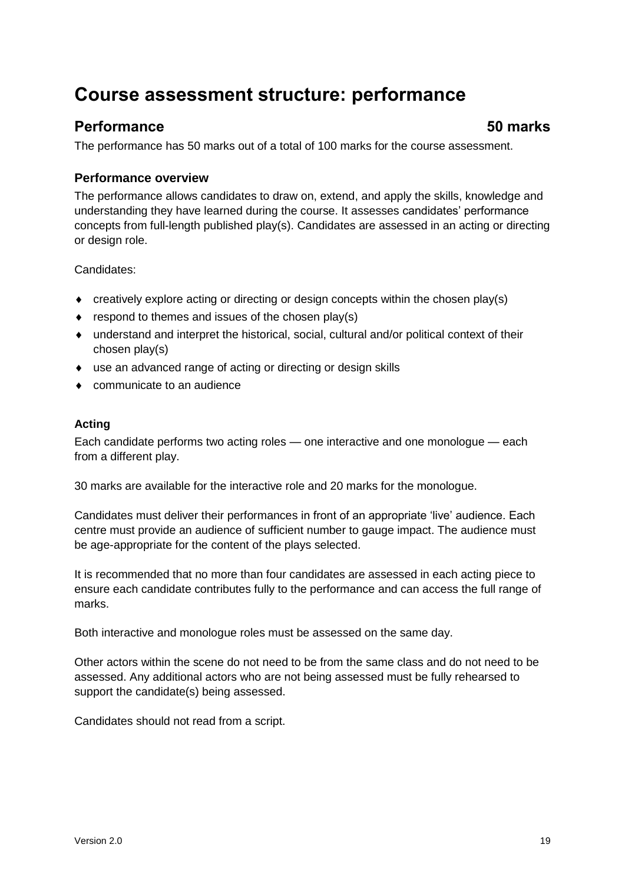# Course assessment structure: performance

## Performance 50 marks

The performance has 50 marks out of a total of 100 marks for the course assessment.

### Performance overview

The performance allows candidates to draw on, extend, and apply the skills, knowledge and understanding they have learned during the course. It assesses candidates' performance concepts from full-length published play(s). Candidates are assessed in an acting or directing or design role.

Candidates:

- creatively explore acting or directing or design concepts within the chosen play(s)
- respond to themes and issues of the chosen play(s)
- understand and interpret the historical, social, cultural and/or political context of their chosen play(s)
- use an advanced range of acting or directing or design skills
- communicate to an audience

#### Acting

Each candidate performs two acting roles — one interactive and one monologue — each from a different play.

30 marks are available for the interactive role and 20 marks for the monologue.

Candidates must deliver their performances in front of an appropriate 'live' audience. Each centre must provide an audience of sufficient number to gauge impact. The audience must be age-appropriate for the content of the plays selected.

It is recommended that no more than four candidates are assessed in each acting piece to ensure each candidate contributes fully to the performance and can access the full range of marks.

Both interactive and monologue roles must be assessed on the same day.

Other actors within the scene do not need to be from the same class and do not need to be assessed. Any additional actors who are not being assessed must be fully rehearsed to support the candidate(s) being assessed.

Candidates should not read from a script.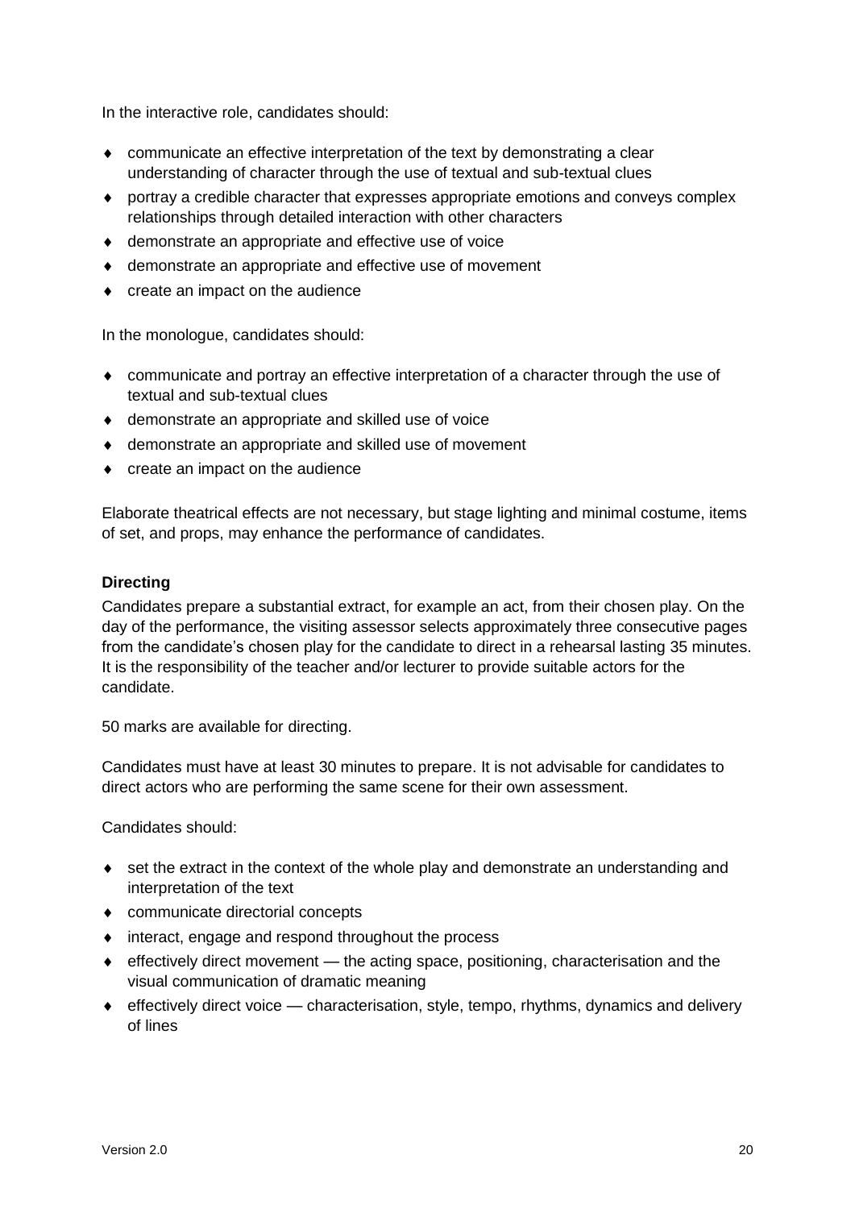In the interactive role, candidates should:

- communicate an effective interpretation of the text by demonstrating a clear understanding of character through the use of textual and sub-textual clues
- portray a credible character that expresses appropriate emotions and conveys complex relationships through detailed interaction with other characters
- demonstrate an appropriate and effective use of voice
- demonstrate an appropriate and effective use of movement
- create an impact on the audience

In the monologue, candidates should:

- communicate and portray an effective interpretation of a character through the use of textual and sub-textual clues
- demonstrate an appropriate and skilled use of voice
- demonstrate an appropriate and skilled use of movement
- create an impact on the audience

Elaborate theatrical effects are not necessary, but stage lighting and minimal costume, items of set, and props, may enhance the performance of candidates.

**Directing**

Candidates prepare a substantial extract, for example an act, from their chosen play. On the day of the performance, the visiting assessor selects approximately three consecutive pages from the candidate's chosen play for the candidate to direct in a rehearsal lasting 35 minutes. It is the responsibility of the teacher and/or lecturer to provide suitable actors for the candidate.

50 marks are available for directing.

Candidates must have at least 30 minutes to prepare. It is not advisable for candidates to direct actors who are performing the same scene for their own assessment.

Candidates should:

- set the extract in the context of the whole play and demonstrate an understanding and interpretation of the text
- communicate directorial concepts
- interact, engage and respond throughout the process
- effectively direct movement — the acting space, positioning, characterisation and the visual communication of dramatic meaning
- effectively direct voice — characterisation, style, tempo, rhythms, dynamics and delivery of lines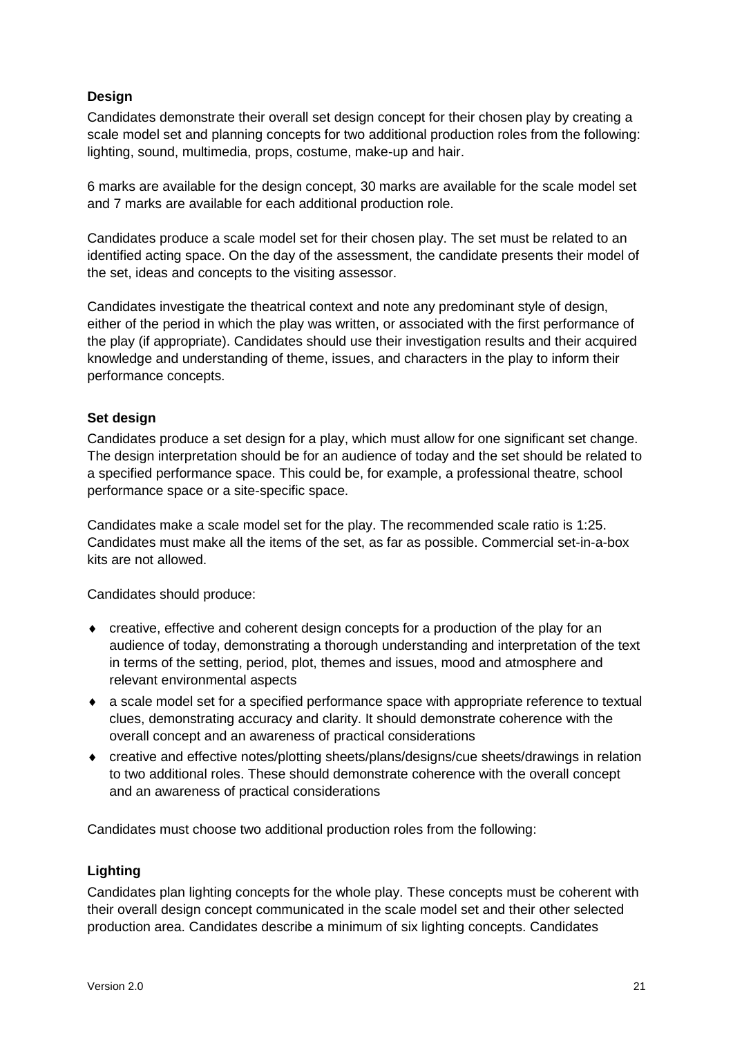### Design

Candidates demonstrate their overall set design concept for their chosen play by creating a scale model set and planning concepts for two additional production roles from the following: lighting, sound, multimedia, props, costume, make-up and hair.

6 marks are available for the design concept, 30 marks are available for the scale model set and 7 marks are available for each additional production role.

Candidates produce a scale model set for their chosen play. The set must be related to an identified acting space. On the day of the assessment, the candidate presents their model of the set, ideas and concepts to the visiting assessor.

Candidates investigate the theatrical context and note any predominant style of design, either of the period in which the play was written, or associated with the first performance of the play (if appropriate). Candidates should use their investigation results and their acquired knowledge and understanding of theme, issues, and characters in the play to inform their performance concepts.

### Set design

Candidates produce a set design for a play, which must allow for one significant set change. The design interpretation should be for an audience of today and the set should be related to a specified performance space. This could be, for example, a professional theatre, school performance space or a site-specific space.

Candidates make a scale model set for the play. The recommended scale ratio is 1:25. Candidates must make all the items of the set, as far as possible. Commercial set-in-a-box kits are not allowed.

Candidates should produce:

- creative, effective and coherent design concepts for a production of the play for an audience of today, demonstrating a thorough understanding and interpretation of the text in terms of the setting, period, plot, themes and issues, mood and atmosphere and relevant environmental aspects
- a scale model set for a specified performance space with appropriate reference to textual clues, demonstrating accuracy and clarity. It should demonstrate coherence with the overall concept and an awareness of practical considerations
- creative and effective notes/plotting sheets/plans/designs/cue sheets/drawings in relation to two additional roles. These should demonstrate coherence with the overall concept and an awareness of practical considerations

Candidates must choose two additional production roles from the following:

### Lighting

Candidates plan lighting concepts for the whole play. These concepts must be coherent with their overall design concept communicated in the scale model set and their other selected production area. Candidates describe a minimum of six lighting concepts. Candidates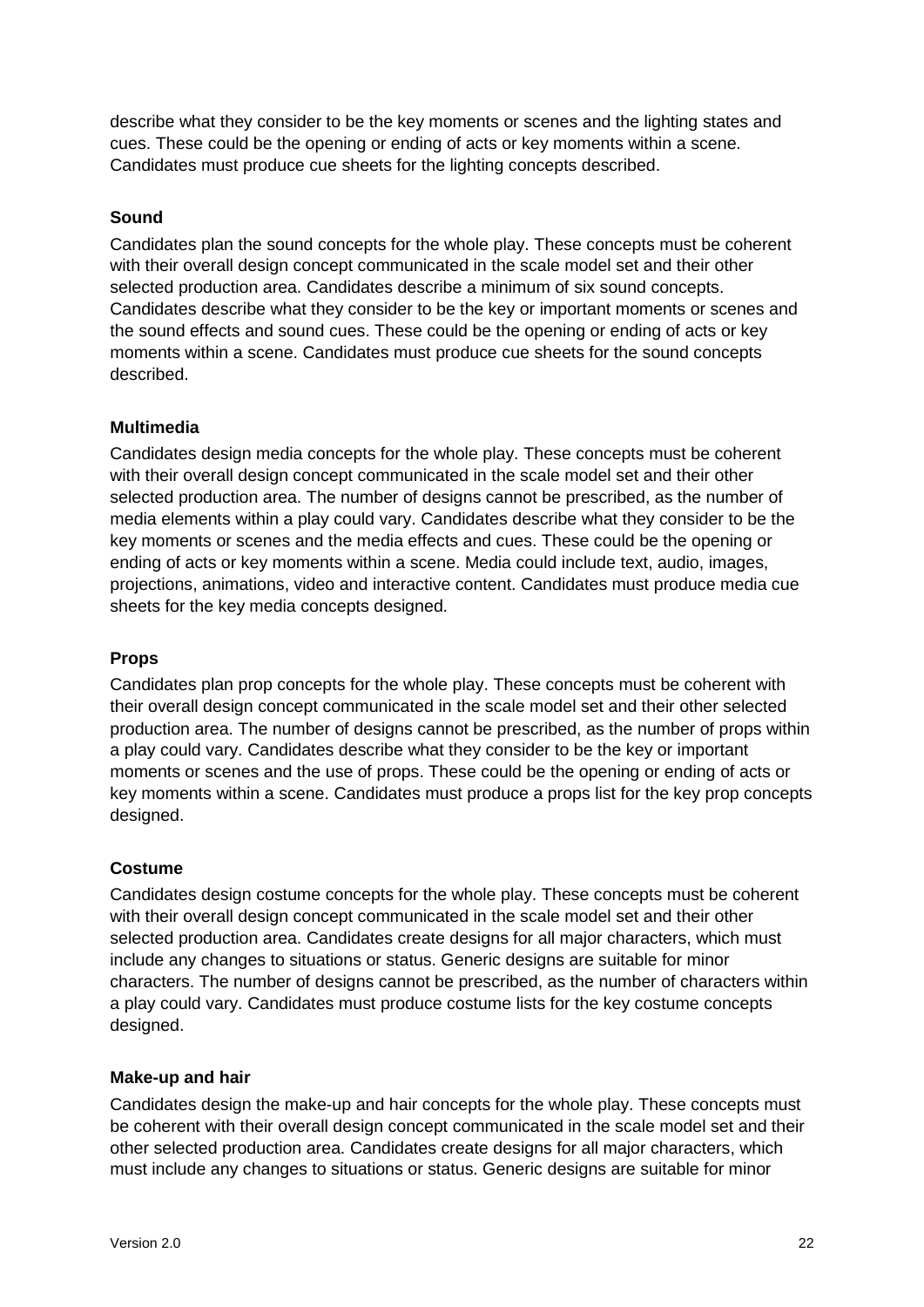describe what they consider to be the key moments or scenes and the lighting states and cues. These could be the opening or ending of acts or key moments within a scene. Candidates must produce cue sheets for the lighting concepts described.

**Sound**

Candidates plan the sound concepts for the whole play. These concepts must be coherent with their overall design concept communicated in the scale model set and their other selected production area. Candidates describe a minimum of six sound concepts. Candidates describe what they consider to be the key or important moments or scenes and the sound effects and sound cues. These could be the opening or ending of acts or key moments within a scene. Candidates must produce cue sheets for the sound concepts described.

**Multimedia**

Candidates design media concepts for the whole play. These concepts must be coherent with their overall design concept communicated in the scale model set and their other selected production area. The number of designs cannot be prescribed, as the number of media elements within a play could vary. Candidates describe what they consider to be the key moments or scenes and the media effects and cues. These could be the opening or ending of acts or key moments within a scene. Media could include text, audio, images, projections, animations, video and interactive content. Candidates must produce media cue sheets for the key media concepts designed.

**Props**

Candidates plan prop concepts for the whole play. These concepts must be coherent with their overall design concept communicated in the scale model set and their other selected production area. The number of designs cannot be prescribed, as the number of props within a play could vary. Candidates describe what they consider to be the key or important moments or scenes and the use of props. These could be the opening or ending of acts or key moments within a scene. Candidates must produce a props list for the key prop concepts designed.

**Costume**

Candidates design costume concepts for the whole play. These concepts must be coherent with their overall design concept communicated in the scale model set and their other selected production area. Candidates create designs for all major characters, which must include any changes to situations or status. Generic designs are suitable for minor characters. The number of designs cannot be prescribed, as the number of characters within a play could vary. Candidates must produce costume lists for the key costume concepts designed.

**Make-up and hair**

Candidates design the make-up and hair concepts for the whole play. These concepts must be coherent with their overall design concept communicated in the scale model set and their other selected production area. Candidates create designs for all major characters, which must include any changes to situations or status. Generic designs are suitable for minor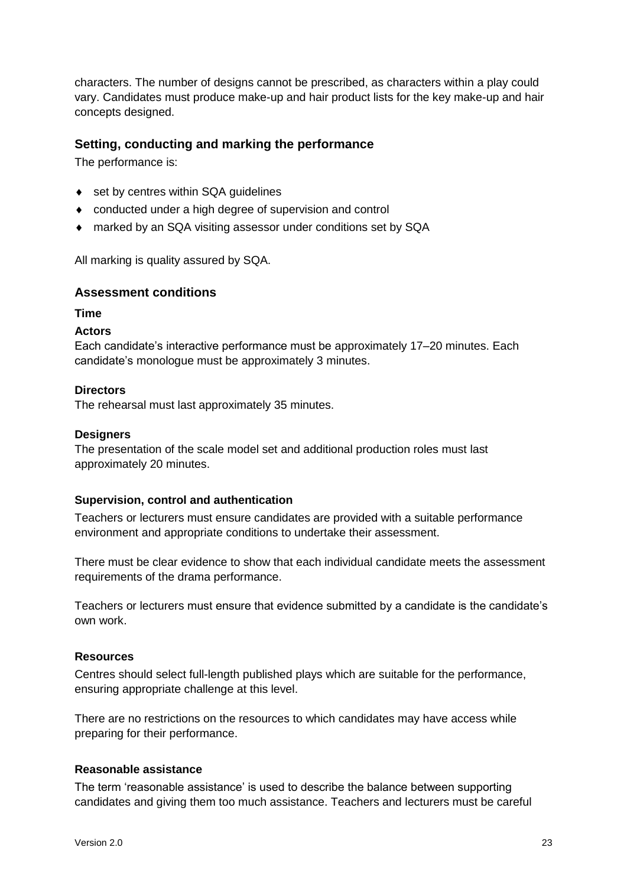characters. The number of designs cannot be prescribed, as characters within a play could vary. Candidates must produce make-up and hair product lists for the key make-up and hair concepts designed.

## Setting, conducting and marking the performance

The performance is:

- set by centres within SQA guidelines
- conducted under a high degree of supervision and control
- marked by an SQA visiting assessor under conditions set by SQA

All marking is quality assured by SQA.

## Assessment conditions

### Time

**Actors**
Each candidate's interactive performance must be approximately 17–20 minutes. Each candidate's monologue must be approximately 3 minutes.

**Directors**
The rehearsal must last approximately 35 minutes.

**Designers**
The presentation of the scale model set and additional production roles must last approximately 20 minutes.

### Supervision, control and authentication

Teachers or lecturers must ensure candidates are provided with a suitable performance environment and appropriate conditions to undertake their assessment.

There must be clear evidence to show that each individual candidate meets the assessment requirements of the drama performance.

Teachers or lecturers must ensure that evidence submitted by a candidate is the candidate's own work.

### Resources

Centres should select full-length published plays which are suitable for the performance, ensuring appropriate challenge at this level.

There are no restrictions on the resources to which candidates may have access while preparing for their performance.

### Reasonable assistance

The term 'reasonable assistance' is used to describe the balance between supporting candidates and giving them too much assistance. Teachers and lecturers must be careful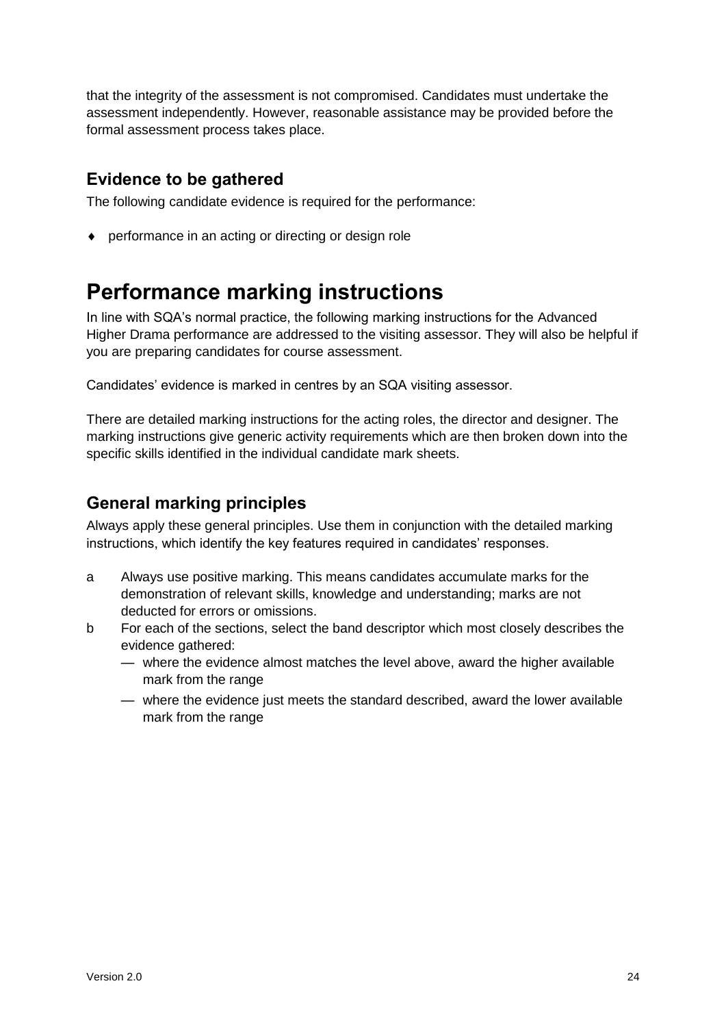that the integrity of the assessment is not compromised. Candidates must undertake the assessment independently. However, reasonable assistance may be provided before the formal assessment process takes place.

## Evidence to be gathered

The following candidate evidence is required for the performance:

- performance in an acting or directing or design role

# Performance marking instructions

In line with SQA's normal practice, the following marking instructions for the Advanced Higher Drama performance are addressed to the visiting assessor. They will also be helpful if you are preparing candidates for course assessment.

Candidates' evidence is marked in centres by an SQA visiting assessor.

There are detailed marking instructions for the acting roles, the director and designer. The marking instructions give generic activity requirements which are then broken down into the specific skills identified in the individual candidate mark sheets.

## General marking principles

Always apply these general principles. Use them in conjunction with the detailed marking instructions, which identify the key features required in candidates' responses.

a Always use positive marking. This means candidates accumulate marks for the demonstration of relevant skills, knowledge and understanding; marks are not deducted for errors or omissions.

b For each of the sections, select the band descriptor which most closely describes the evidence gathered:
  - where the evidence almost matches the level above, award the higher available mark from the range
  - where the evidence just meets the standard described, award the lower available mark from the range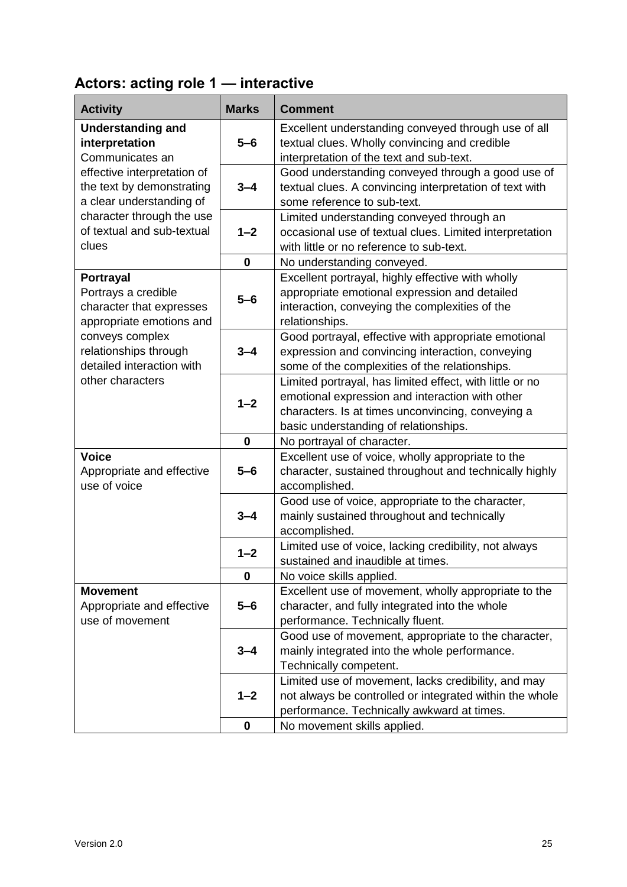## Actors: acting role 1 — interactive

| Activity | Marks | Comment |
|---|---|---|
| **Understanding and interpretation** Communicates an effective interpretation of the text by demonstrating a clear understanding of character through the use of textual and sub-textual clues | **5–6** | Excellent understanding conveyed through use of all textual clues. Wholly convincing and credible interpretation of the text and sub-text. |
| | **3–4** | Good understanding conveyed through a good use of textual clues. A convincing interpretation of text with some reference to sub-text. |
| | **1–2** | Limited understanding conveyed through an occasional use of textual clues. Limited interpretation with little or no reference to sub-text. |
| | **0** | No understanding conveyed. |
| **Portrayal** Portrays a credible character that expresses appropriate emotions and conveys complex relationships through detailed interaction with other characters | **5–6** | Excellent portrayal, highly effective with wholly appropriate emotional expression and detailed interaction, conveying the complexities of the relationships. |
| | **3–4** | Good portrayal, effective with appropriate emotional expression and convincing interaction, conveying some of the complexities of the relationships. |
| | **1–2** | Limited portrayal, has limited effect, with little or no emotional expression and interaction with other characters. Is at times unconvincing, conveying a basic understanding of relationships. |
| | **0** | No portrayal of character. |
| **Voice** Appropriate and effective use of voice | **5–6** | Excellent use of voice, wholly appropriate to the character, sustained throughout and technically highly accomplished. |
| | **3–4** | Good use of voice, appropriate to the character, mainly sustained throughout and technically accomplished. |
| | **1–2** | Limited use of voice, lacking credibility, not always sustained and inaudible at times. |
| | **0** | No voice skills applied. |
| **Movement** Appropriate and effective use of movement | **5–6** | Excellent use of movement, wholly appropriate to the character, and fully integrated into the whole performance. Technically fluent. |
| | **3–4** | Good use of movement, appropriate to the character, mainly integrated into the whole performance. Technically competent. |
| | **1–2** | Limited use of movement, lacks credibility, and may not always be controlled or integrated within the whole performance. Technically awkward at times. |
| | **0** | No movement skills applied. |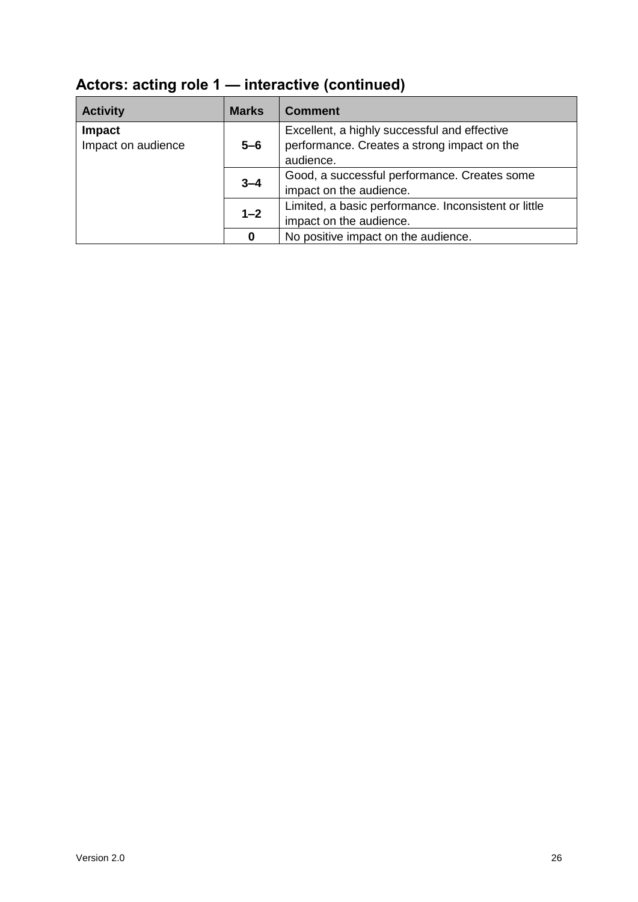## Actors: acting role 1 — interactive (continued)

| Activity | Marks | Comment |
|---|---|---|
| **Impact**<br>Impact on audience | **5–6** | Excellent, a highly successful and effective performance. Creates a strong impact on the audience. |
| | **3–4** | Good, a successful performance. Creates some impact on the audience. |
| | **1–2** | Limited, a basic performance. Inconsistent or little impact on the audience. |
| | **0** | No positive impact on the audience. |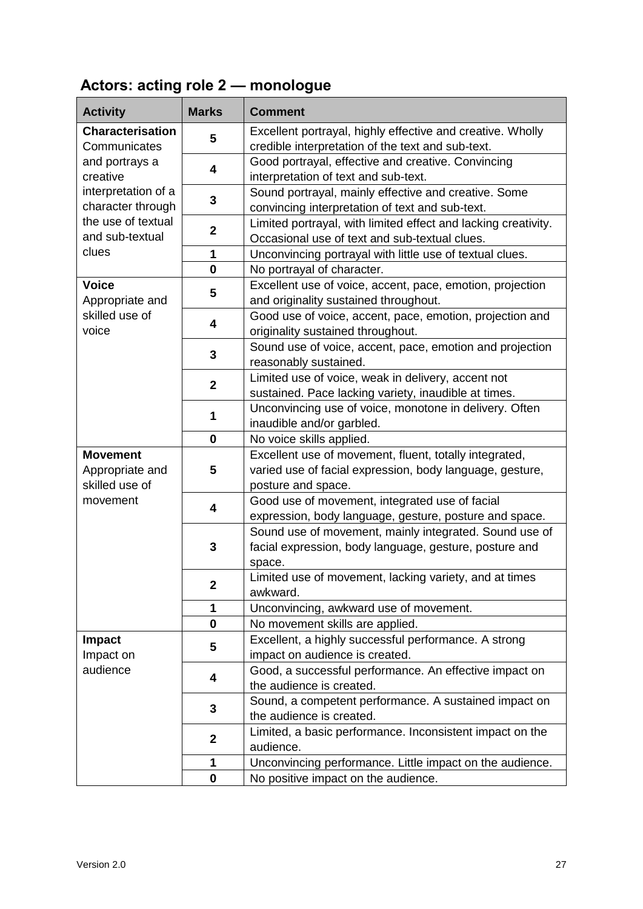## Actors: acting role 2 — monologue

| Activity | Marks | Comment |
|---|---|---|
| **Characterisation** Communicates and portrays a creative interpretation of a character through the use of textual and sub-textual clues | **5** | Excellent portrayal, highly effective and creative. Wholly credible interpretation of the text and sub-text. |
| | **4** | Good portrayal, effective and creative. Convincing interpretation of text and sub-text. |
| | **3** | Sound portrayal, mainly effective and creative. Some convincing interpretation of text and sub-text. |
| | **2** | Limited portrayal, with limited effect and lacking creativity. Occasional use of text and sub-textual clues. |
| | **1** | Unconvincing portrayal with little use of textual clues. |
| | **0** | No portrayal of character. |
| **Voice** Appropriate and skilled use of voice | **5** | Excellent use of voice, accent, pace, emotion, projection and originality sustained throughout. |
| | **4** | Good use of voice, accent, pace, emotion, projection and originality sustained throughout. |
| | **3** | Sound use of voice, accent, pace, emotion and projection reasonably sustained. |
| | **2** | Limited use of voice, weak in delivery, accent not sustained. Pace lacking variety, inaudible at times. |
| | **1** | Unconvincing use of voice, monotone in delivery. Often inaudible and/or garbled. |
| | **0** | No voice skills applied. |
| **Movement** Appropriate and skilled use of movement | **5** | Excellent use of movement, fluent, totally integrated, varied use of facial expression, body language, gesture, posture and space. |
| | **4** | Good use of movement, integrated use of facial expression, body language, gesture, posture and space. |
| | **3** | Sound use of movement, mainly integrated. Sound use of facial expression, body language, gesture, posture and space. |
| | **2** | Limited use of movement, lacking variety, and at times awkward. |
| | **1** | Unconvincing, awkward use of movement. |
| | **0** | No movement skills are applied. |
| **Impact** Impact on audience | **5** | Excellent, a highly successful performance. A strong impact on audience is created. |
| | **4** | Good, a successful performance. An effective impact on the audience is created. |
| | **3** | Sound, a competent performance. A sustained impact on the audience is created. |
| | **2** | Limited, a basic performance. Inconsistent impact on the audience. |
| | **1** | Unconvincing performance. Little impact on the audience. |
| | **0** | No positive impact on the audience. |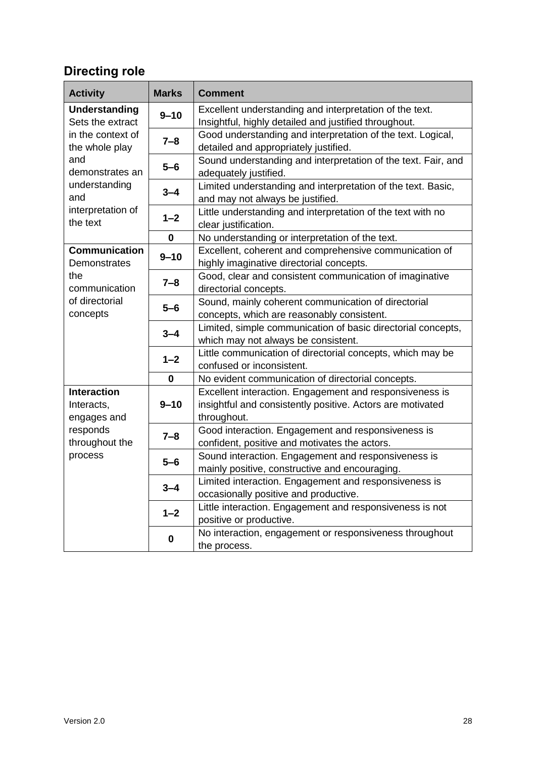## Directing role

| Activity | Marks | Comment |
|---|---|---|
| **Understanding** Sets the extract in the context of the whole play and demonstrates an understanding and interpretation of the text | **9–10** | Excellent understanding and interpretation of the text. Insightful, highly detailed and justified throughout. |
| | **7–8** | Good understanding and interpretation of the text. Logical, detailed and appropriately justified. |
| | **5–6** | Sound understanding and interpretation of the text. Fair, and adequately justified. |
| | **3–4** | Limited understanding and interpretation of the text. Basic, and may not always be justified. |
| | **1–2** | Little understanding and interpretation of the text with no clear justification. |
| | **0** | No understanding or interpretation of the text. |
| **Communication** Demonstrates the communication of directorial concepts | **9–10** | Excellent, coherent and comprehensive communication of highly imaginative directorial concepts. |
| | **7–8** | Good, clear and consistent communication of imaginative directorial concepts. |
| | **5–6** | Sound, mainly coherent communication of directorial concepts, which are reasonably consistent. |
| | **3–4** | Limited, simple communication of basic directorial concepts, which may not always be consistent. |
| | **1–2** | Little communication of directorial concepts, which may be confused or inconsistent. |
| | **0** | No evident communication of directorial concepts. |
| **Interaction** Interacts, engages and responds throughout the process | **9–10** | Excellent interaction. Engagement and responsiveness is insightful and consistently positive. Actors are motivated throughout. |
| | **7–8** | Good interaction. Engagement and responsiveness is confident, positive and motivates the actors. |
| | **5–6** | Sound interaction. Engagement and responsiveness is mainly positive, constructive and encouraging. |
| | **3–4** | Limited interaction. Engagement and responsiveness is occasionally positive and productive. |
| | **1–2** | Little interaction. Engagement and responsiveness is not positive or productive. |
| | **0** | No interaction, engagement or responsiveness throughout the process. |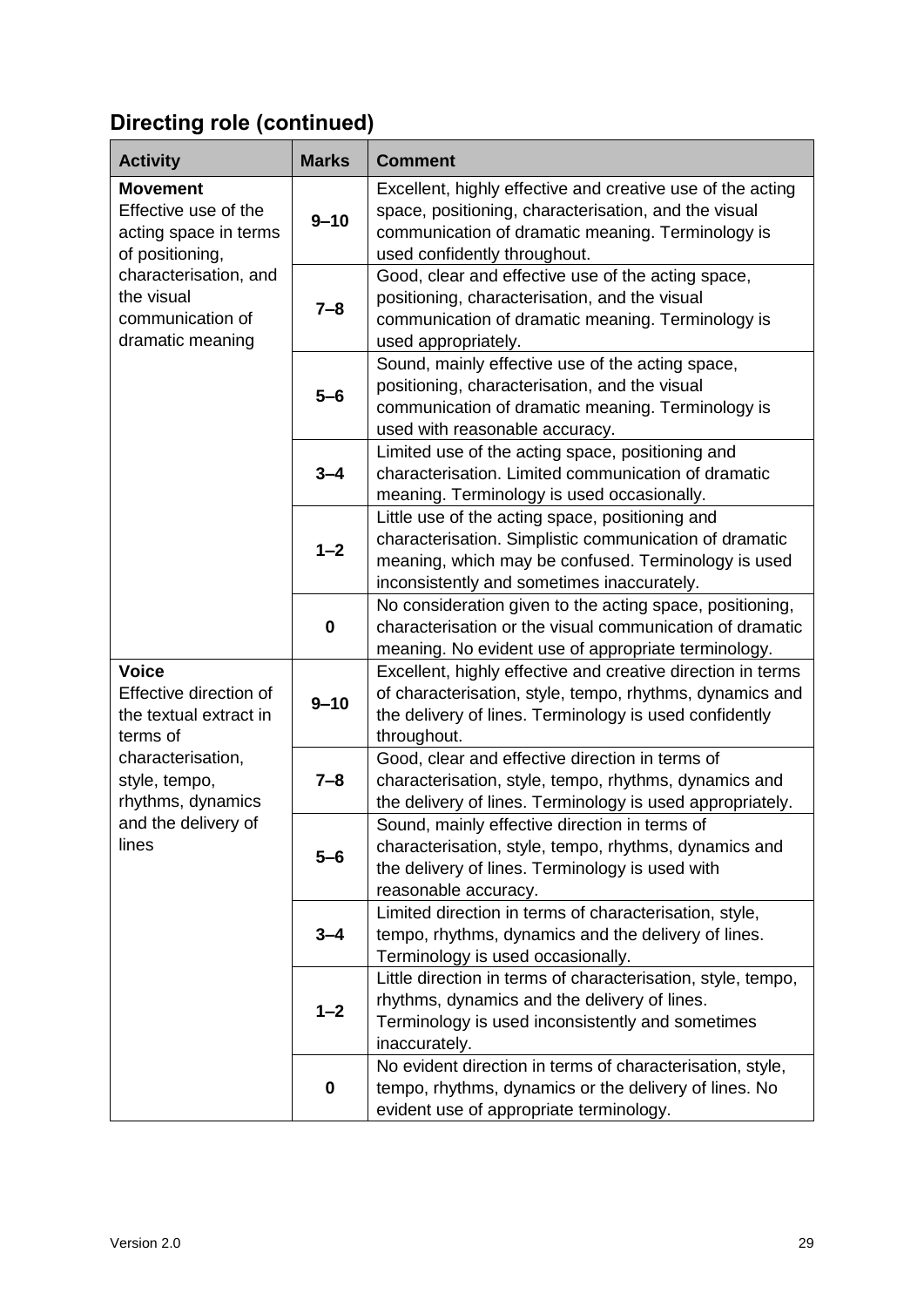## Directing role (continued)

| Activity | Marks | Comment |
|---|---|---|
| **Movement**<br>Effective use of the acting space in terms of positioning, characterisation, and the visual communication of dramatic meaning | **9–10** | Excellent, highly effective and creative use of the acting space, positioning, characterisation, and the visual communication of dramatic meaning. Terminology is used confidently throughout. |
| | **7–8** | Good, clear and effective use of the acting space, positioning, characterisation, and the visual communication of dramatic meaning. Terminology is used appropriately. |
| | **5–6** | Sound, mainly effective use of the acting space, positioning, characterisation, and the visual communication of dramatic meaning. Terminology is used with reasonable accuracy. |
| | **3–4** | Limited use of the acting space, positioning and characterisation. Limited communication of dramatic meaning. Terminology is used occasionally. |
| | **1–2** | Little use of the acting space, positioning and characterisation. Simplistic communication of dramatic meaning, which may be confused. Terminology is used inconsistently and sometimes inaccurately. |
| | **0** | No consideration given to the acting space, positioning, characterisation or the visual communication of dramatic meaning. No evident use of appropriate terminology. |
| **Voice**<br>Effective direction of the textual extract in terms of characterisation, style, tempo, rhythms, dynamics and the delivery of lines | **9–10** | Excellent, highly effective and creative direction in terms of characterisation, style, tempo, rhythms, dynamics and the delivery of lines. Terminology is used confidently throughout. |
| | **7–8** | Good, clear and effective direction in terms of characterisation, style, tempo, rhythms, dynamics and the delivery of lines. Terminology is used appropriately. |
| | **5–6** | Sound, mainly effective direction in terms of characterisation, style, tempo, rhythms, dynamics and the delivery of lines. Terminology is used with reasonable accuracy. |
| | **3–4** | Limited direction in terms of characterisation, style, tempo, rhythms, dynamics and the delivery of lines. Terminology is used occasionally. |
| | **1–2** | Little direction in terms of characterisation, style, tempo, rhythms, dynamics and the delivery of lines. Terminology is used inconsistently and sometimes inaccurately. |
| | **0** | No evident direction in terms of characterisation, style, tempo, rhythms, dynamics or the delivery of lines. No evident use of appropriate terminology. |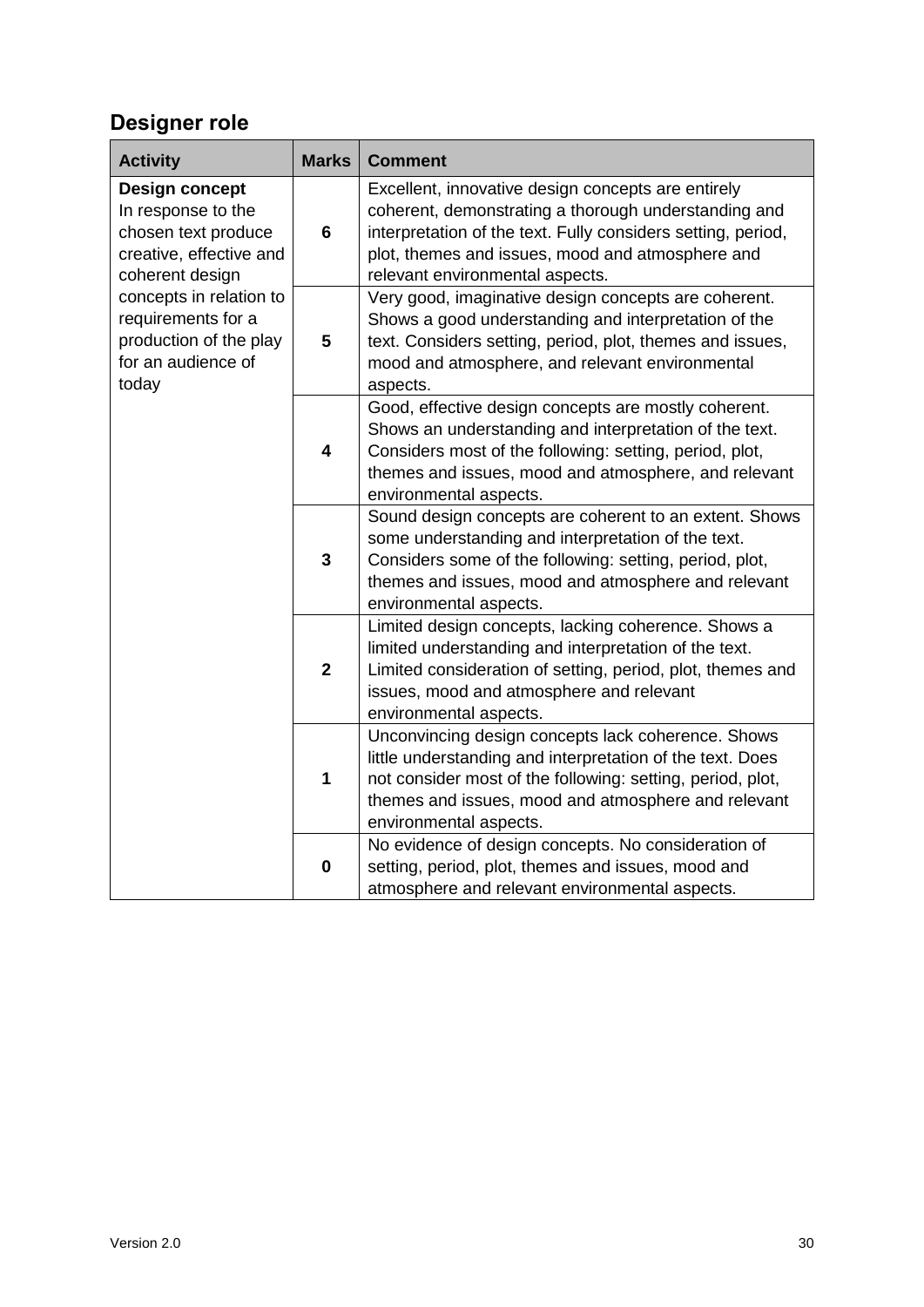## Designer role

| Activity | Marks | Comment |
|---|---|---|
| **Design concept**<br>In response to the chosen text produce creative, effective and coherent design concepts in relation to requirements for a production of the play for an audience of today | **6** | Excellent, innovative design concepts are entirely coherent, demonstrating a thorough understanding and interpretation of the text. Fully considers setting, period, plot, themes and issues, mood and atmosphere and relevant environmental aspects. |
| | **5** | Very good, imaginative design concepts are coherent. Shows a good understanding and interpretation of the text. Considers setting, period, plot, themes and issues, mood and atmosphere, and relevant environmental aspects. |
| | **4** | Good, effective design concepts are mostly coherent. Shows an understanding and interpretation of the text. Considers most of the following: setting, period, plot, themes and issues, mood and atmosphere, and relevant environmental aspects. |
| | **3** | Sound design concepts are coherent to an extent. Shows some understanding and interpretation of the text. Considers some of the following: setting, period, plot, themes and issues, mood and atmosphere and relevant environmental aspects. |
| | **2** | Limited design concepts, lacking coherence. Shows a limited understanding and interpretation of the text. Limited consideration of setting, period, plot, themes and issues, mood and atmosphere and relevant environmental aspects. |
| | **1** | Unconvincing design concepts lack coherence. Shows little understanding and interpretation of the text. Does not consider most of the following: setting, period, plot, themes and issues, mood and atmosphere and relevant environmental aspects. |
| | **0** | No evidence of design concepts. No consideration of setting, period, plot, themes and issues, mood and atmosphere and relevant environmental aspects. |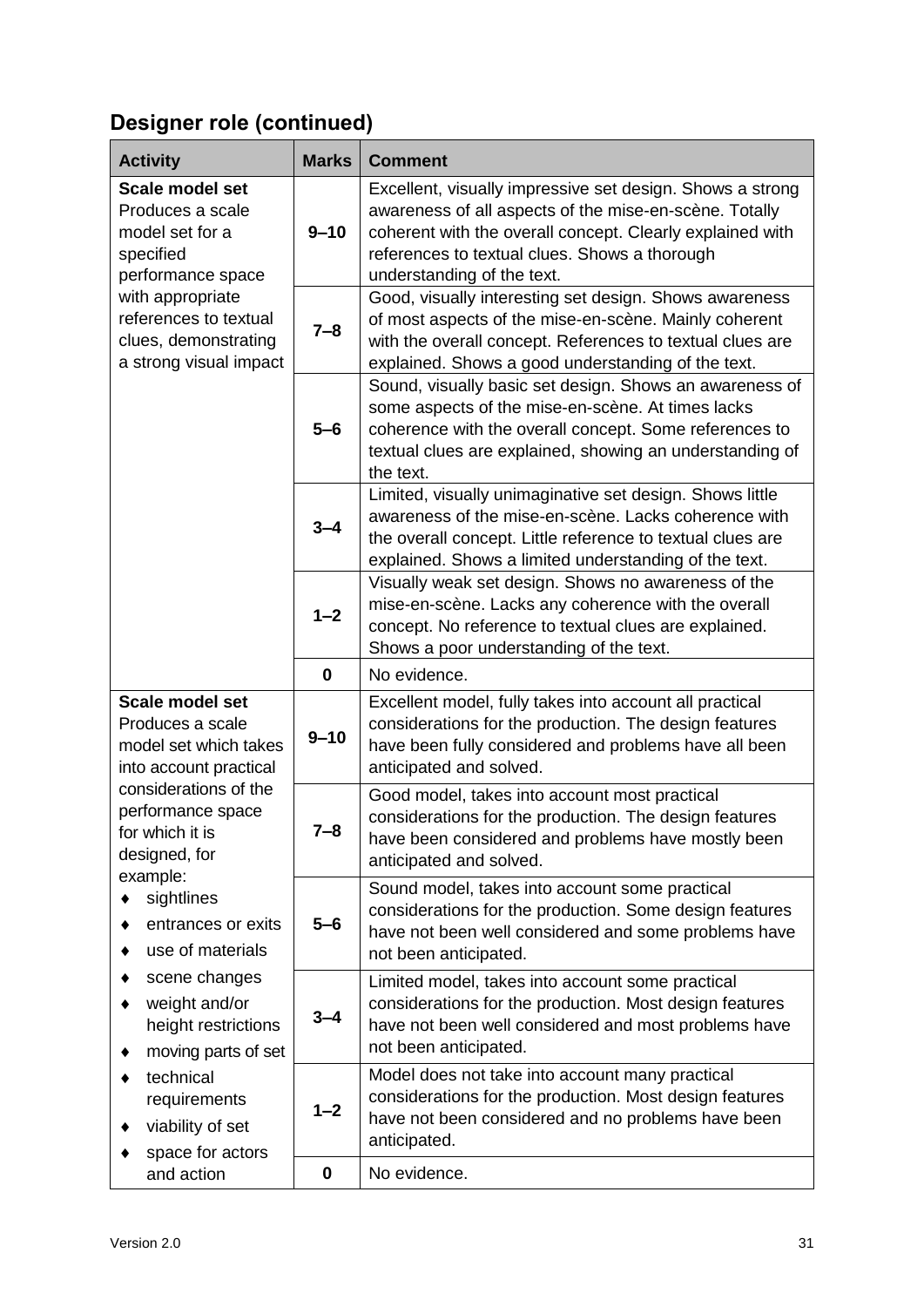## Designer role (continued)

| Activity | Marks | Comment |
|---|---|---|
| **Scale model set**<br>Produces a scale model set for a specified performance space with appropriate references to textual clues, demonstrating a strong visual impact | **9–10** | Excellent, visually impressive set design. Shows a strong awareness of all aspects of the mise-en-scène. Totally coherent with the overall concept. Clearly explained with references to textual clues. Shows a thorough understanding of the text. |
| | **7–8** | Good, visually interesting set design. Shows awareness of most aspects of the mise-en-scène. Mainly coherent with the overall concept. References to textual clues are explained. Shows a good understanding of the text. |
| | **5–6** | Sound, visually basic set design. Shows an awareness of some aspects of the mise-en-scène. At times lacks coherence with the overall concept. Some references to textual clues are explained, showing an understanding of the text. |
| | **3–4** | Limited, visually unimaginative set design. Shows little awareness of the mise-en-scène. Lacks coherence with the overall concept. Little reference to textual clues are explained. Shows a limited understanding of the text. |
| | **1–2** | Visually weak set design. Shows no awareness of the mise-en-scène. Lacks any coherence with the overall concept. No reference to textual clues are explained. Shows a poor understanding of the text. |
| | **0** | No evidence. |
| **Scale model set**<br>Produces a scale model set which takes into account practical considerations of the performance space for which it is designed, for example:<br>♦ sightlines<br>♦ entrances or exits<br>♦ use of materials<br>♦ scene changes<br>♦ weight and/or height restrictions<br>♦ moving parts of set<br>♦ technical requirements<br>♦ viability of set<br>♦ space for actors and action | **9–10** | Excellent model, fully takes into account all practical considerations for the production. The design features have been fully considered and problems have all been anticipated and solved. |
| | **7–8** | Good model, takes into account most practical considerations for the production. The design features have been considered and problems have mostly been anticipated and solved. |
| | **5–6** | Sound model, takes into account some practical considerations for the production. Some design features have not been well considered and some problems have not been anticipated. |
| | **3–4** | Limited model, takes into account some practical considerations for the production. Most design features have not been well considered and most problems have not been anticipated. |
| | **1–2** | Model does not take into account many practical considerations for the production. Most design features have not been considered and no problems have been anticipated. |
| | **0** | No evidence. |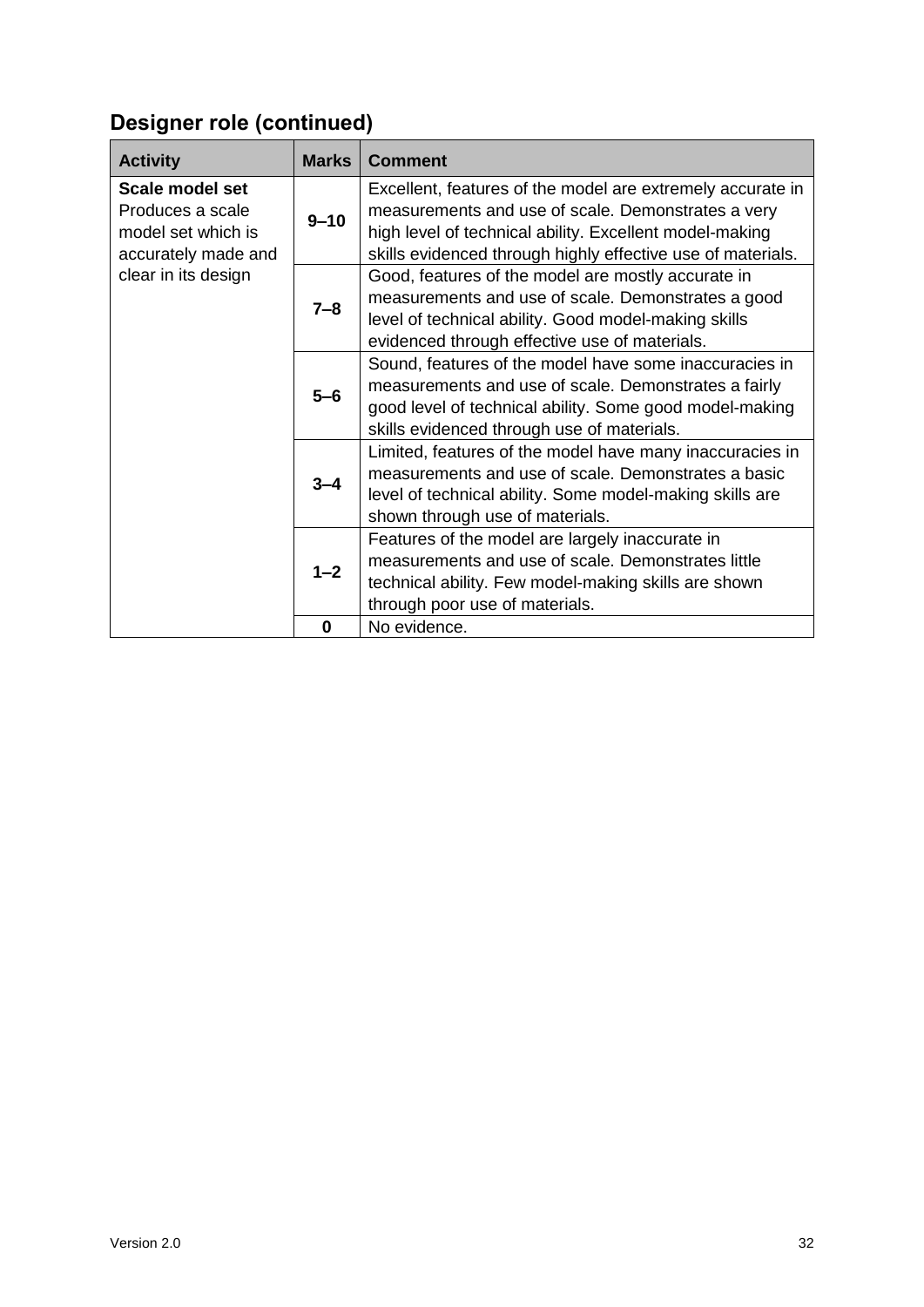## Designer role (continued)

| Activity | Marks | Comment |
|---|---|---|
| **Scale model set** Produces a scale model set which is accurately made and clear in its design | **9–10** | Excellent, features of the model are extremely accurate in measurements and use of scale. Demonstrates a very high level of technical ability. Excellent model-making skills evidenced through highly effective use of materials. |
| | **7–8** | Good, features of the model are mostly accurate in measurements and use of scale. Demonstrates a good level of technical ability. Good model-making skills evidenced through effective use of materials. |
| | **5–6** | Sound, features of the model have some inaccuracies in measurements and use of scale. Demonstrates a fairly good level of technical ability. Some good model-making skills evidenced through use of materials. |
| | **3–4** | Limited, features of the model have many inaccuracies in measurements and use of scale. Demonstrates a basic level of technical ability. Some model-making skills are shown through use of materials. |
| | **1–2** | Features of the model are largely inaccurate in measurements and use of scale. Demonstrates little technical ability. Few model-making skills are shown through poor use of materials. |
| | **0** | No evidence. |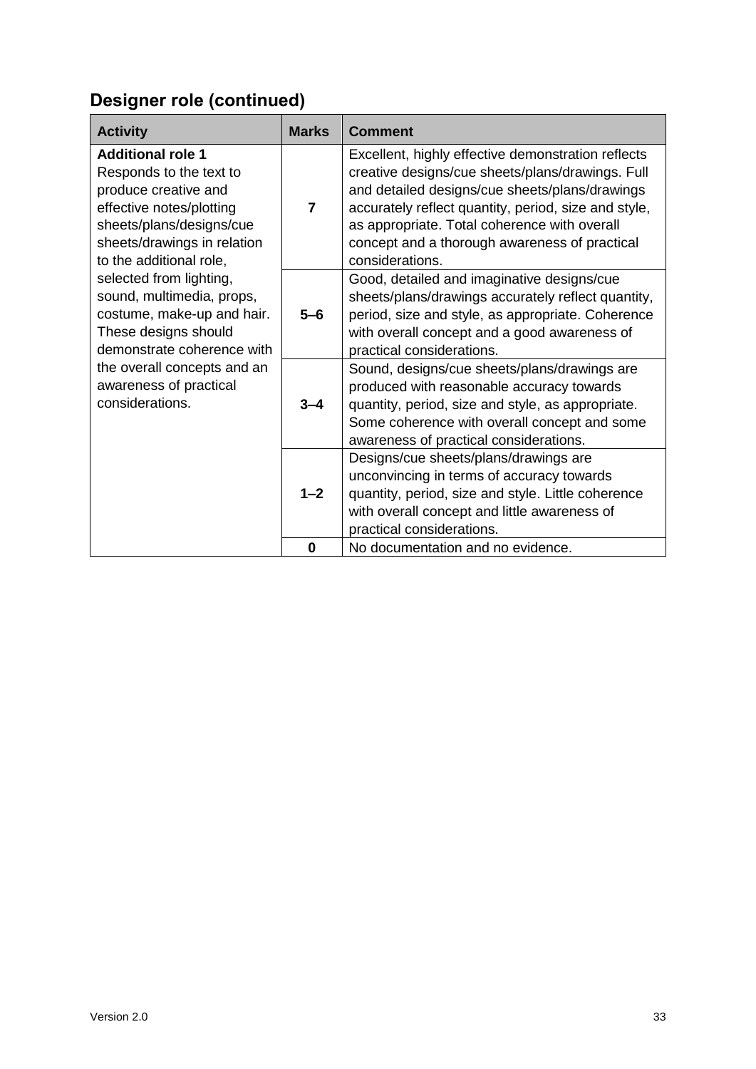## Designer role (continued)

| Activity | Marks | Comment |
|---|---|---|
| **Additional role 1**<br>Responds to the text to produce creative and effective notes/plotting sheets/plans/designs/cue sheets/drawings in relation to the additional role, selected from lighting, sound, multimedia, props, costume, make-up and hair. These designs should demonstrate coherence with the overall concepts and an awareness of practical considerations. | **7** | Excellent, highly effective demonstration reflects creative designs/cue sheets/plans/drawings. Full and detailed designs/cue sheets/plans/drawings accurately reflect quantity, period, size and style, as appropriate. Total coherence with overall concept and a thorough awareness of practical considerations. |
| | **5–6** | Good, detailed and imaginative designs/cue sheets/plans/drawings accurately reflect quantity, period, size and style, as appropriate. Coherence with overall concept and a good awareness of practical considerations. |
| | **3–4** | Sound, designs/cue sheets/plans/drawings are produced with reasonable accuracy towards quantity, period, size and style, as appropriate. Some coherence with overall concept and some awareness of practical considerations. |
| | **1–2** | Designs/cue sheets/plans/drawings are unconvincing in terms of accuracy towards quantity, period, size and style. Little coherence with overall concept and little awareness of practical considerations. |
| | **0** | No documentation and no evidence. |

Version 2.0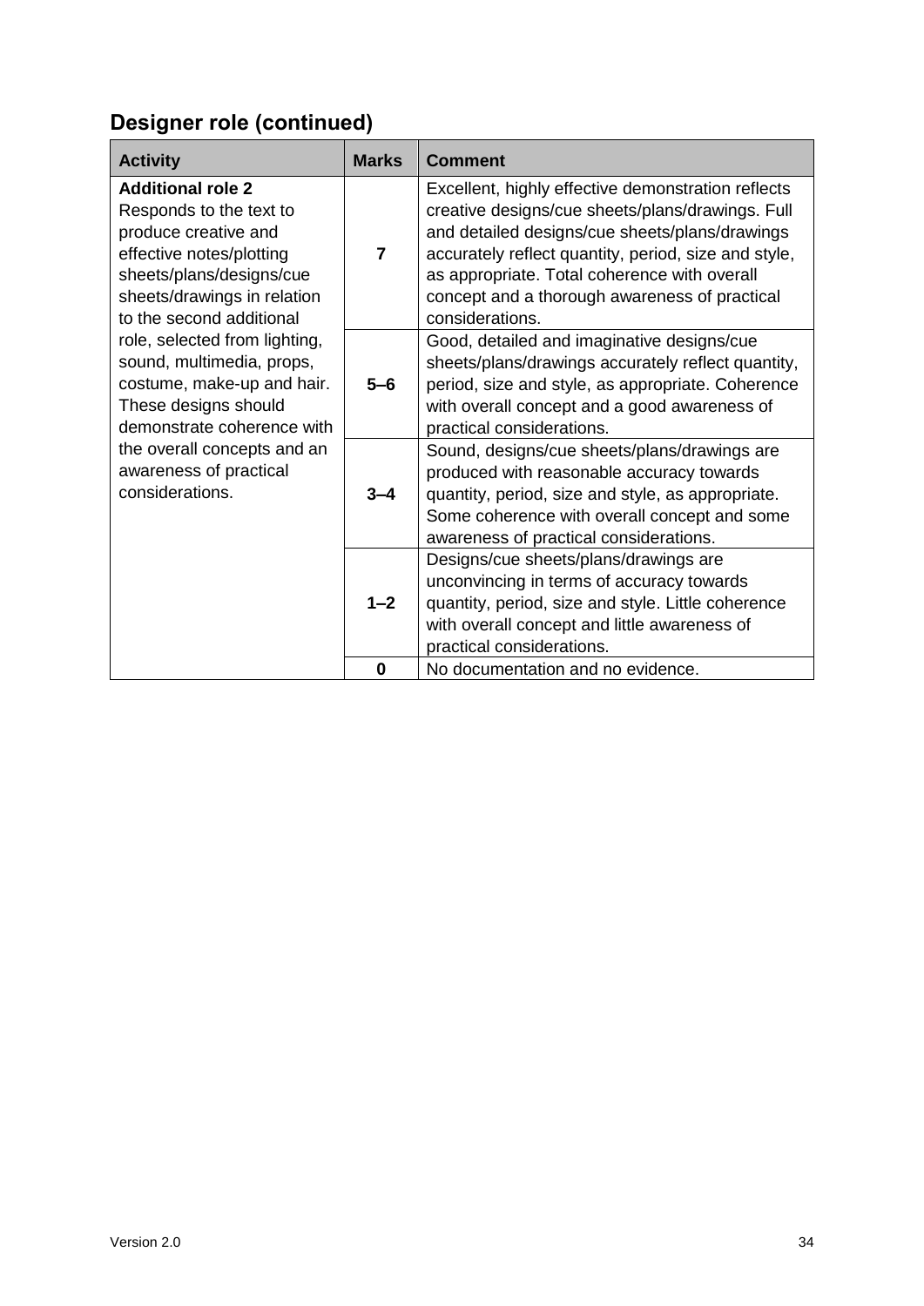## Designer role (continued)

| Activity | Marks | Comment |
|---|---|---|
| **Additional role 2** Responds to the text to produce creative and effective notes/plotting sheets/plans/designs/cue sheets/drawings in relation to the second additional role, selected from lighting, sound, multimedia, props, costume, make-up and hair. These designs should demonstrate coherence with the overall concepts and an awareness of practical considerations. | **7** | Excellent, highly effective demonstration reflects creative designs/cue sheets/plans/drawings. Full and detailed designs/cue sheets/plans/drawings accurately reflect quantity, period, size and style, as appropriate. Total coherence with overall concept and a thorough awareness of practical considerations. |
| | **5–6** | Good, detailed and imaginative designs/cue sheets/plans/drawings accurately reflect quantity, period, size and style, as appropriate. Coherence with overall concept and a good awareness of practical considerations. |
| | **3–4** | Sound, designs/cue sheets/plans/drawings are produced with reasonable accuracy towards quantity, period, size and style, as appropriate. Some coherence with overall concept and some awareness of practical considerations. |
| | **1–2** | Designs/cue sheets/plans/drawings are unconvincing in terms of accuracy towards quantity, period, size and style. Little coherence with overall concept and little awareness of practical considerations. |
| | **0** | No documentation and no evidence. |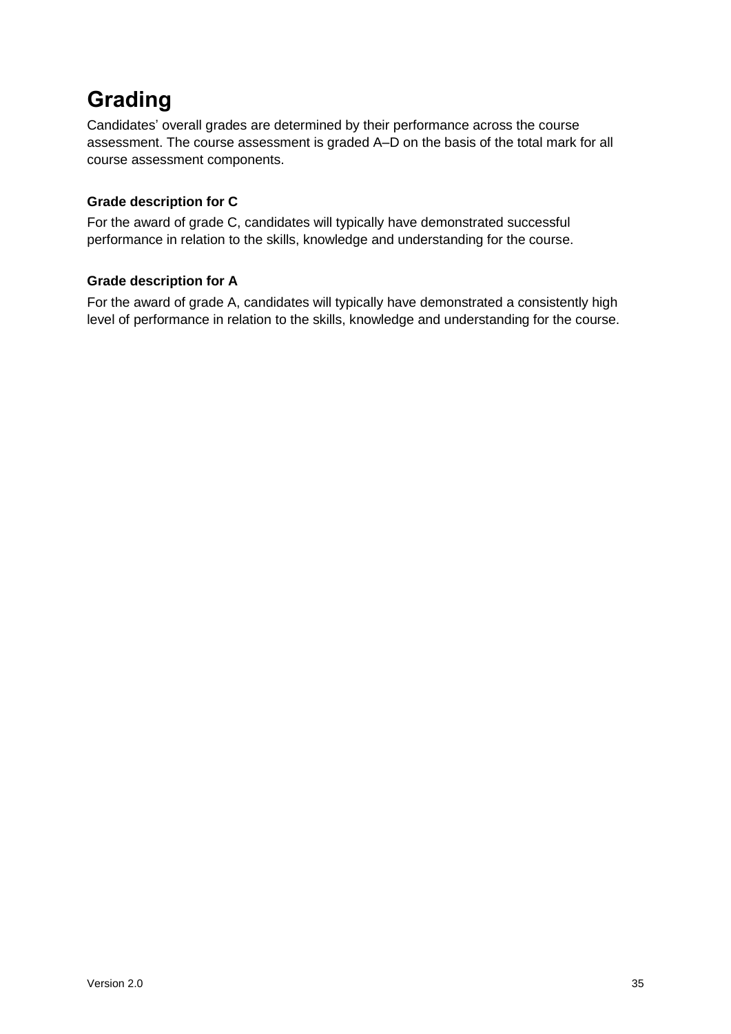# Grading

Candidates' overall grades are determined by their performance across the course assessment. The course assessment is graded A–D on the basis of the total mark for all course assessment components.

### Grade description for C

For the award of grade C, candidates will typically have demonstrated successful performance in relation to the skills, knowledge and understanding for the course.

### Grade description for A

For the award of grade A, candidates will typically have demonstrated a consistently high level of performance in relation to the skills, knowledge and understanding for the course.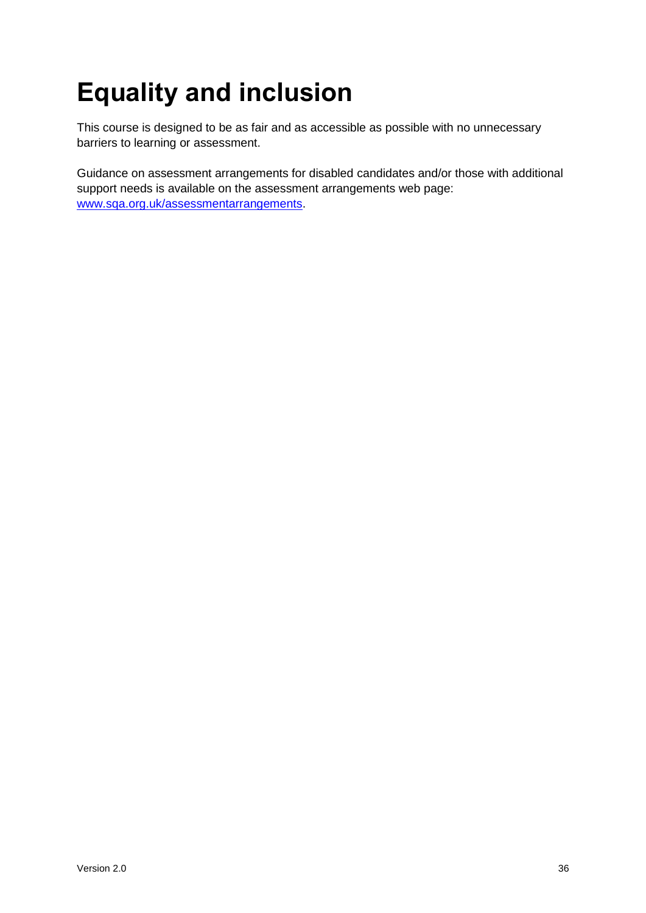# Equality and inclusion

This course is designed to be as fair and as accessible as possible with no unnecessary barriers to learning or assessment.

Guidance on assessment arrangements for disabled candidates and/or those with additional support needs is available on the assessment arrangements web page: [www.sqa.org.uk/assessmentarrangements](www.sqa.org.uk/assessmentarrangements).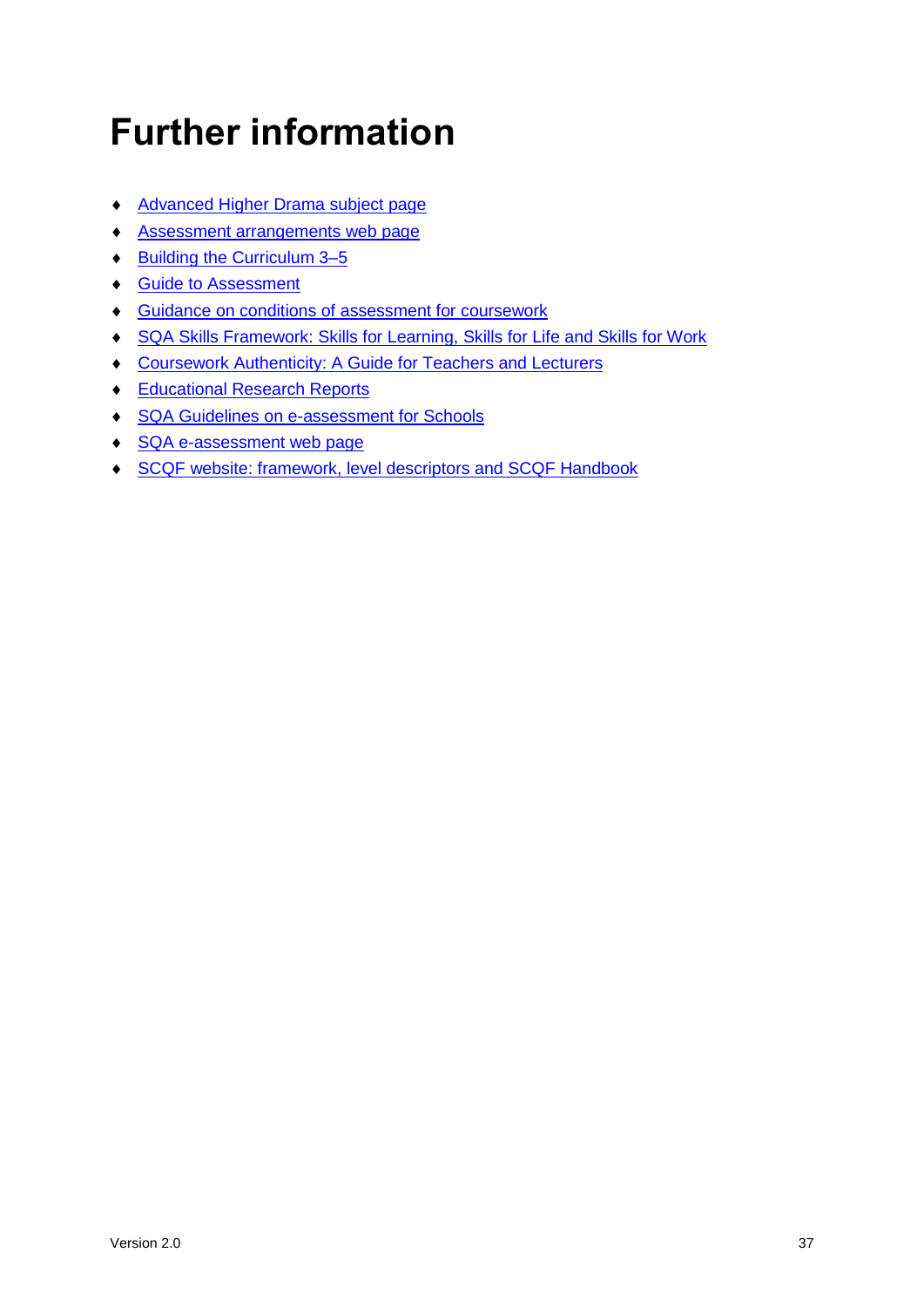# Further information

- Advanced Higher Drama subject page
- Assessment arrangements web page
- Building the Curriculum 3–5
- Guide to Assessment
- Guidance on conditions of assessment for coursework
- SQA Skills Framework: Skills for Learning, Skills for Life and Skills for Work
- Coursework Authenticity: A Guide for Teachers and Lecturers
- Educational Research Reports
- SQA Guidelines on e-assessment for Schools
- SQA e-assessment web page
- SCQF website: framework, level descriptors and SCQF Handbook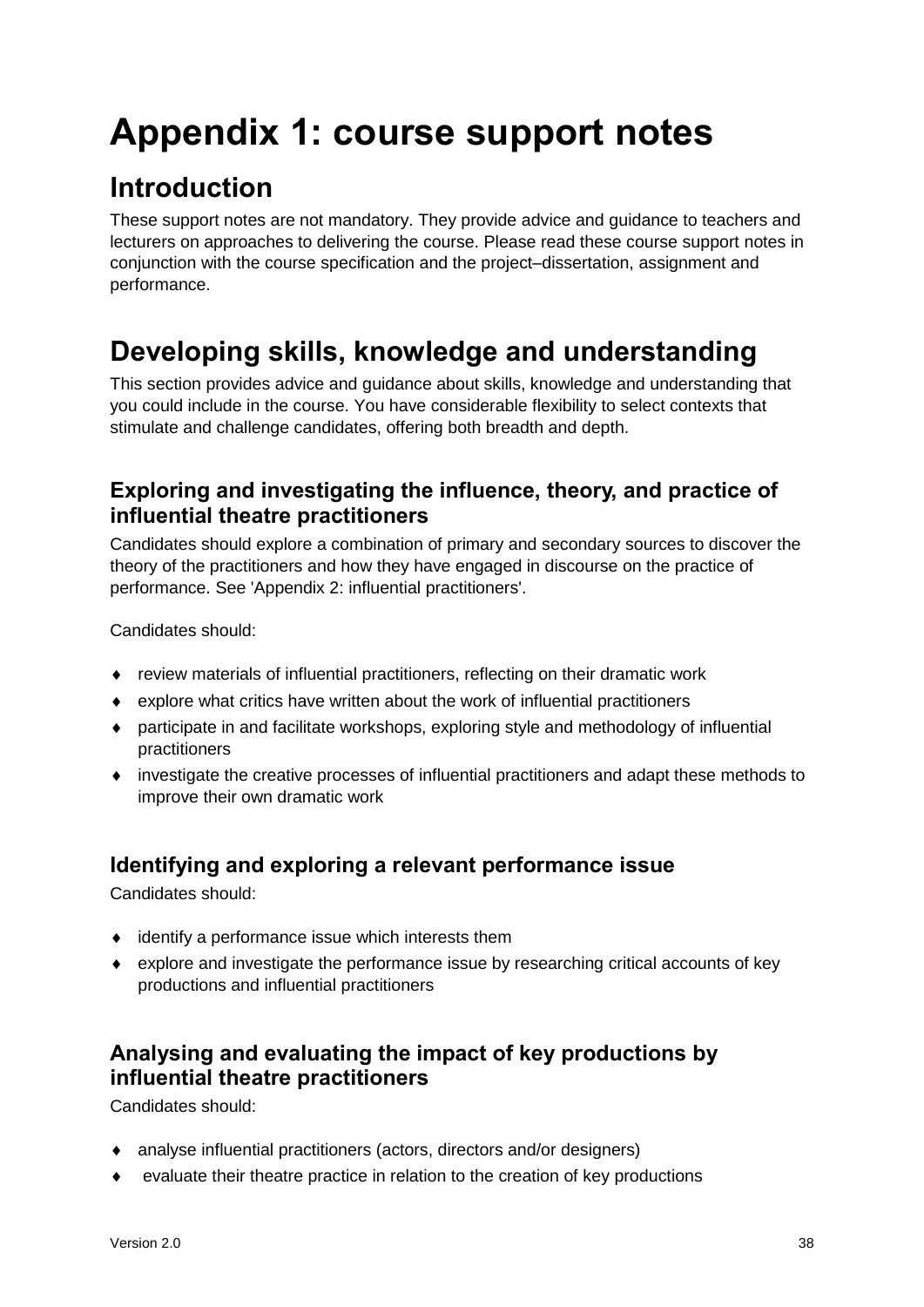# Appendix 1: course support notes

## Introduction

These support notes are not mandatory. They provide advice and guidance to teachers and lecturers on approaches to delivering the course. Please read these course support notes in conjunction with the course specification and the project–dissertation, assignment and performance.

## Developing skills, knowledge and understanding

This section provides advice and guidance about skills, knowledge and understanding that you could include in the course. You have considerable flexibility to select contexts that stimulate and challenge candidates, offering both breadth and depth.

### Exploring and investigating the influence, theory, and practice of influential theatre practitioners

Candidates should explore a combination of primary and secondary sources to discover the theory of the practitioners and how they have engaged in discourse on the practice of performance. See 'Appendix 2: influential practitioners'.

Candidates should:

- review materials of influential practitioners, reflecting on their dramatic work
- explore what critics have written about the work of influential practitioners
- participate in and facilitate workshops, exploring style and methodology of influential practitioners
- investigate the creative processes of influential practitioners and adapt these methods to improve their own dramatic work

### Identifying and exploring a relevant performance issue

Candidates should:

- identify a performance issue which interests them
- explore and investigate the performance issue by researching critical accounts of key productions and influential practitioners

### Analysing and evaluating the impact of key productions by influential theatre practitioners

Candidates should:

- analyse influential practitioners (actors, directors and/or designers)
- evaluate their theatre practice in relation to the creation of key productions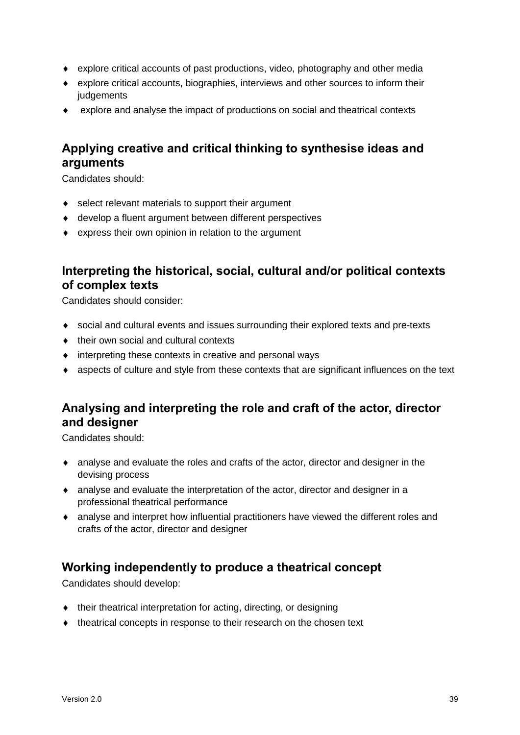- explore critical accounts of past productions, video, photography and other media
- explore critical accounts, biographies, interviews and other sources to inform their judgements
- explore and analyse the impact of productions on social and theatrical contexts

## Applying creative and critical thinking to synthesise ideas and arguments

Candidates should:

- select relevant materials to support their argument
- develop a fluent argument between different perspectives
- express their own opinion in relation to the argument

## Interpreting the historical, social, cultural and/or political contexts of complex texts

Candidates should consider:

- social and cultural events and issues surrounding their explored texts and pre-texts
- their own social and cultural contexts
- interpreting these contexts in creative and personal ways
- aspects of culture and style from these contexts that are significant influences on the text

## Analysing and interpreting the role and craft of the actor, director and designer

Candidates should:

- analyse and evaluate the roles and crafts of the actor, director and designer in the devising process
- analyse and evaluate the interpretation of the actor, director and designer in a professional theatrical performance
- analyse and interpret how influential practitioners have viewed the different roles and crafts of the actor, director and designer

## Working independently to produce a theatrical concept

Candidates should develop:

- their theatrical interpretation for acting, directing, or designing
- theatrical concepts in response to their research on the chosen text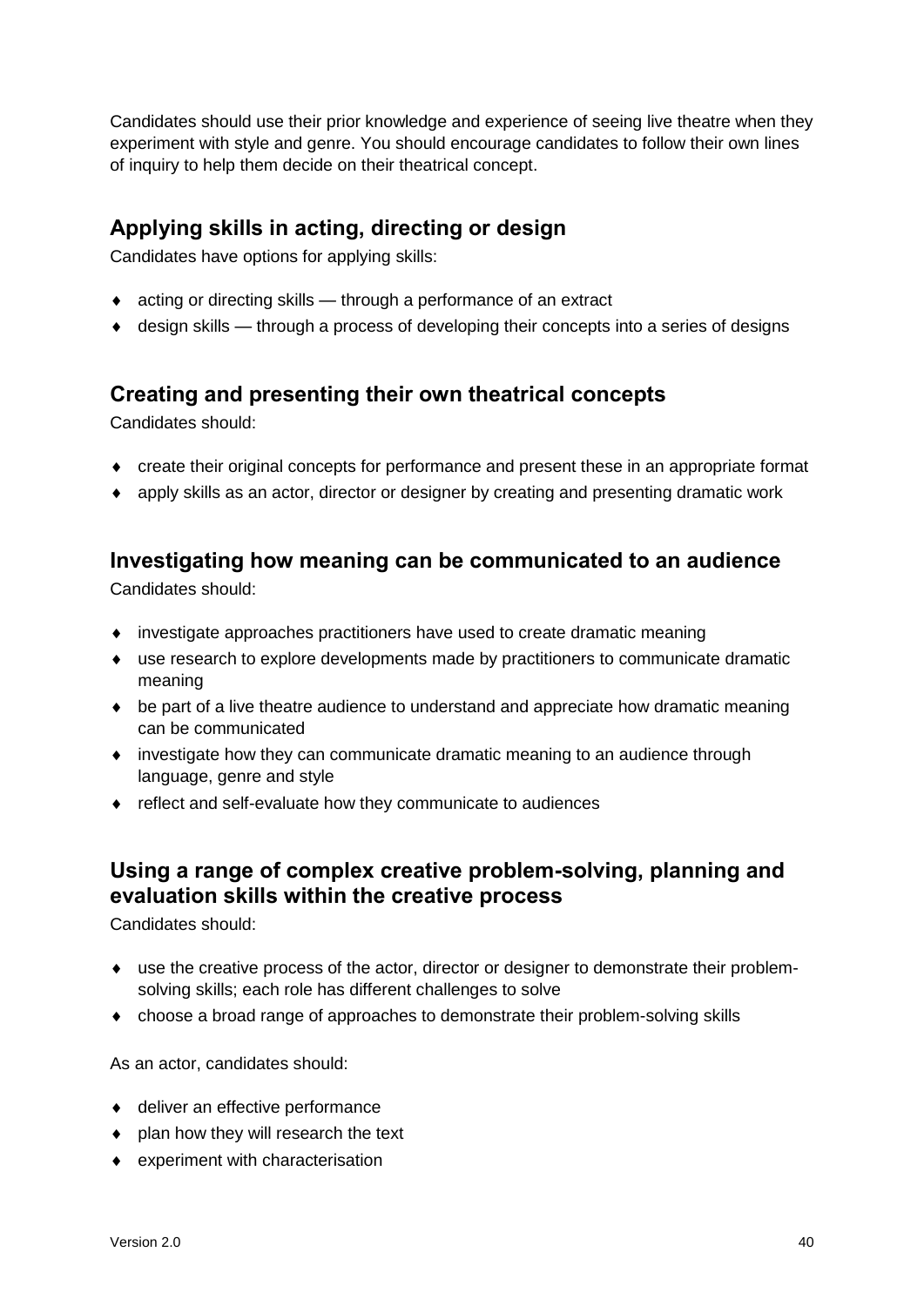Candidates should use their prior knowledge and experience of seeing live theatre when they experiment with style and genre. You should encourage candidates to follow their own lines of inquiry to help them decide on their theatrical concept.

## Applying skills in acting, directing or design

Candidates have options for applying skills:

- acting or directing skills — through a performance of an extract
- design skills — through a process of developing their concepts into a series of designs

## Creating and presenting their own theatrical concepts

Candidates should:

- create their original concepts for performance and present these in an appropriate format
- apply skills as an actor, director or designer by creating and presenting dramatic work

## Investigating how meaning can be communicated to an audience

Candidates should:

- investigate approaches practitioners have used to create dramatic meaning
- use research to explore developments made by practitioners to communicate dramatic meaning
- be part of a live theatre audience to understand and appreciate how dramatic meaning can be communicated
- investigate how they can communicate dramatic meaning to an audience through language, genre and style
- reflect and self-evaluate how they communicate to audiences

## Using a range of complex creative problem-solving, planning and evaluation skills within the creative process

Candidates should:

- use the creative process of the actor, director or designer to demonstrate their problem-solving skills; each role has different challenges to solve
- choose a broad range of approaches to demonstrate their problem-solving skills

As an actor, candidates should:

- deliver an effective performance
- plan how they will research the text
- experiment with characterisation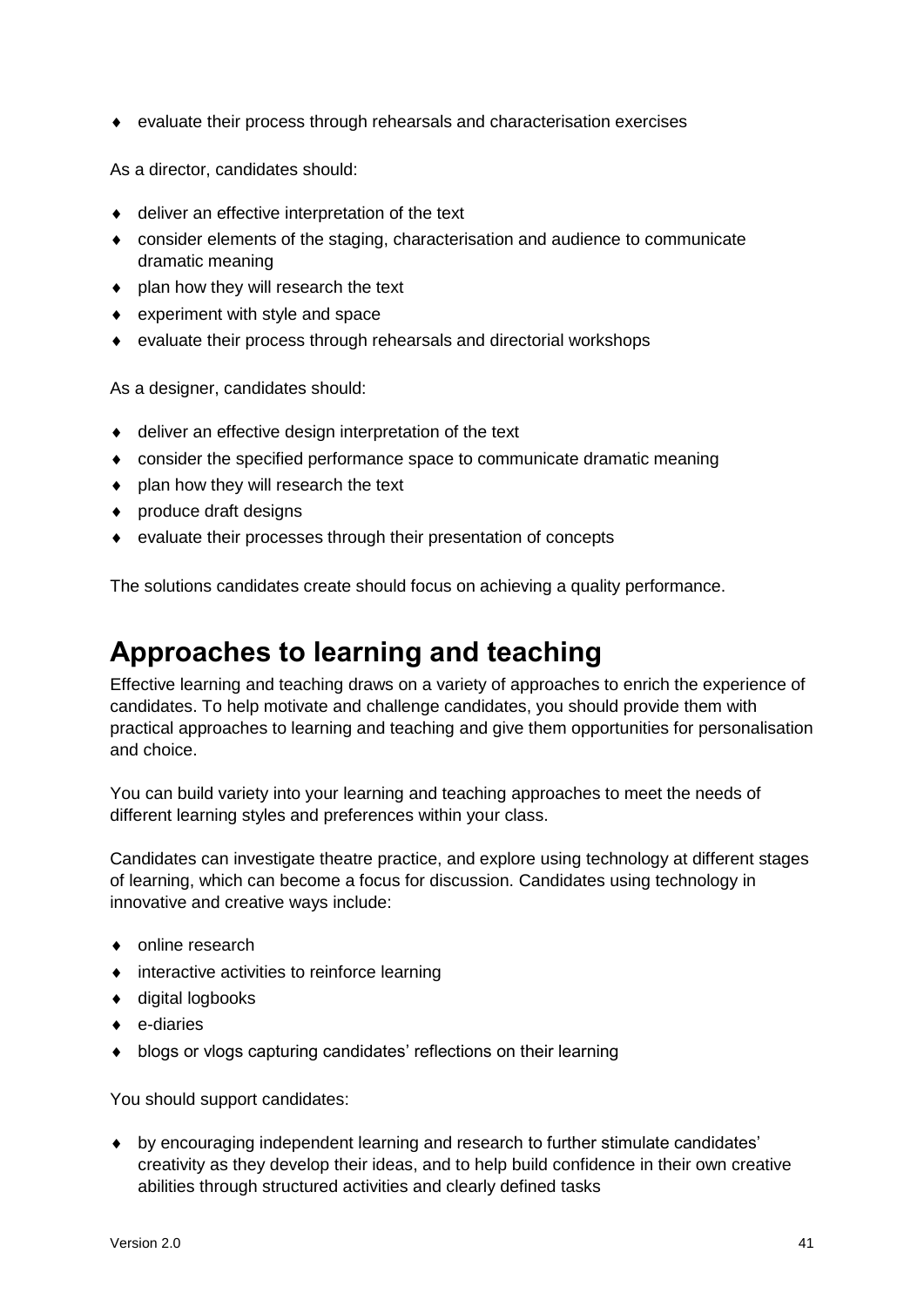- evaluate their process through rehearsals and characterisation exercises

As a director, candidates should:

- deliver an effective interpretation of the text
- consider elements of the staging, characterisation and audience to communicate dramatic meaning
- plan how they will research the text
- experiment with style and space
- evaluate their process through rehearsals and directorial workshops

As a designer, candidates should:

- deliver an effective design interpretation of the text
- consider the specified performance space to communicate dramatic meaning
- plan how they will research the text
- produce draft designs
- evaluate their processes through their presentation of concepts

The solutions candidates create should focus on achieving a quality performance.

## Approaches to learning and teaching

Effective learning and teaching draws on a variety of approaches to enrich the experience of candidates. To help motivate and challenge candidates, you should provide them with practical approaches to learning and teaching and give them opportunities for personalisation and choice.

You can build variety into your learning and teaching approaches to meet the needs of different learning styles and preferences within your class.

Candidates can investigate theatre practice, and explore using technology at different stages of learning, which can become a focus for discussion. Candidates using technology in innovative and creative ways include:

- online research
- interactive activities to reinforce learning
- digital logbooks
- e-diaries
- blogs or vlogs capturing candidates' reflections on their learning

You should support candidates:

- by encouraging independent learning and research to further stimulate candidates' creativity as they develop their ideas, and to help build confidence in their own creative abilities through structured activities and clearly defined tasks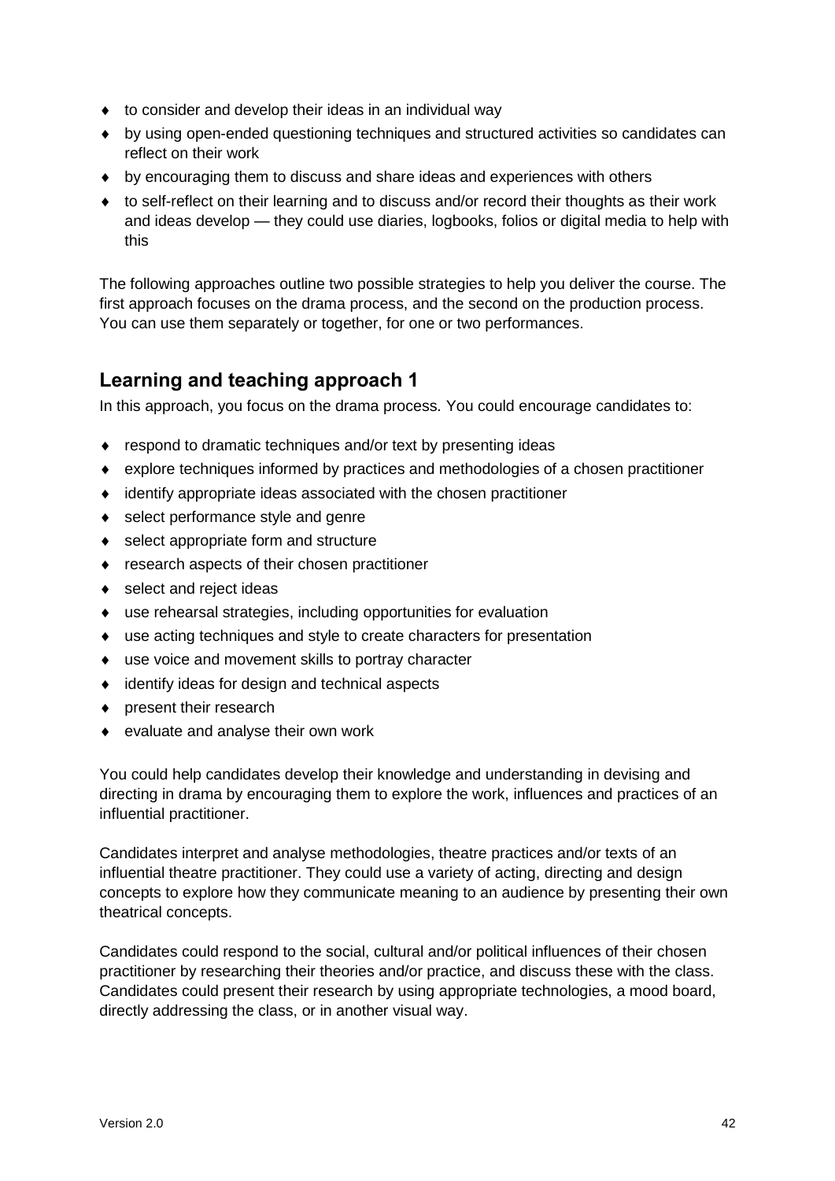- to consider and develop their ideas in an individual way
- by using open-ended questioning techniques and structured activities so candidates can reflect on their work
- by encouraging them to discuss and share ideas and experiences with others
- to self-reflect on their learning and to discuss and/or record their thoughts as their work and ideas develop — they could use diaries, logbooks, folios or digital media to help with this

The following approaches outline two possible strategies to help you deliver the course. The first approach focuses on the drama process, and the second on the production process. You can use them separately or together, for one or two performances.

## Learning and teaching approach 1

In this approach, you focus on the drama process. You could encourage candidates to:

- respond to dramatic techniques and/or text by presenting ideas
- explore techniques informed by practices and methodologies of a chosen practitioner
- identify appropriate ideas associated with the chosen practitioner
- select performance style and genre
- select appropriate form and structure
- research aspects of their chosen practitioner
- select and reject ideas
- use rehearsal strategies, including opportunities for evaluation
- use acting techniques and style to create characters for presentation
- use voice and movement skills to portray character
- identify ideas for design and technical aspects
- present their research
- evaluate and analyse their own work

You could help candidates develop their knowledge and understanding in devising and directing in drama by encouraging them to explore the work, influences and practices of an influential practitioner.

Candidates interpret and analyse methodologies, theatre practices and/or texts of an influential theatre practitioner. They could use a variety of acting, directing and design concepts to explore how they communicate meaning to an audience by presenting their own theatrical concepts.

Candidates could respond to the social, cultural and/or political influences of their chosen practitioner by researching their theories and/or practice, and discuss these with the class. Candidates could present their research by using appropriate technologies, a mood board, directly addressing the class, or in another visual way.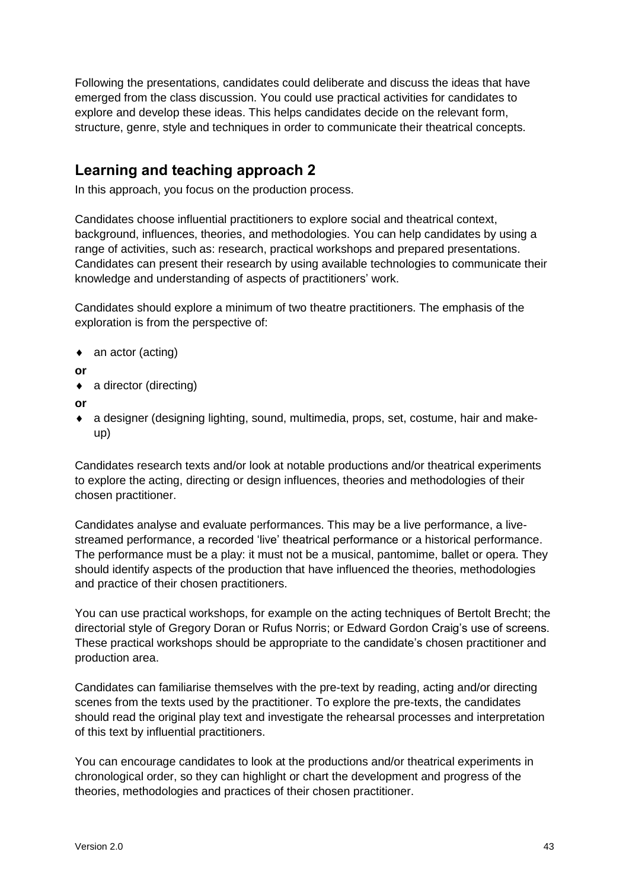Following the presentations, candidates could deliberate and discuss the ideas that have emerged from the class discussion. You could use practical activities for candidates to explore and develop these ideas. This helps candidates decide on the relevant form, structure, genre, style and techniques in order to communicate their theatrical concepts.

## Learning and teaching approach 2

In this approach, you focus on the production process.

Candidates choose influential practitioners to explore social and theatrical context, background, influences, theories, and methodologies. You can help candidates by using a range of activities, such as: research, practical workshops and prepared presentations. Candidates can present their research by using available technologies to communicate their knowledge and understanding of aspects of practitioners' work.

Candidates should explore a minimum of two theatre practitioners. The emphasis of the exploration is from the perspective of:

- an actor (acting)

**or**

- a director (directing)

**or**

- a designer (designing lighting, sound, multimedia, props, set, costume, hair and make-up)

Candidates research texts and/or look at notable productions and/or theatrical experiments to explore the acting, directing or design influences, theories and methodologies of their chosen practitioner.

Candidates analyse and evaluate performances. This may be a live performance, a live-streamed performance, a recorded 'live' theatrical performance or a historical performance. The performance must be a play: it must not be a musical, pantomime, ballet or opera. They should identify aspects of the production that have influenced the theories, methodologies and practice of their chosen practitioners.

You can use practical workshops, for example on the acting techniques of Bertolt Brecht; the directorial style of Gregory Doran or Rufus Norris; or Edward Gordon Craig's use of screens. These practical workshops should be appropriate to the candidate's chosen practitioner and production area.

Candidates can familiarise themselves with the pre-text by reading, acting and/or directing scenes from the texts used by the practitioner. To explore the pre-texts, the candidates should read the original play text and investigate the rehearsal processes and interpretation of this text by influential practitioners.

You can encourage candidates to look at the productions and/or theatrical experiments in chronological order, so they can highlight or chart the development and progress of the theories, methodologies and practices of their chosen practitioner.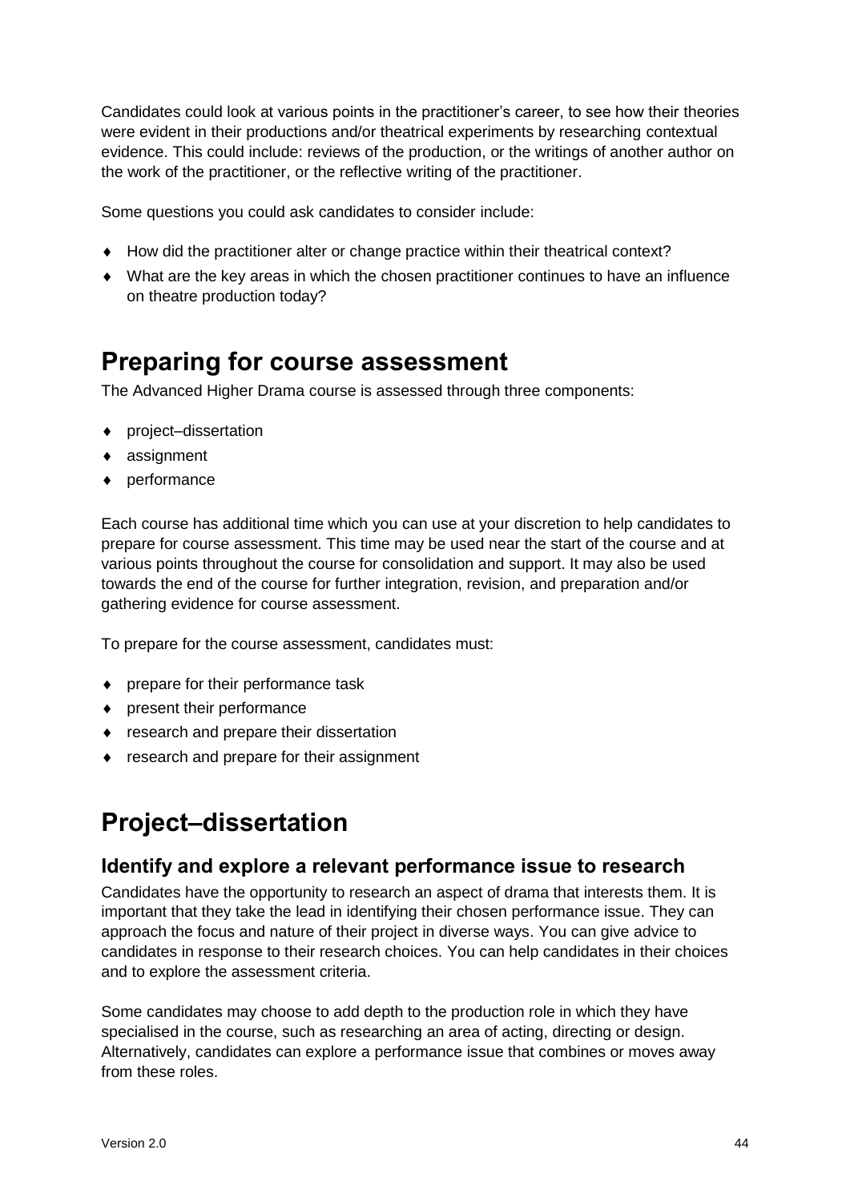Candidates could look at various points in the practitioner's career, to see how their theories were evident in their productions and/or theatrical experiments by researching contextual evidence. This could include: reviews of the production, or the writings of another author on the work of the practitioner, or the reflective writing of the practitioner.

Some questions you could ask candidates to consider include:

- How did the practitioner alter or change practice within their theatrical context?
- What are the key areas in which the chosen practitioner continues to have an influence on theatre production today?

# Preparing for course assessment

The Advanced Higher Drama course is assessed through three components:

- project–dissertation
- assignment
- performance

Each course has additional time which you can use at your discretion to help candidates to prepare for course assessment. This time may be used near the start of the course and at various points throughout the course for consolidation and support. It may also be used towards the end of the course for further integration, revision, and preparation and/or gathering evidence for course assessment.

To prepare for the course assessment, candidates must:

- prepare for their performance task
- present their performance
- research and prepare their dissertation
- research and prepare for their assignment

# Project–dissertation

## Identify and explore a relevant performance issue to research

Candidates have the opportunity to research an aspect of drama that interests them. It is important that they take the lead in identifying their chosen performance issue. They can approach the focus and nature of their project in diverse ways. You can give advice to candidates in response to their research choices. You can help candidates in their choices and to explore the assessment criteria.

Some candidates may choose to add depth to the production role in which they have specialised in the course, such as researching an area of acting, directing or design. Alternatively, candidates can explore a performance issue that combines or moves away from these roles.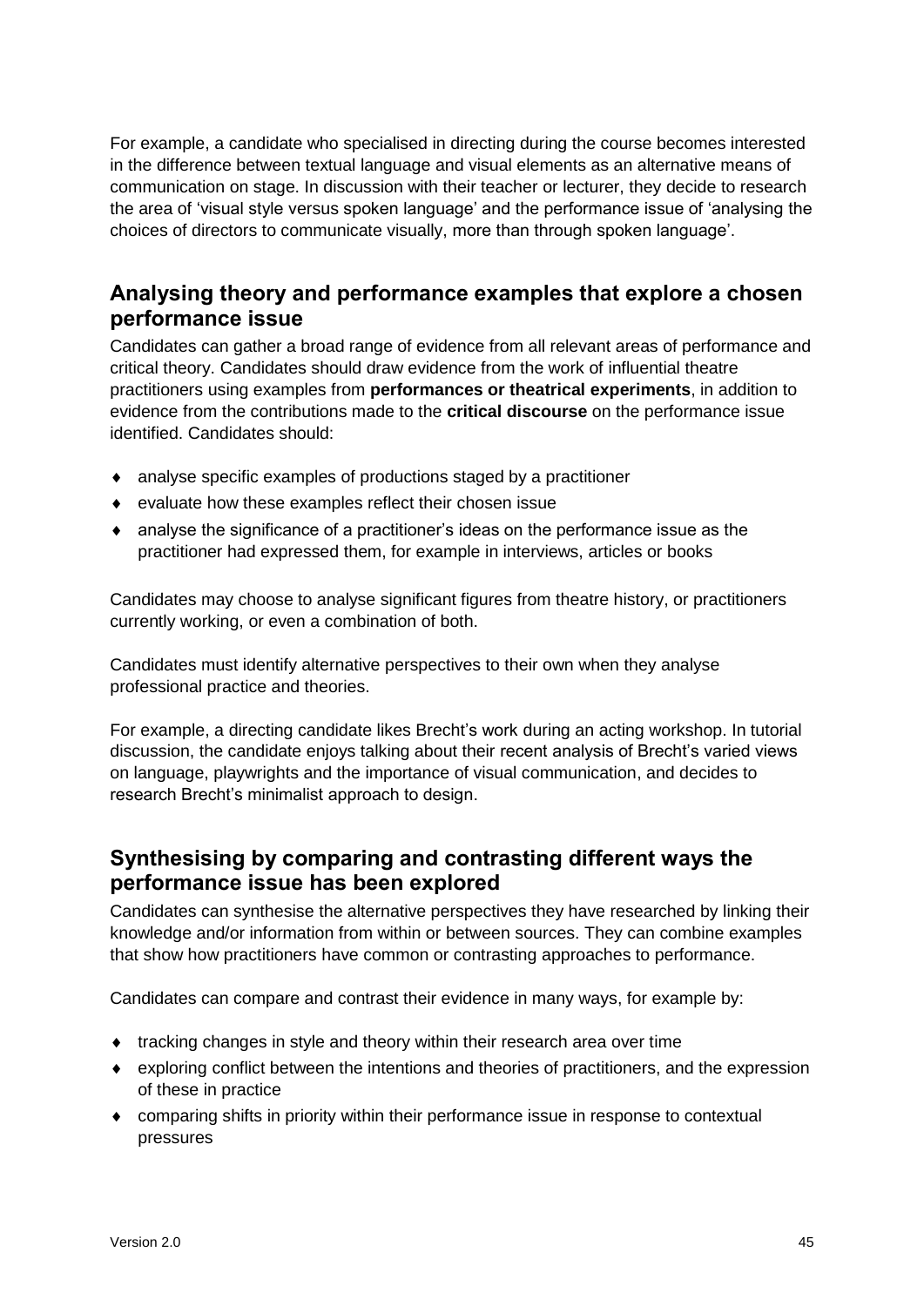For example, a candidate who specialised in directing during the course becomes interested in the difference between textual language and visual elements as an alternative means of communication on stage. In discussion with their teacher or lecturer, they decide to research the area of 'visual style versus spoken language' and the performance issue of 'analysing the choices of directors to communicate visually, more than through spoken language'.

## Analysing theory and performance examples that explore a chosen performance issue

Candidates can gather a broad range of evidence from all relevant areas of performance and critical theory. Candidates should draw evidence from the work of influential theatre practitioners using examples from **performances or theatrical experiments**, in addition to evidence from the contributions made to the **critical discourse** on the performance issue identified. Candidates should:

- analyse specific examples of productions staged by a practitioner
- evaluate how these examples reflect their chosen issue
- analyse the significance of a practitioner's ideas on the performance issue as the practitioner had expressed them, for example in interviews, articles or books

Candidates may choose to analyse significant figures from theatre history, or practitioners currently working, or even a combination of both.

Candidates must identify alternative perspectives to their own when they analyse professional practice and theories.

For example, a directing candidate likes Brecht's work during an acting workshop. In tutorial discussion, the candidate enjoys talking about their recent analysis of Brecht's varied views on language, playwrights and the importance of visual communication, and decides to research Brecht's minimalist approach to design.

## Synthesising by comparing and contrasting different ways the performance issue has been explored

Candidates can synthesise the alternative perspectives they have researched by linking their knowledge and/or information from within or between sources. They can combine examples that show how practitioners have common or contrasting approaches to performance.

Candidates can compare and contrast their evidence in many ways, for example by:

- tracking changes in style and theory within their research area over time
- exploring conflict between the intentions and theories of practitioners, and the expression of these in practice
- comparing shifts in priority within their performance issue in response to contextual pressures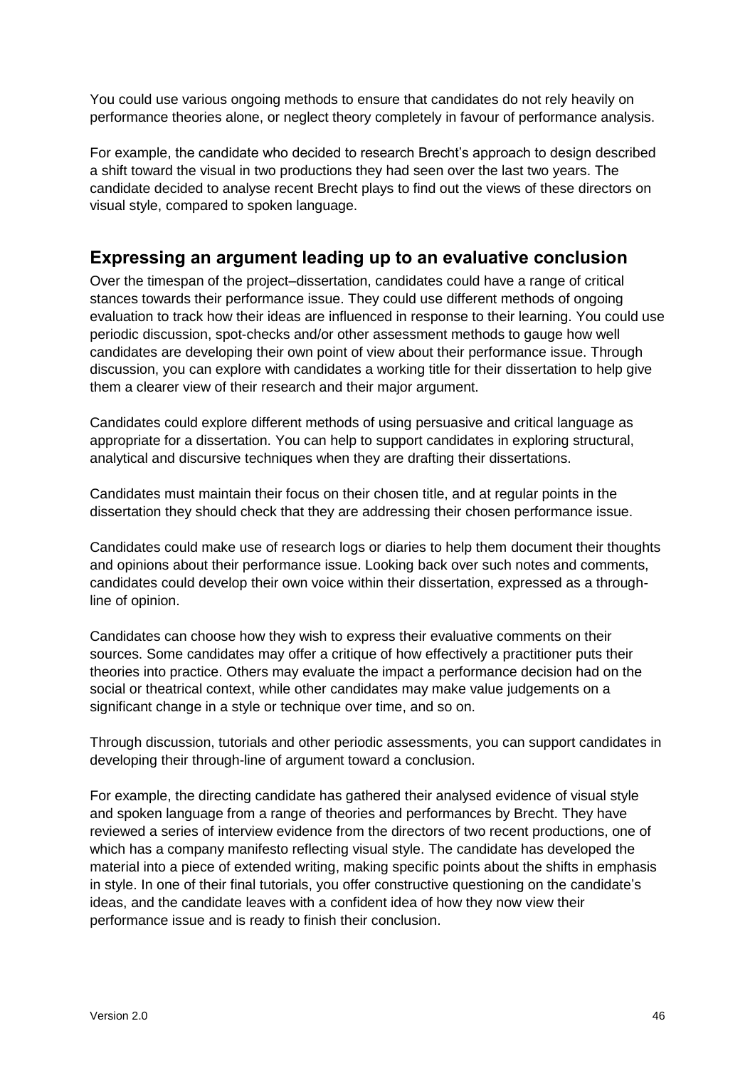You could use various ongoing methods to ensure that candidates do not rely heavily on performance theories alone, or neglect theory completely in favour of performance analysis.

For example, the candidate who decided to research Brecht's approach to design described a shift toward the visual in two productions they had seen over the last two years. The candidate decided to analyse recent Brecht plays to find out the views of these directors on visual style, compared to spoken language.

## Expressing an argument leading up to an evaluative conclusion

Over the timespan of the project–dissertation, candidates could have a range of critical stances towards their performance issue. They could use different methods of ongoing evaluation to track how their ideas are influenced in response to their learning. You could use periodic discussion, spot-checks and/or other assessment methods to gauge how well candidates are developing their own point of view about their performance issue. Through discussion, you can explore with candidates a working title for their dissertation to help give them a clearer view of their research and their major argument.

Candidates could explore different methods of using persuasive and critical language as appropriate for a dissertation. You can help to support candidates in exploring structural, analytical and discursive techniques when they are drafting their dissertations.

Candidates must maintain their focus on their chosen title, and at regular points in the dissertation they should check that they are addressing their chosen performance issue.

Candidates could make use of research logs or diaries to help them document their thoughts and opinions about their performance issue. Looking back over such notes and comments, candidates could develop their own voice within their dissertation, expressed as a through-line of opinion.

Candidates can choose how they wish to express their evaluative comments on their sources. Some candidates may offer a critique of how effectively a practitioner puts their theories into practice. Others may evaluate the impact a performance decision had on the social or theatrical context, while other candidates may make value judgements on a significant change in a style or technique over time, and so on.

Through discussion, tutorials and other periodic assessments, you can support candidates in developing their through-line of argument toward a conclusion.

For example, the directing candidate has gathered their analysed evidence of visual style and spoken language from a range of theories and performances by Brecht. They have reviewed a series of interview evidence from the directors of two recent productions, one of which has a company manifesto reflecting visual style. The candidate has developed the material into a piece of extended writing, making specific points about the shifts in emphasis in style. In one of their final tutorials, you offer constructive questioning on the candidate's ideas, and the candidate leaves with a confident idea of how they now view their performance issue and is ready to finish their conclusion.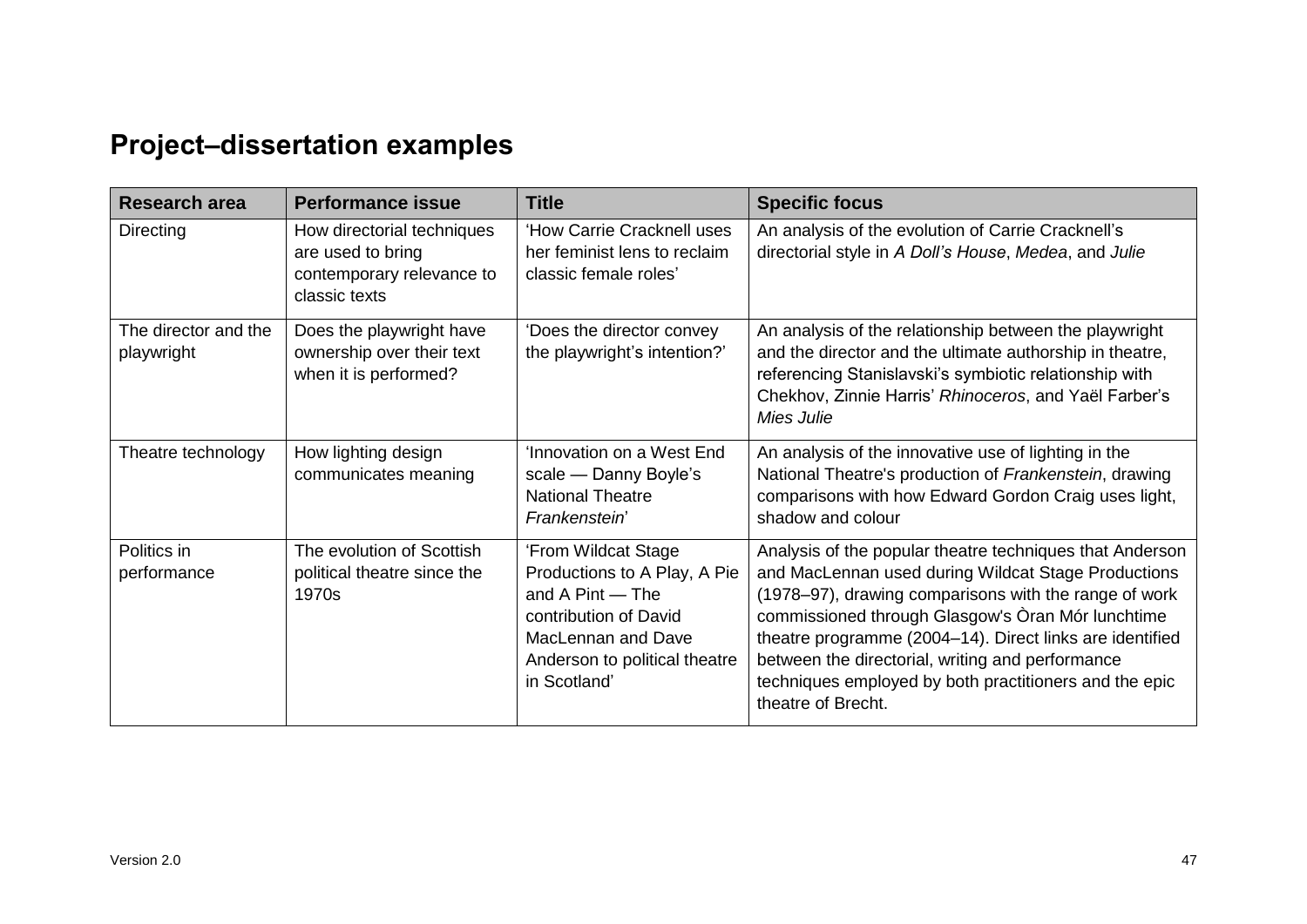## Project–dissertation examples

| Research area | Performance issue | Title | Specific focus |
|---|---|---|---|
| Directing | How directorial techniques are used to bring contemporary relevance to classic texts | 'How Carrie Cracknell uses her feminist lens to reclaim classic female roles' | An analysis of the evolution of Carrie Cracknell's directorial style in *A Doll's House*, *Medea*, and *Julie* |
| The director and the playwright | Does the playwright have ownership over their text when it is performed? | 'Does the director convey the playwright's intention?' | An analysis of the relationship between the playwright and the director and the ultimate authorship in theatre, referencing Stanislavski's symbiotic relationship with Chekhov, Zinnie Harris' *Rhinoceros*, and Yaël Farber's *Mies Julie* |
| Theatre technology | How lighting design communicates meaning | 'Innovation on a West End scale — Danny Boyle's National Theatre *Frankenstein*' | An analysis of the innovative use of lighting in the National Theatre's production of *Frankenstein*, drawing comparisons with how Edward Gordon Craig uses light, shadow and colour |
| Politics in performance | The evolution of Scottish political theatre since the 1970s | 'From Wildcat Stage Productions to A Play, A Pie and A Pint — The contribution of David MacLennan and Dave Anderson to political theatre in Scotland' | Analysis of the popular theatre techniques that Anderson and MacLennan used during Wildcat Stage Productions (1978–97), drawing comparisons with the range of work commissioned through Glasgow's Òran Mór lunchtime theatre programme (2004–14). Direct links are identified between the directorial, writing and performance techniques employed by both practitioners and the epic theatre of Brecht. |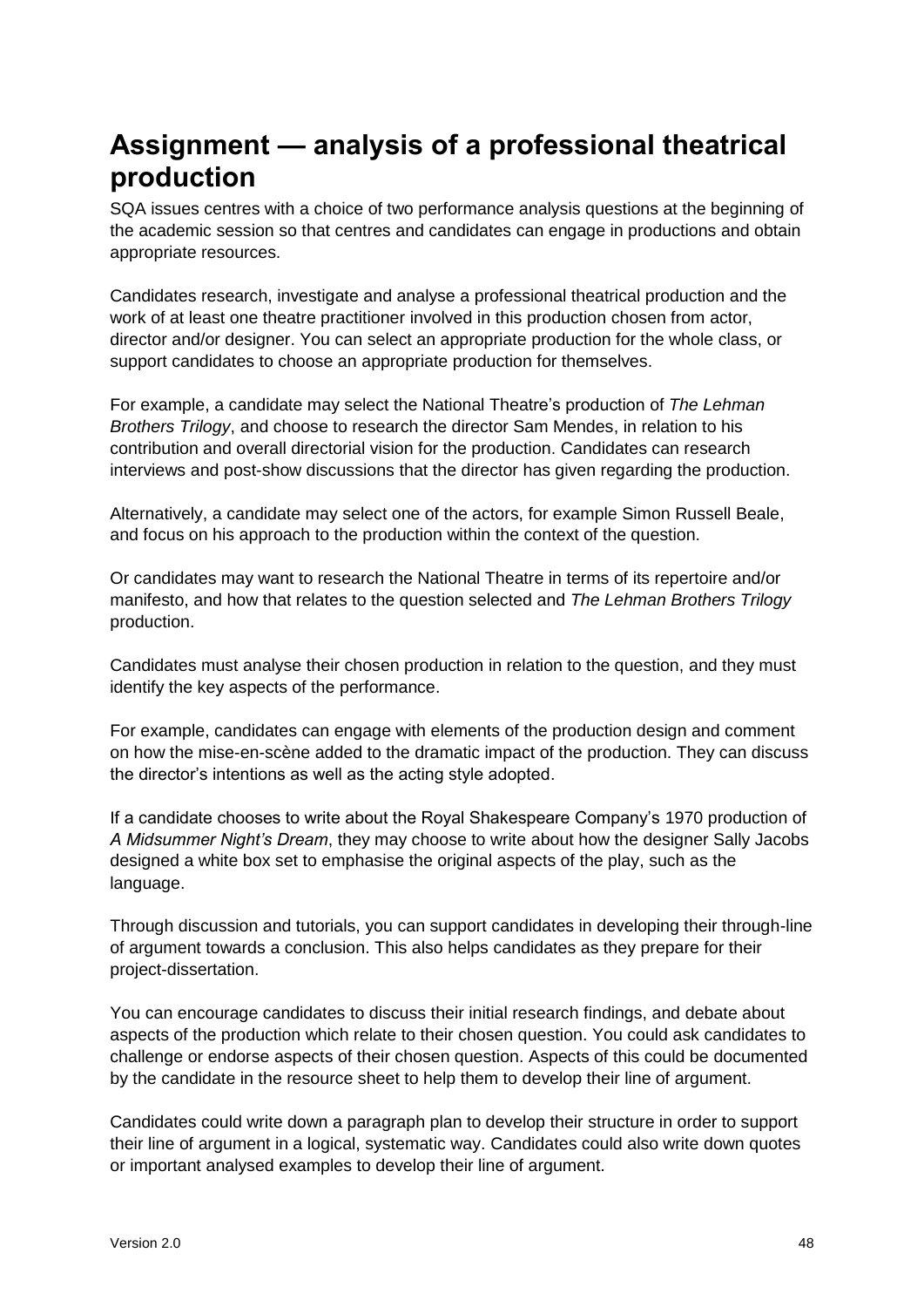# Assignment — analysis of a professional theatrical production

SQA issues centres with a choice of two performance analysis questions at the beginning of the academic session so that centres and candidates can engage in productions and obtain appropriate resources.

Candidates research, investigate and analyse a professional theatrical production and the work of at least one theatre practitioner involved in this production chosen from actor, director and/or designer. You can select an appropriate production for the whole class, or support candidates to choose an appropriate production for themselves.

For example, a candidate may select the National Theatre's production of *The Lehman Brothers Trilogy*, and choose to research the director Sam Mendes, in relation to his contribution and overall directorial vision for the production. Candidates can research interviews and post-show discussions that the director has given regarding the production.

Alternatively, a candidate may select one of the actors, for example Simon Russell Beale, and focus on his approach to the production within the context of the question.

Or candidates may want to research the National Theatre in terms of its repertoire and/or manifesto, and how that relates to the question selected and *The Lehman Brothers Trilogy* production.

Candidates must analyse their chosen production in relation to the question, and they must identify the key aspects of the performance.

For example, candidates can engage with elements of the production design and comment on how the mise-en-scène added to the dramatic impact of the production. They can discuss the director's intentions as well as the acting style adopted.

If a candidate chooses to write about the Royal Shakespeare Company's 1970 production of *A Midsummer Night's Dream*, they may choose to write about how the designer Sally Jacobs designed a white box set to emphasise the original aspects of the play, such as the language.

Through discussion and tutorials, you can support candidates in developing their through-line of argument towards a conclusion. This also helps candidates as they prepare for their project-dissertation.

You can encourage candidates to discuss their initial research findings, and debate about aspects of the production which relate to their chosen question. You could ask candidates to challenge or endorse aspects of their chosen question. Aspects of this could be documented by the candidate in the resource sheet to help them to develop their line of argument.

Candidates could write down a paragraph plan to develop their structure in order to support their line of argument in a logical, systematic way. Candidates could also write down quotes or important analysed examples to develop their line of argument.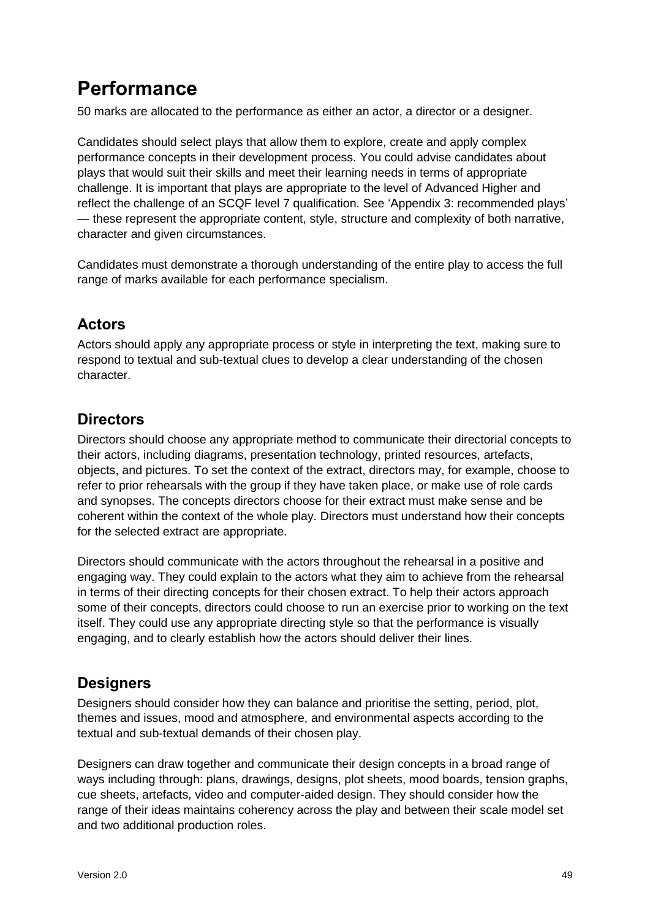# Performance

50 marks are allocated to the performance as either an actor, a director or a designer.

Candidates should select plays that allow them to explore, create and apply complex performance concepts in their development process. You could advise candidates about plays that would suit their skills and meet their learning needs in terms of appropriate challenge. It is important that plays are appropriate to the level of Advanced Higher and reflect the challenge of an SCQF level 7 qualification. See 'Appendix 3: recommended plays' — these represent the appropriate content, style, structure and complexity of both narrative, character and given circumstances.

Candidates must demonstrate a thorough understanding of the entire play to access the full range of marks available for each performance specialism.

## Actors

Actors should apply any appropriate process or style in interpreting the text, making sure to respond to textual and sub-textual clues to develop a clear understanding of the chosen character.

## Directors

Directors should choose any appropriate method to communicate their directorial concepts to their actors, including diagrams, presentation technology, printed resources, artefacts, objects, and pictures. To set the context of the extract, directors may, for example, choose to refer to prior rehearsals with the group if they have taken place, or make use of role cards and synopses. The concepts directors choose for their extract must make sense and be coherent within the context of the whole play. Directors must understand how their concepts for the selected extract are appropriate.

Directors should communicate with the actors throughout the rehearsal in a positive and engaging way. They could explain to the actors what they aim to achieve from the rehearsal in terms of their directing concepts for their chosen extract. To help their actors approach some of their concepts, directors could choose to run an exercise prior to working on the text itself. They could use any appropriate directing style so that the performance is visually engaging, and to clearly establish how the actors should deliver their lines.

## Designers

Designers should consider how they can balance and prioritise the setting, period, plot, themes and issues, mood and atmosphere, and environmental aspects according to the textual and sub-textual demands of their chosen play.

Designers can draw together and communicate their design concepts in a broad range of ways including through: plans, drawings, designs, plot sheets, mood boards, tension graphs, cue sheets, artefacts, video and computer-aided design. They should consider how the range of their ideas maintains coherency across the play and between their scale model set and two additional production roles.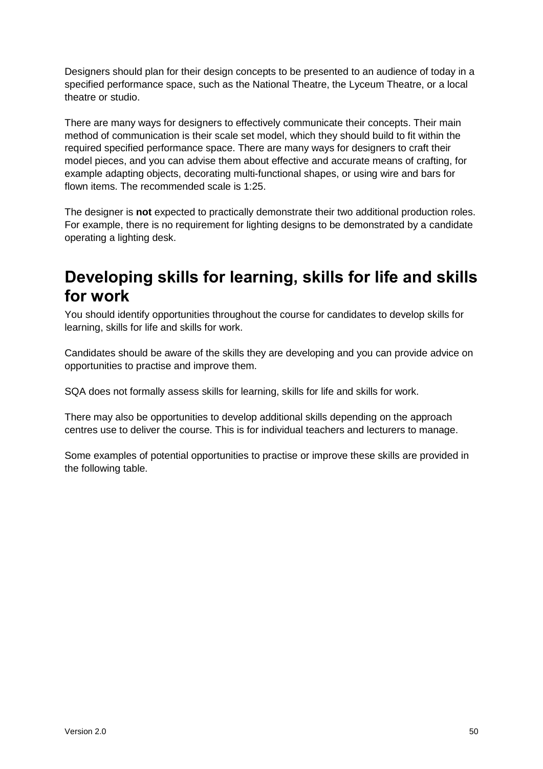Designers should plan for their design concepts to be presented to an audience of today in a specified performance space, such as the National Theatre, the Lyceum Theatre, or a local theatre or studio.

There are many ways for designers to effectively communicate their concepts. Their main method of communication is their scale set model, which they should build to fit within the required specified performance space. There are many ways for designers to craft their model pieces, and you can advise them about effective and accurate means of crafting, for example adapting objects, decorating multi-functional shapes, or using wire and bars for flown items. The recommended scale is 1:25.

The designer is **not** expected to practically demonstrate their two additional production roles. For example, there is no requirement for lighting designs to be demonstrated by a candidate operating a lighting desk.

## Developing skills for learning, skills for life and skills for work

You should identify opportunities throughout the course for candidates to develop skills for learning, skills for life and skills for work.

Candidates should be aware of the skills they are developing and you can provide advice on opportunities to practise and improve them.

SQA does not formally assess skills for learning, skills for life and skills for work.

There may also be opportunities to develop additional skills depending on the approach centres use to deliver the course. This is for individual teachers and lecturers to manage.

Some examples of potential opportunities to practise or improve these skills are provided in the following table.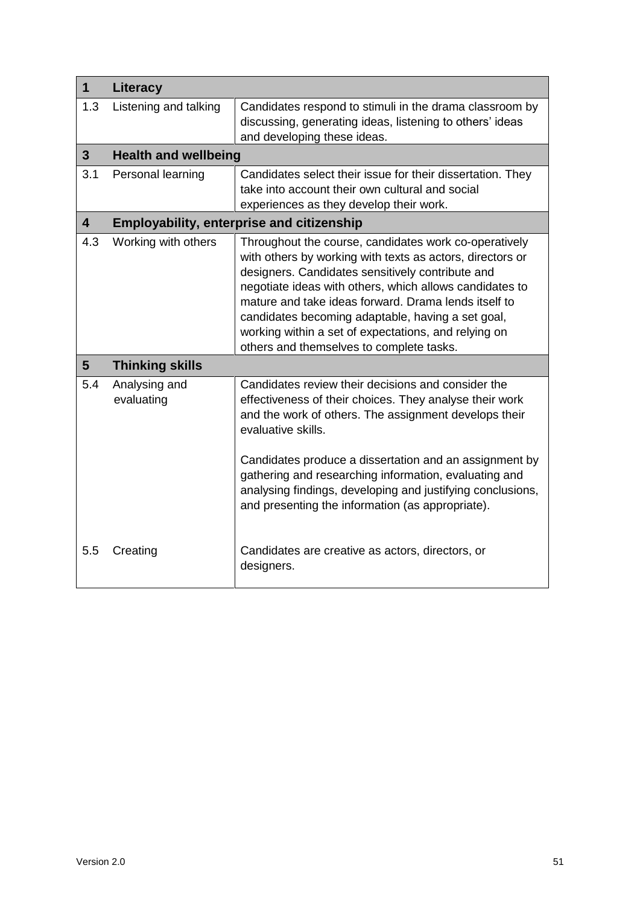| | | |
|---|---|---|
| **1** | **Literacy** | |
| 1.3 | Listening and talking | Candidates respond to stimuli in the drama classroom by discussing, generating ideas, listening to others' ideas and developing these ideas. |
| **3** | **Health and wellbeing** | |
| 3.1 | Personal learning | Candidates select their issue for their dissertation. They take into account their own cultural and social experiences as they develop their work. |
| **4** | **Employability, enterprise and citizenship** | |
| 4.3 | Working with others | Throughout the course, candidates work co-operatively with others by working with texts as actors, directors or designers. Candidates sensitively contribute and negotiate ideas with others, which allows candidates to mature and take ideas forward. Drama lends itself to candidates becoming adaptable, having a set goal, working within a set of expectations, and relying on others and themselves to complete tasks. |
| **5** | **Thinking skills** | |
| 5.4 | Analysing and evaluating | Candidates review their decisions and consider the effectiveness of their choices. They analyse their work and the work of others. The assignment develops their evaluative skills.<br><br>Candidates produce a dissertation and an assignment by gathering and researching information, evaluating and analysing findings, developing and justifying conclusions, and presenting the information (as appropriate). |
| 5.5 | Creating | Candidates are creative as actors, directors, or designers. |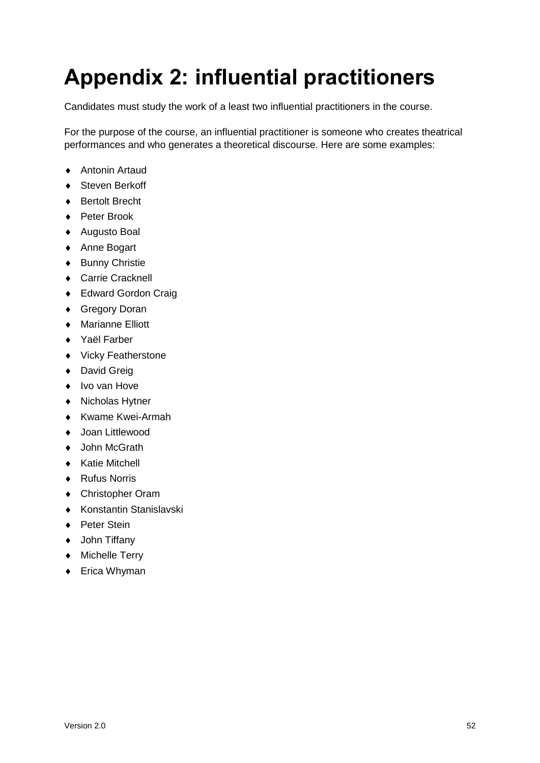# Appendix 2: influential practitioners

Candidates must study the work of a least two influential practitioners in the course.

For the purpose of the course, an influential practitioner is someone who creates theatrical performances and who generates a theoretical discourse. Here are some examples:

- Antonin Artaud
- Steven Berkoff
- Bertolt Brecht
- Peter Brook
- Augusto Boal
- Anne Bogart
- Bunny Christie
- Carrie Cracknell
- Edward Gordon Craig
- Gregory Doran
- Marianne Elliott
- Yaël Farber
- Vicky Featherstone
- David Greig
- Ivo van Hove
- Nicholas Hytner
- Kwame Kwei-Armah
- Joan Littlewood
- John McGrath
- Katie Mitchell
- Rufus Norris
- Christopher Oram
- Konstantin Stanislavski
- Peter Stein
- John Tiffany
- Michelle Terry
- Erica Whyman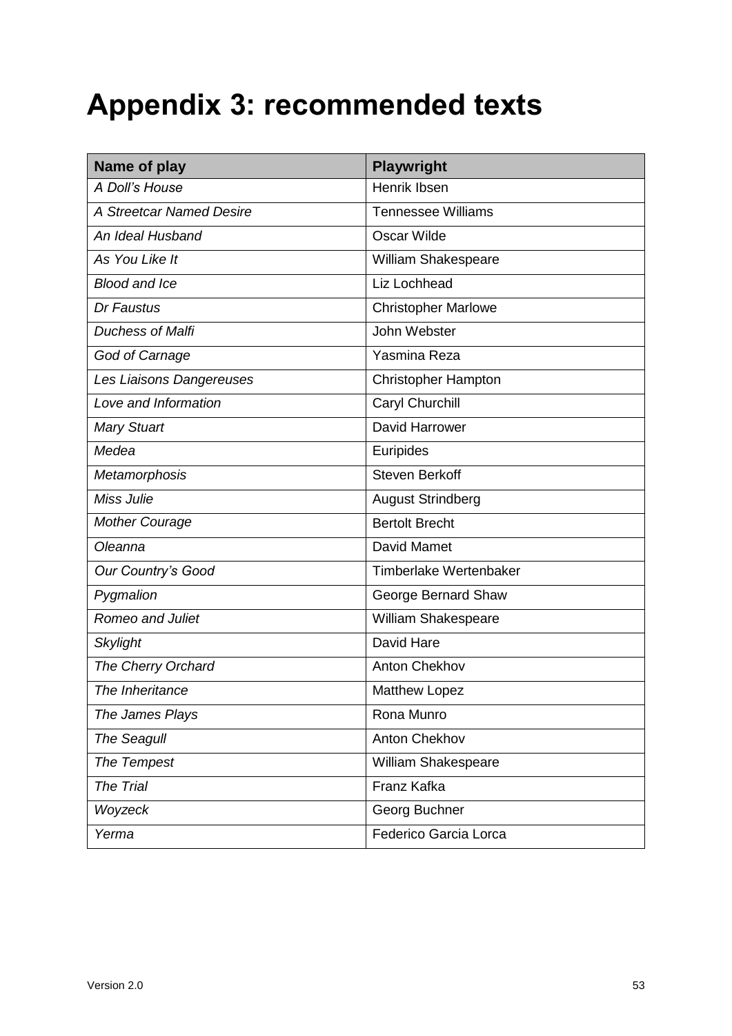# Appendix 3: recommended texts

| Name of play | Playwright |
|---|---|
| *A Doll's House* | Henrik Ibsen |
| *A Streetcar Named Desire* | Tennessee Williams |
| *An Ideal Husband* | Oscar Wilde |
| *As You Like It* | William Shakespeare |
| *Blood and Ice* | Liz Lochhead |
| *Dr Faustus* | Christopher Marlowe |
| *Duchess of Malfi* | John Webster |
| *God of Carnage* | Yasmina Reza |
| *Les Liaisons Dangereuses* | Christopher Hampton |
| *Love and Information* | Caryl Churchill |
| *Mary Stuart* | David Harrower |
| *Medea* | Euripides |
| *Metamorphosis* | Steven Berkoff |
| *Miss Julie* | August Strindberg |
| *Mother Courage* | Bertolt Brecht |
| *Oleanna* | David Mamet |
| *Our Country's Good* | Timberlake Wertenbaker |
| *Pygmalion* | George Bernard Shaw |
| *Romeo and Juliet* | William Shakespeare |
| *Skylight* | David Hare |
| *The Cherry Orchard* | Anton Chekhov |
| *The Inheritance* | Matthew Lopez |
| *The James Plays* | Rona Munro |
| *The Seagull* | Anton Chekhov |
| *The Tempest* | William Shakespeare |
| *The Trial* | Franz Kafka |
| *Woyzeck* | Georg Buchner |
| *Yerma* | Federico Garcia Lorca |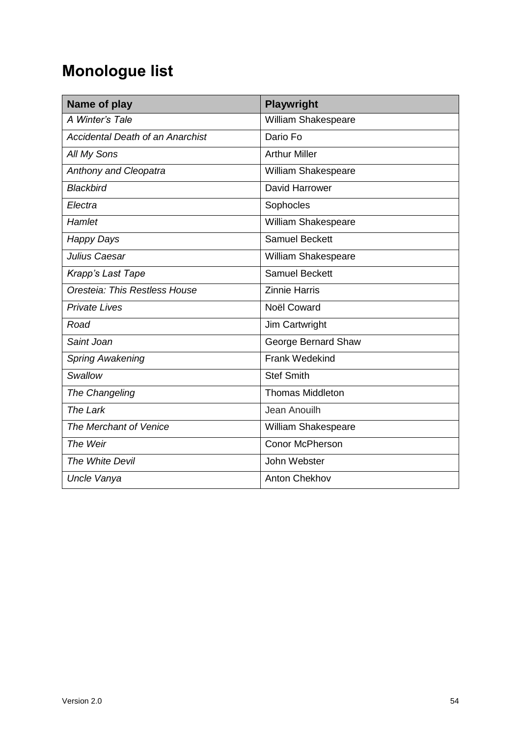## Monologue list

| Name of play | Playwright |
|---|---|
| *A Winter's Tale* | William Shakespeare |
| *Accidental Death of an Anarchist* | Dario Fo |
| *All My Sons* | Arthur Miller |
| *Anthony and Cleopatra* | William Shakespeare |
| *Blackbird* | David Harrower |
| *Electra* | Sophocles |
| *Hamlet* | William Shakespeare |
| *Happy Days* | Samuel Beckett |
| *Julius Caesar* | William Shakespeare |
| *Krapp's Last Tape* | Samuel Beckett |
| *Oresteia: This Restless House* | Zinnie Harris |
| *Private Lives* | Noël Coward |
| *Road* | Jim Cartwright |
| *Saint Joan* | George Bernard Shaw |
| *Spring Awakening* | Frank Wedekind |
| *Swallow* | Stef Smith |
| *The Changeling* | Thomas Middleton |
| *The Lark* | Jean Anouilh |
| *The Merchant of Venice* | William Shakespeare |
| *The Weir* | Conor McPherson |
| *The White Devil* | John Webster |
| *Uncle Vanya* | Anton Chekhov |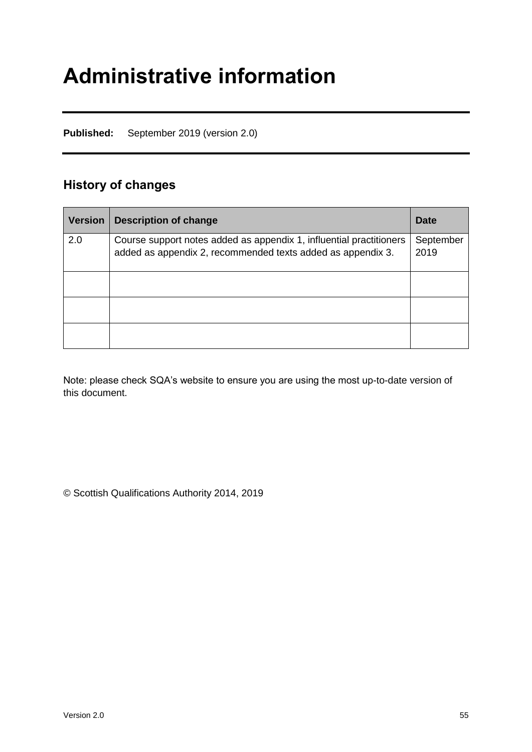# Administrative information

**Published:** September 2019 (version 2.0)

## History of changes

| Version | Description of change | Date |
|---|---|---|
| 2.0 | Course support notes added as appendix 1, influential practitioners added as appendix 2, recommended texts added as appendix 3. | September 2019 |
| | | |
| | | |
| | | |

Note: please check SQA's website to ensure you are using the most up-to-date version of this document.

© Scottish Qualifications Authority 2014, 2019